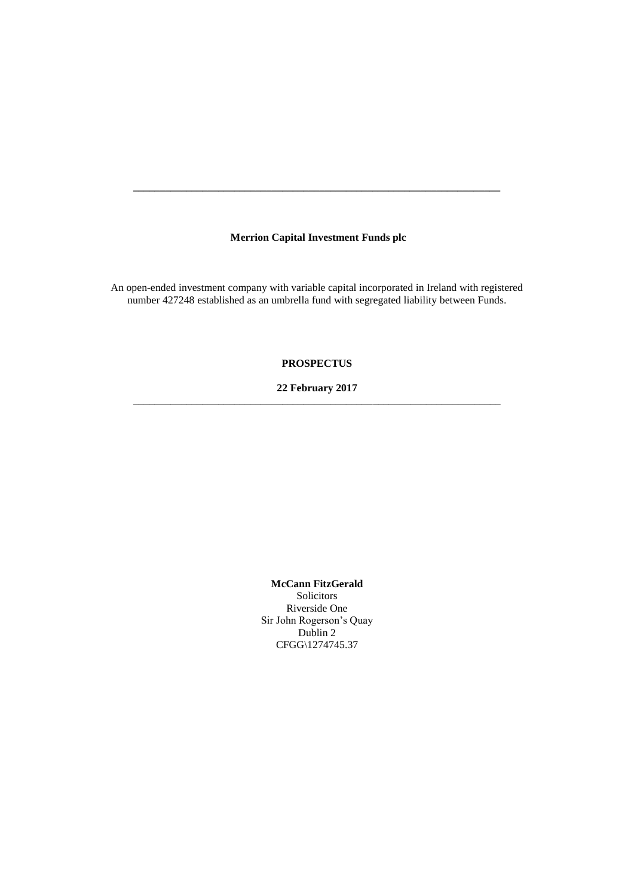---

**Merrion Capital Investment Funds plc**

An open-ended investment company with variable capital incorporated in Ireland with registered number 427248 established as an umbrella fund with segregated liability between Funds.

**PROSPECTUS**

**22 February 2017**

---

**McCann FitzGerald**
Solicitors
Riverside One
Sir John Rogerson's Quay
Dublin 2
CFGG\1274745.37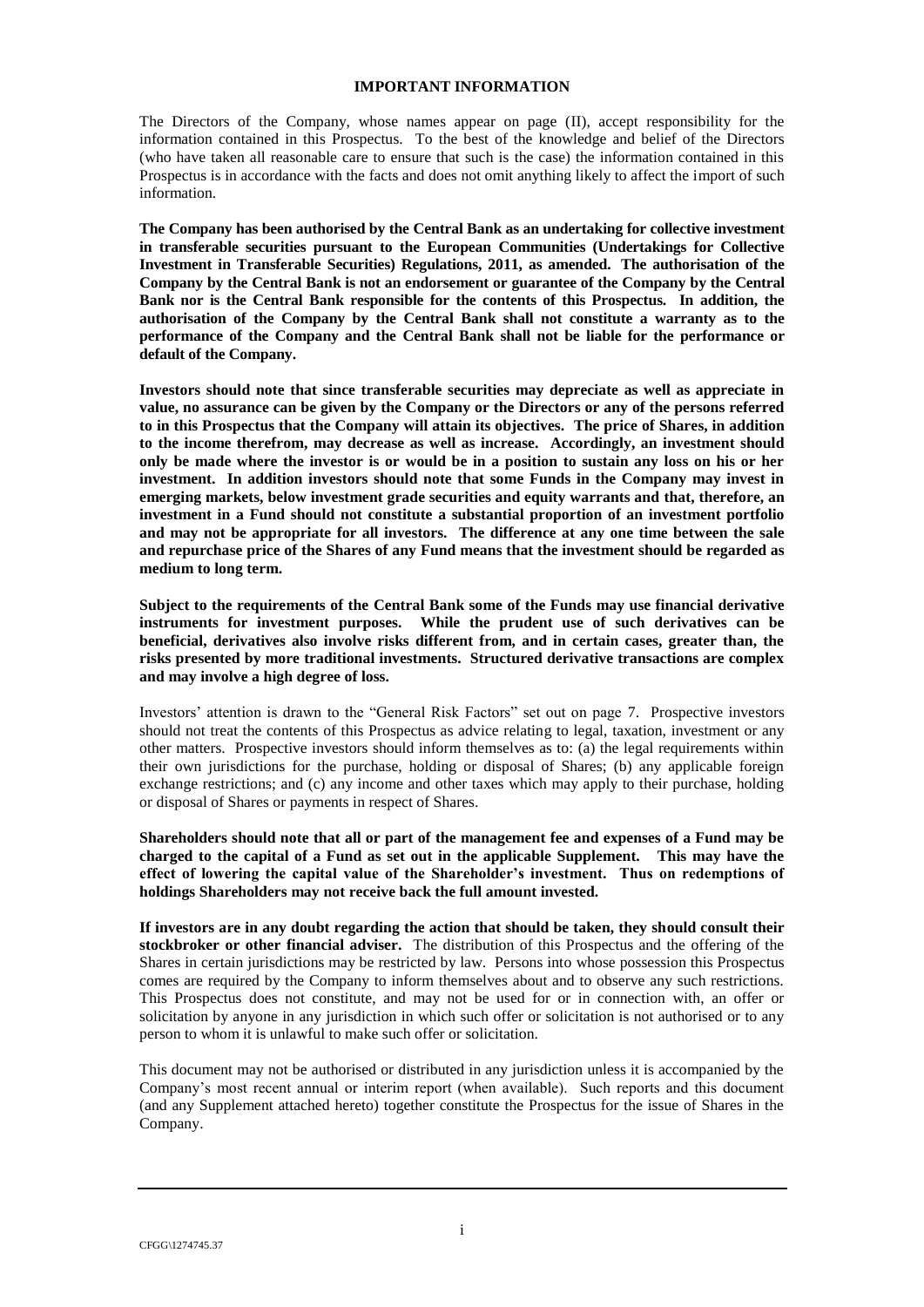# IMPORTANT INFORMATION

The Directors of the Company, whose names appear on page (II), accept responsibility for the information contained in this Prospectus. To the best of the knowledge and belief of the Directors (who have taken all reasonable care to ensure that such is the case) the information contained in this Prospectus is in accordance with the facts and does not omit anything likely to affect the import of such information.

**The Company has been authorised by the Central Bank as an undertaking for collective investment in transferable securities pursuant to the European Communities (Undertakings for Collective Investment in Transferable Securities) Regulations, 2011, as amended. The authorisation of the Company by the Central Bank is not an endorsement or guarantee of the Company by the Central Bank nor is the Central Bank responsible for the contents of this Prospectus. In addition, the authorisation of the Company by the Central Bank shall not constitute a warranty as to the performance of the Company and the Central Bank shall not be liable for the performance or default of the Company.**

**Investors should note that since transferable securities may depreciate as well as appreciate in value, no assurance can be given by the Company or the Directors or any of the persons referred to in this Prospectus that the Company will attain its objectives. The price of Shares, in addition to the income therefrom, may decrease as well as increase. Accordingly, an investment should only be made where the investor is or would be in a position to sustain any loss on his or her investment. In addition investors should note that some Funds in the Company may invest in emerging markets, below investment grade securities and equity warrants and that, therefore, an investment in a Fund should not constitute a substantial proportion of an investment portfolio and may not be appropriate for all investors. The difference at any one time between the sale and repurchase price of the Shares of any Fund means that the investment should be regarded as medium to long term.**

**Subject to the requirements of the Central Bank some of the Funds may use financial derivative instruments for investment purposes. While the prudent use of such derivatives can be beneficial, derivatives also involve risks different from, and in certain cases, greater than, the risks presented by more traditional investments. Structured derivative transactions are complex and may involve a high degree of loss.**

Investors' attention is drawn to the "General Risk Factors" set out on page 7. Prospective investors should not treat the contents of this Prospectus as advice relating to legal, taxation, investment or any other matters. Prospective investors should inform themselves as to: (a) the legal requirements within their own jurisdictions for the purchase, holding or disposal of Shares; (b) any applicable foreign exchange restrictions; and (c) any income and other taxes which may apply to their purchase, holding or disposal of Shares or payments in respect of Shares.

**Shareholders should note that all or part of the management fee and expenses of a Fund may be charged to the capital of a Fund as set out in the applicable Supplement. This may have the effect of lowering the capital value of the Shareholder's investment. Thus on redemptions of holdings Shareholders may not receive back the full amount invested.**

**If investors are in any doubt regarding the action that should be taken, they should consult their stockbroker or other financial adviser.** The distribution of this Prospectus and the offering of the Shares in certain jurisdictions may be restricted by law. Persons into whose possession this Prospectus comes are required by the Company to inform themselves about and to observe any such restrictions. This Prospectus does not constitute, and may not be used for or in connection with, an offer or solicitation by anyone in any jurisdiction in which such offer or solicitation is not authorised or to any person to whom it is unlawful to make such offer or solicitation.

This document may not be authorised or distributed in any jurisdiction unless it is accompanied by the Company's most recent annual or interim report (when available). Such reports and this document (and any Supplement attached hereto) together constitute the Prospectus for the issue of Shares in the Company.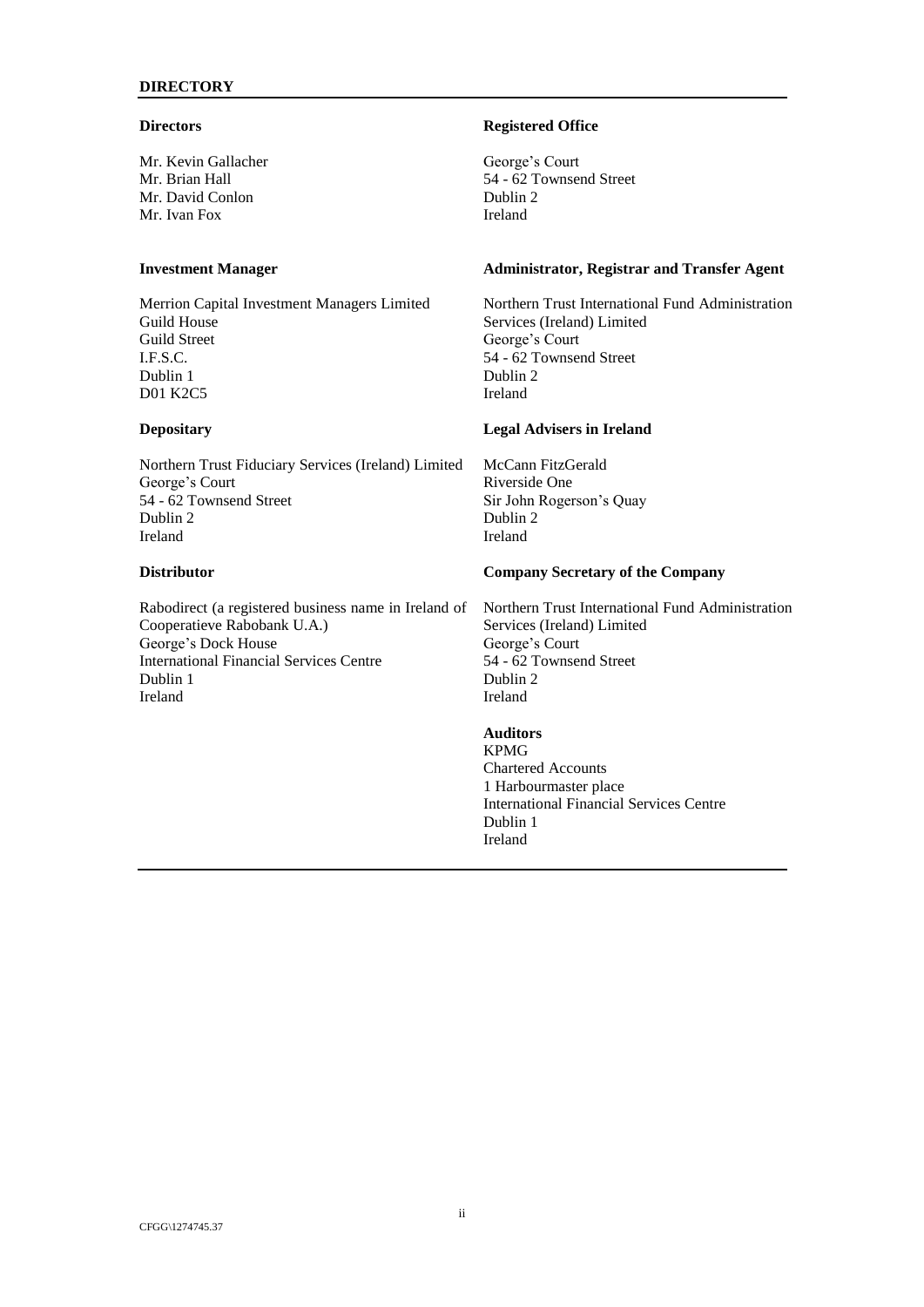## DIRECTORY

**Directors**

Mr. Kevin Gallacher
Mr. Brian Hall
Mr. David Conlon
Mr. Ivan Fox

**Registered Office**

George's Court
54 - 62 Townsend Street
Dublin 2
Ireland

**Investment Manager**

Merrion Capital Investment Managers Limited
Guild House
Guild Street
I.F.S.C.
Dublin 1
D01 K2C5

**Administrator, Registrar and Transfer Agent**

Northern Trust International Fund Administration Services (Ireland) Limited
George's Court
54 - 62 Townsend Street
Dublin 2
Ireland

**Depositary**

Northern Trust Fiduciary Services (Ireland) Limited
George's Court
54 - 62 Townsend Street
Dublin 2
Ireland

**Legal Advisers in Ireland**

McCann FitzGerald
Riverside One
Sir John Rogerson's Quay
Dublin 2
Ireland

**Distributor**

Rabodirect (a registered business name in Ireland of Cooperatieve Rabobank U.A.)
George's Dock House
International Financial Services Centre
Dublin 1
Ireland

**Company Secretary of the Company**

Northern Trust International Fund Administration Services (Ireland) Limited
George's Court
54 - 62 Townsend Street
Dublin 2
Ireland

**Auditors**

KPMG
Chartered Accounts
1 Harbourmaster place
International Financial Services Centre
Dublin 1
Ireland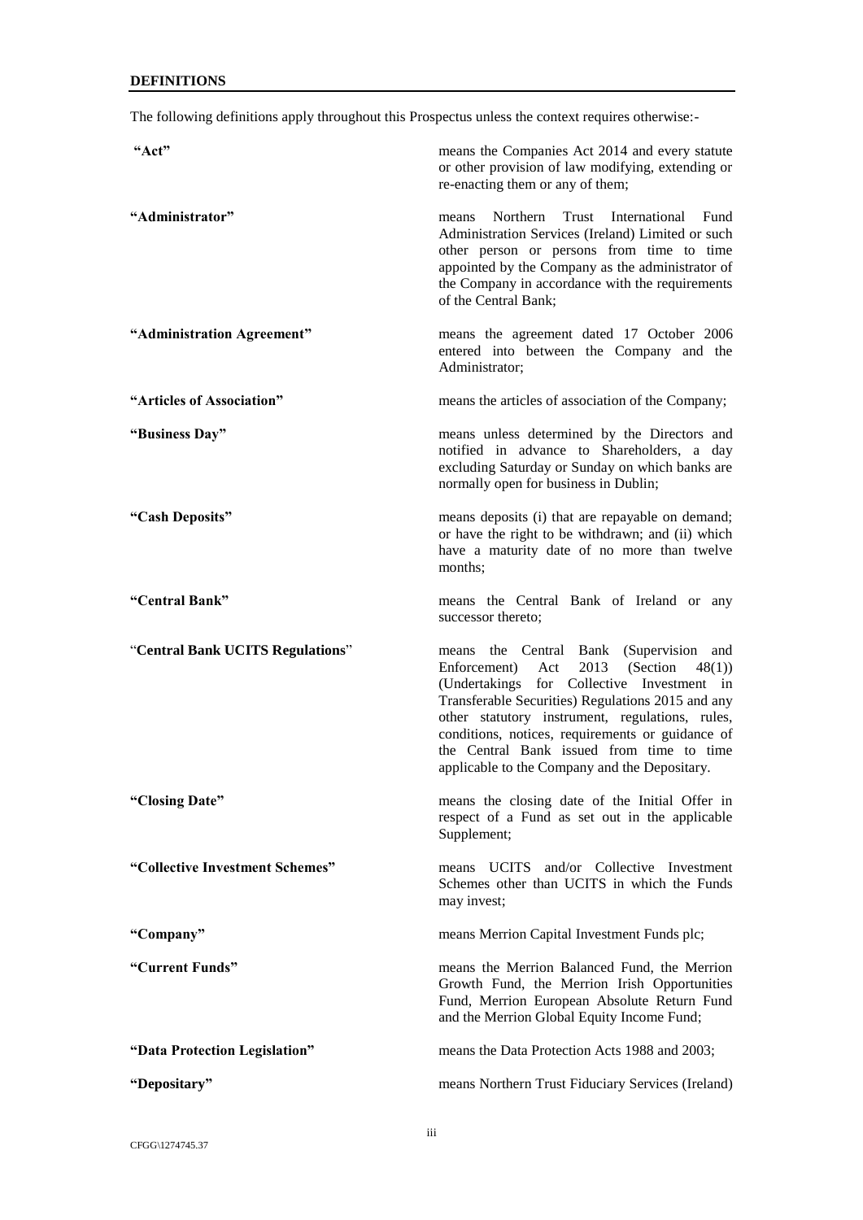**DEFINITIONS**

The following definitions apply throughout this Prospectus unless the context requires otherwise:-

| | |
|---|---|
| **"Act"** | means the Companies Act 2014 and every statute or other provision of law modifying, extending or re-enacting them or any of them; |
| **"Administrator"** | means Northern Trust International Fund Administration Services (Ireland) Limited or such other person or persons from time to time appointed by the Company as the administrator of the Company in accordance with the requirements of the Central Bank; |
| **"Administration Agreement"** | means the agreement dated 17 October 2006 entered into between the Company and the Administrator; |
| **"Articles of Association"** | means the articles of association of the Company; |
| **"Business Day"** | means unless determined by the Directors and notified in advance to Shareholders, a day excluding Saturday or Sunday on which banks are normally open for business in Dublin; |
| **"Cash Deposits"** | means deposits (i) that are repayable on demand; or have the right to be withdrawn; and (ii) which have a maturity date of no more than twelve months; |
| **"Central Bank"** | means the Central Bank of Ireland or any successor thereto; |
| "**Central Bank UCITS Regulations**" | means the Central Bank (Supervision and Enforcement) Act 2013 (Section 48(1)) (Undertakings for Collective Investment in Transferable Securities) Regulations 2015 and any other statutory instrument, regulations, rules, conditions, notices, requirements or guidance of the Central Bank issued from time to time applicable to the Company and the Depositary. |
| **"Closing Date"** | means the closing date of the Initial Offer in respect of a Fund as set out in the applicable Supplement; |
| **"Collective Investment Schemes"** | means UCITS and/or Collective Investment Schemes other than UCITS in which the Funds may invest; |
| **"Company"** | means Merrion Capital Investment Funds plc; |
| **"Current Funds"** | means the Merrion Balanced Fund, the Merrion Growth Fund, the Merrion Irish Opportunities Fund, Merrion European Absolute Return Fund and the Merrion Global Equity Income Fund; |
| **"Data Protection Legislation"** | means the Data Protection Acts 1988 and 2003; |
| **"Depositary"** | means Northern Trust Fiduciary Services (Ireland) |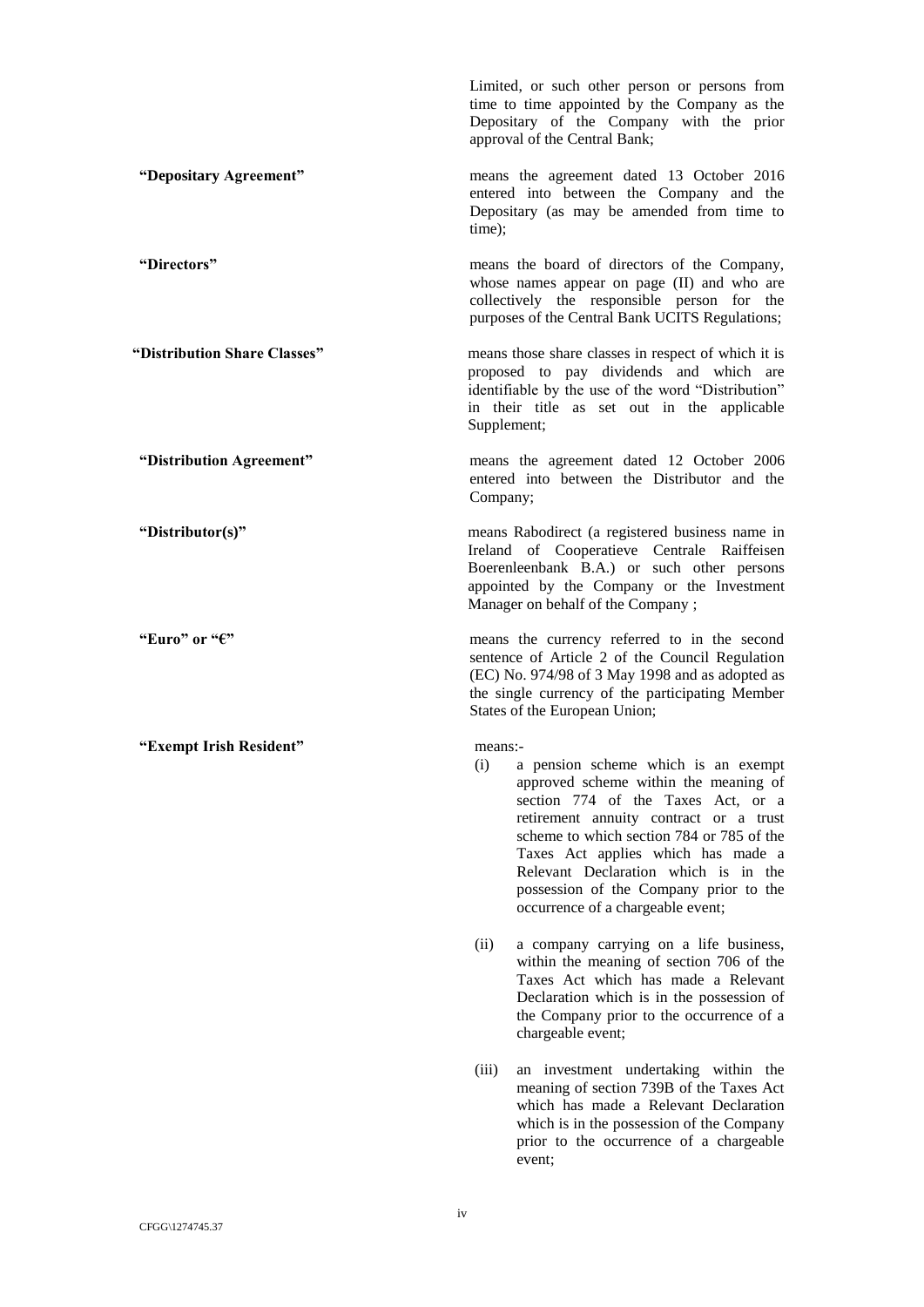Limited, or such other person or persons from time to time appointed by the Company as the Depositary of the Company with the prior approval of the Central Bank;

| | |
|---|---|
| **"Depositary Agreement"** | means the agreement dated 13 October 2016 entered into between the Company and the Depositary (as may be amended from time to time); |
| **"Directors"** | means the board of directors of the Company, whose names appear on page (II) and who are collectively the responsible person for the purposes of the Central Bank UCITS Regulations; |
| **"Distribution Share Classes"** | means those share classes in respect of which it is proposed to pay dividends and which are identifiable by the use of the word "Distribution" in their title as set out in the applicable Supplement; |
| **"Distribution Agreement"** | means the agreement dated 12 October 2006 entered into between the Distributor and the Company; |
| **"Distributor(s)"** | means Rabodirect (a registered business name in Ireland of Cooperatieve Centrale Raiffeisen Boerenleenbank B.A.) or such other persons appointed by the Company or the Investment Manager on behalf of the Company ; |
| **"Euro" or "€"** | means the currency referred to in the second sentence of Article 2 of the Council Regulation (EC) No. 974/98 of 3 May 1998 and as adopted as the single currency of the participating Member States of the European Union; |
| **"Exempt Irish Resident"** | means:- |

(i) a pension scheme which is an exempt approved scheme within the meaning of section 774 of the Taxes Act, or a retirement annuity contract or a trust scheme to which section 784 or 785 of the Taxes Act applies which has made a Relevant Declaration which is in the possession of the Company prior to the occurrence of a chargeable event;

(ii) a company carrying on a life business, within the meaning of section 706 of the Taxes Act which has made a Relevant Declaration which is in the possession of the Company prior to the occurrence of a chargeable event;

(iii) an investment undertaking within the meaning of section 739B of the Taxes Act which has made a Relevant Declaration which is in the possession of the Company prior to the occurrence of a chargeable event;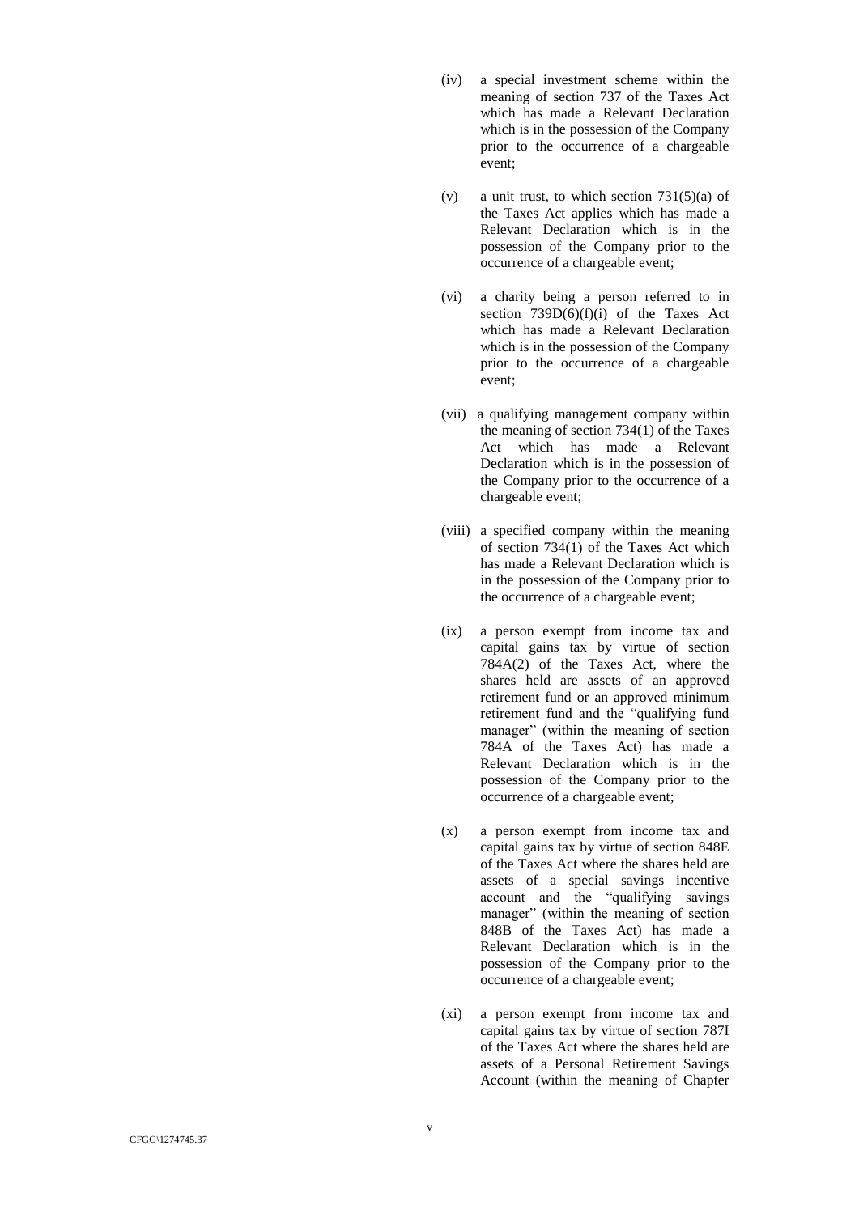(iv) a special investment scheme within the meaning of section 737 of the Taxes Act which has made a Relevant Declaration which is in the possession of the Company prior to the occurrence of a chargeable event;

(v) a unit trust, to which section 731(5)(a) of the Taxes Act applies which has made a Relevant Declaration which is in the possession of the Company prior to the occurrence of a chargeable event;

(vi) a charity being a person referred to in section 739D(6)(f)(i) of the Taxes Act which has made a Relevant Declaration which is in the possession of the Company prior to the occurrence of a chargeable event;

(vii) a qualifying management company within the meaning of section 734(1) of the Taxes Act which has made a Relevant Declaration which is in the possession of the Company prior to the occurrence of a chargeable event;

(viii) a specified company within the meaning of section 734(1) of the Taxes Act which has made a Relevant Declaration which is in the possession of the Company prior to the occurrence of a chargeable event;

(ix) a person exempt from income tax and capital gains tax by virtue of section 784A(2) of the Taxes Act, where the shares held are assets of an approved retirement fund or an approved minimum retirement fund and the "qualifying fund manager" (within the meaning of section 784A of the Taxes Act) has made a Relevant Declaration which is in the possession of the Company prior to the occurrence of a chargeable event;

(x) a person exempt from income tax and capital gains tax by virtue of section 848E of the Taxes Act where the shares held are assets of a special savings incentive account and the "qualifying savings manager" (within the meaning of section 848B of the Taxes Act) has made a Relevant Declaration which is in the possession of the Company prior to the occurrence of a chargeable event;

(xi) a person exempt from income tax and capital gains tax by virtue of section 787I of the Taxes Act where the shares held are assets of a Personal Retirement Savings Account (within the meaning of Chapter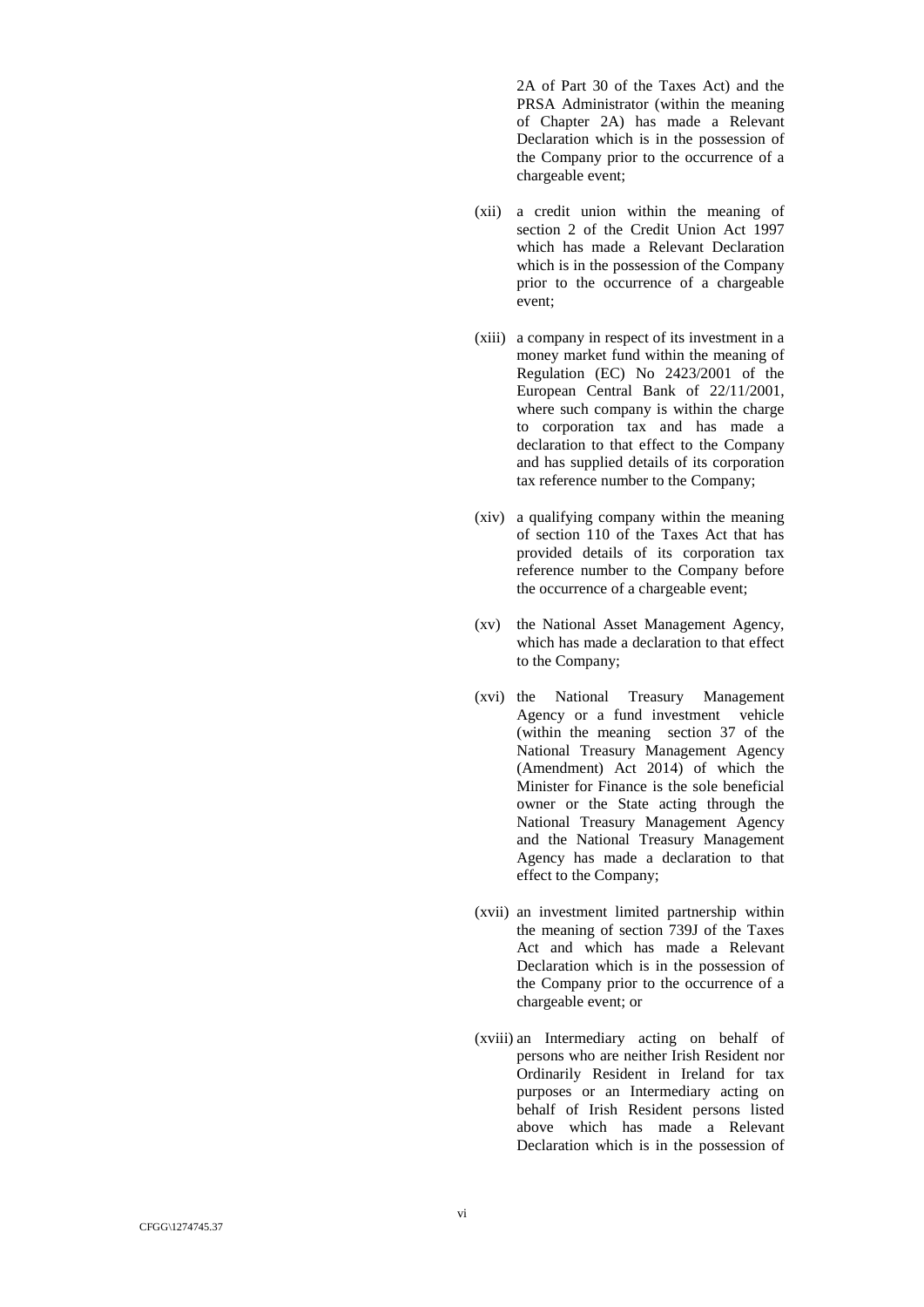2A of Part 30 of the Taxes Act) and the PRSA Administrator (within the meaning of Chapter 2A) has made a Relevant Declaration which is in the possession of the Company prior to the occurrence of a chargeable event;

(xii) a credit union within the meaning of section 2 of the Credit Union Act 1997 which has made a Relevant Declaration which is in the possession of the Company prior to the occurrence of a chargeable event;

(xiii) a company in respect of its investment in a money market fund within the meaning of Regulation (EC) No 2423/2001 of the European Central Bank of 22/11/2001, where such company is within the charge to corporation tax and has made a declaration to that effect to the Company and has supplied details of its corporation tax reference number to the Company;

(xiv) a qualifying company within the meaning of section 110 of the Taxes Act that has provided details of its corporation tax reference number to the Company before the occurrence of a chargeable event;

(xv) the National Asset Management Agency, which has made a declaration to that effect to the Company;

(xvi) the National Treasury Management Agency or a fund investment vehicle (within the meaning section 37 of the National Treasury Management Agency (Amendment) Act 2014) of which the Minister for Finance is the sole beneficial owner or the State acting through the National Treasury Management Agency and the National Treasury Management Agency has made a declaration to that effect to the Company;

(xvii) an investment limited partnership within the meaning of section 739J of the Taxes Act and which has made a Relevant Declaration which is in the possession of the Company prior to the occurrence of a chargeable event; or

(xviii) an Intermediary acting on behalf of persons who are neither Irish Resident nor Ordinarily Resident in Ireland for tax purposes or an Intermediary acting on behalf of Irish Resident persons listed above which has made a Relevant Declaration which is in the possession of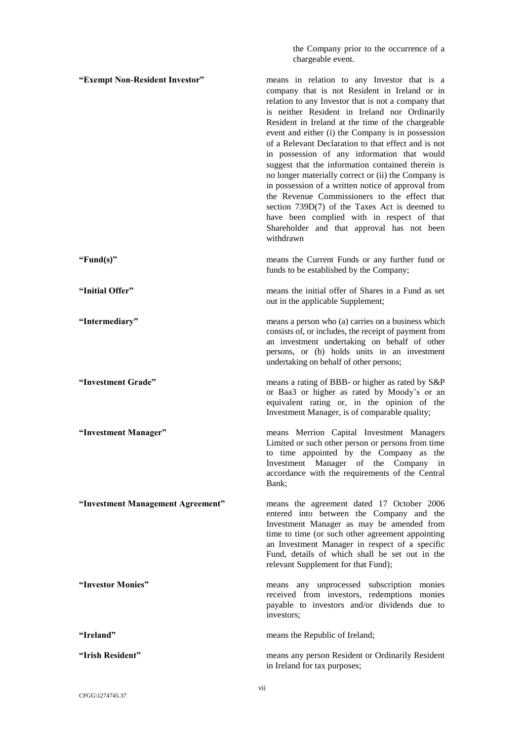the Company prior to the occurrence of a chargeable event.

**"Exempt Non-Resident Investor"** means in relation to any Investor that is a company that is not Resident in Ireland or in relation to any Investor that is not a company that is neither Resident in Ireland nor Ordinarily Resident in Ireland at the time of the chargeable event and either (i) the Company is in possession of a Relevant Declaration to that effect and is not in possession of any information that would suggest that the information contained therein is no longer materially correct or (ii) the Company is in possession of a written notice of approval from the Revenue Commissioners to the effect that section 739D(7) of the Taxes Act is deemed to have been complied with in respect of that Shareholder and that approval has not been withdrawn

**"Fund(s)"** means the Current Funds or any further fund or funds to be established by the Company;

**"Initial Offer"** means the initial offer of Shares in a Fund as set out in the applicable Supplement;

**"Intermediary"** means a person who (a) carries on a business which consists of, or includes, the receipt of payment from an investment undertaking on behalf of other persons, or (b) holds units in an investment undertaking on behalf of other persons;

**"Investment Grade"** means a rating of BBB- or higher as rated by S&P or Baa3 or higher as rated by Moody's or an equivalent rating or, in the opinion of the Investment Manager, is of comparable quality;

**"Investment Manager"** means Merrion Capital Investment Managers Limited or such other person or persons from time to time appointed by the Company as the Investment Manager of the Company in accordance with the requirements of the Central Bank;

**"Investment Management Agreement"** means the agreement dated 17 October 2006 entered into between the Company and the Investment Manager as may be amended from time to time (or such other agreement appointing an Investment Manager in respect of a specific Fund, details of which shall be set out in the relevant Supplement for that Fund);

**"Investor Monies"** means any unprocessed subscription monies received from investors, redemptions monies payable to investors and/or dividends due to investors;

**"Ireland"** means the Republic of Ireland;

**"Irish Resident"** means any person Resident or Ordinarily Resident in Ireland for tax purposes;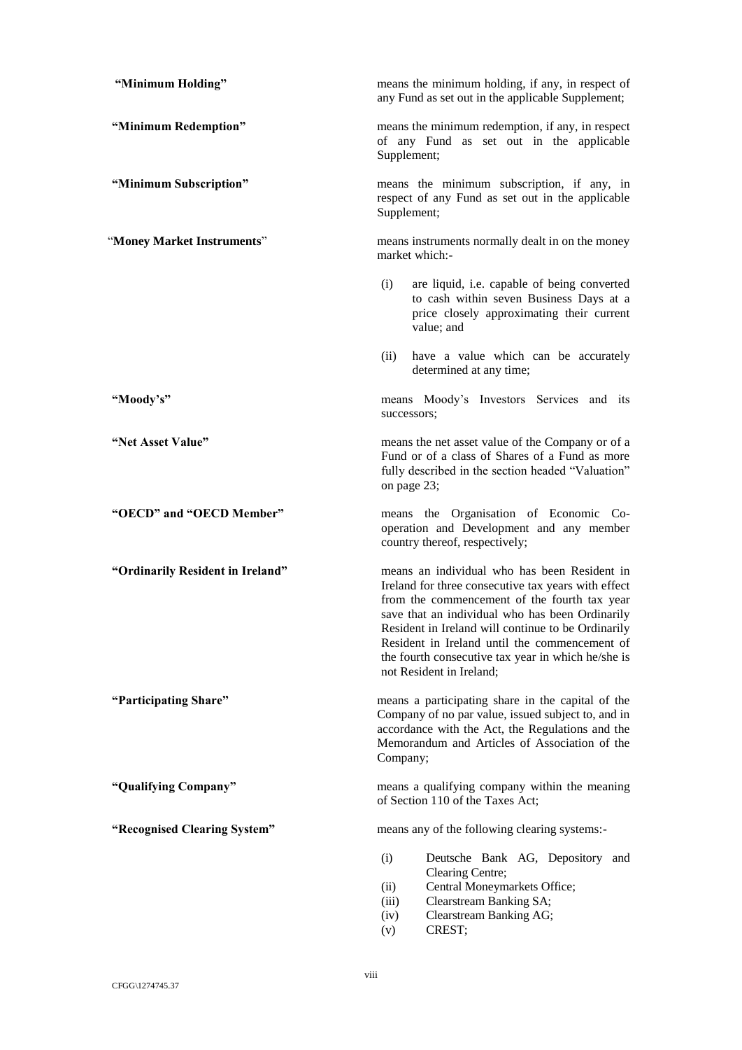**"Minimum Holding"** means the minimum holding, if any, in respect of any Fund as set out in the applicable Supplement;

**"Minimum Redemption"** means the minimum redemption, if any, in respect of any Fund as set out in the applicable Supplement;

**"Minimum Subscription"** means the minimum subscription, if any, in respect of any Fund as set out in the applicable Supplement;

"**Money Market Instruments**" means instruments normally dealt in on the money market which:-

(i) are liquid, i.e. capable of being converted to cash within seven Business Days at a price closely approximating their current value; and

(ii) have a value which can be accurately determined at any time;

**"Moody's"** means Moody's Investors Services and its successors;

**"Net Asset Value"** means the net asset value of the Company or of a Fund or of a class of Shares of a Fund as more fully described in the section headed "Valuation" on page 23;

**"OECD" and "OECD Member"** means the Organisation of Economic Co-operation and Development and any member country thereof, respectively;

**"Ordinarily Resident in Ireland"** means an individual who has been Resident in Ireland for three consecutive tax years with effect from the commencement of the fourth tax year save that an individual who has been Ordinarily Resident in Ireland will continue to be Ordinarily Resident in Ireland until the commencement of the fourth consecutive tax year in which he/she is not Resident in Ireland;

**"Participating Share"** means a participating share in the capital of the Company of no par value, issued subject to, and in accordance with the Act, the Regulations and the Memorandum and Articles of Association of the Company;

**"Qualifying Company"** means a qualifying company within the meaning of Section 110 of the Taxes Act;

**"Recognised Clearing System"** means any of the following clearing systems:-

(i) Deutsche Bank AG, Depository and Clearing Centre;
(ii) Central Moneymarkets Office;
(iii) Clearstream Banking SA;
(iv) Clearstream Banking AG;
(v) CREST;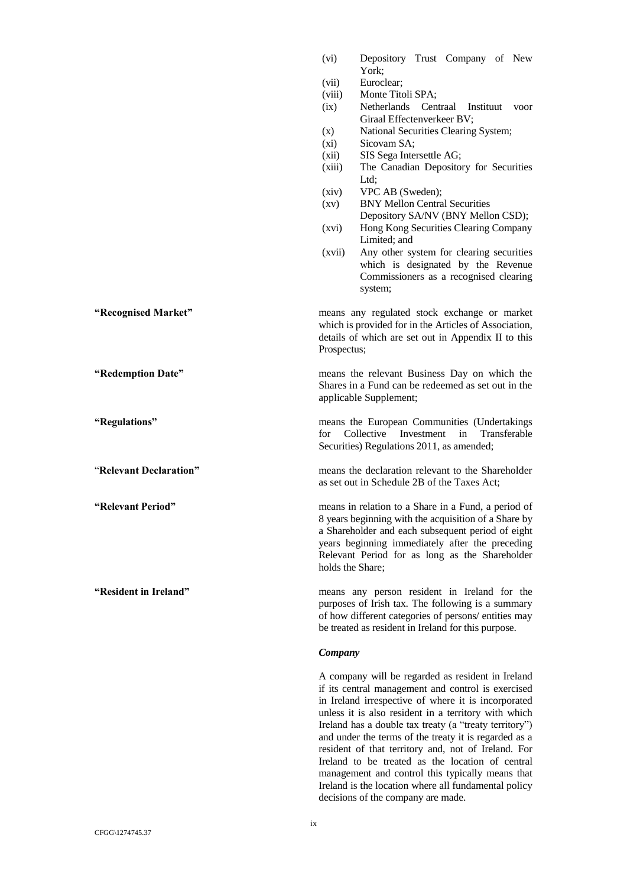- (vi) Depository Trust Company of New York;
- (vii) Euroclear;
- (viii) Monte Titoli SPA;
- (ix) Netherlands Centraal Instituut voor Giraal Effectenverkeer BV;
- (x) National Securities Clearing System;
- (xi) Sicovam SA;
- (xii) SIS Sega Intersettle AG;
- (xiii) The Canadian Depository for Securities Ltd;
- (xiv) VPC AB (Sweden);
- (xv) BNY Mellon Central Securities Depository SA/NV (BNY Mellon CSD);
- (xvi) Hong Kong Securities Clearing Company Limited; and
- (xvii) Any other system for clearing securities which is designated by the Revenue Commissioners as a recognised clearing system;

**"Recognised Market"** means any regulated stock exchange or market which is provided for in the Articles of Association, details of which are set out in Appendix II to this Prospectus;

**"Redemption Date"** means the relevant Business Day on which the Shares in a Fund can be redeemed as set out in the applicable Supplement;

**"Regulations"** means the European Communities (Undertakings for Collective Investment in Transferable Securities) Regulations 2011, as amended;

**"Relevant Declaration"** means the declaration relevant to the Shareholder as set out in Schedule 2B of the Taxes Act;

**"Relevant Period"** means in relation to a Share in a Fund, a period of 8 years beginning with the acquisition of a Share by a Shareholder and each subsequent period of eight years beginning immediately after the preceding Relevant Period for as long as the Shareholder holds the Share;

**"Resident in Ireland"** means any person resident in Ireland for the purposes of Irish tax. The following is a summary of how different categories of persons/ entities may be treated as resident in Ireland for this purpose.

***Company***

A company will be regarded as resident in Ireland if its central management and control is exercised in Ireland irrespective of where it is incorporated unless it is also resident in a territory with which Ireland has a double tax treaty (a "treaty territory") and under the terms of the treaty it is regarded as a resident of that territory and, not of Ireland. For Ireland to be treated as the location of central management and control this typically means that Ireland is the location where all fundamental policy decisions of the company are made.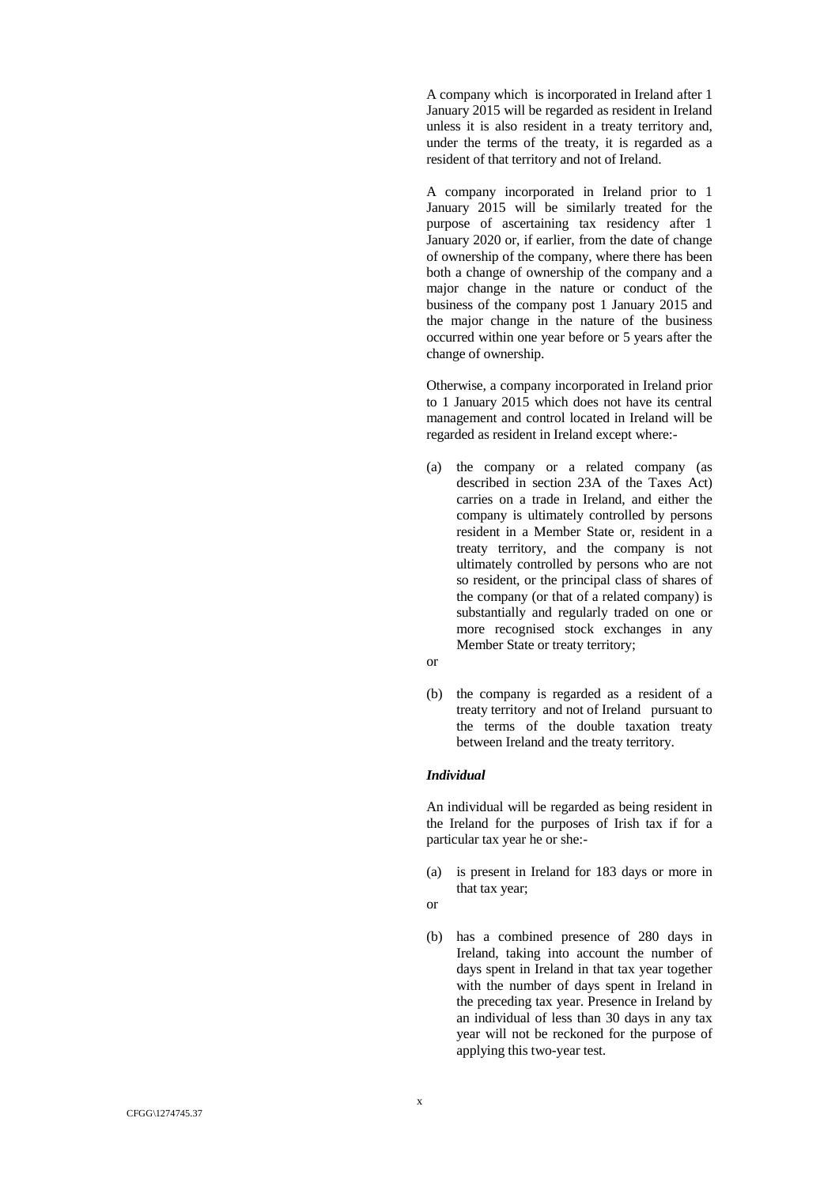A company which is incorporated in Ireland after 1 January 2015 will be regarded as resident in Ireland unless it is also resident in a treaty territory and, under the terms of the treaty, it is regarded as a resident of that territory and not of Ireland.

A company incorporated in Ireland prior to 1 January 2015 will be similarly treated for the purpose of ascertaining tax residency after 1 January 2020 or, if earlier, from the date of change of ownership of the company, where there has been both a change of ownership of the company and a major change in the nature or conduct of the business of the company post 1 January 2015 and the major change in the nature of the business occurred within one year before or 5 years after the change of ownership.

Otherwise, a company incorporated in Ireland prior to 1 January 2015 which does not have its central management and control located in Ireland will be regarded as resident in Ireland except where:-

(a) the company or a related company (as described in section 23A of the Taxes Act) carries on a trade in Ireland, and either the company is ultimately controlled by persons resident in a Member State or, resident in a treaty territory, and the company is not ultimately controlled by persons who are not so resident, or the principal class of shares of the company (or that of a related company) is substantially and regularly traded on one or more recognised stock exchanges in any Member State or treaty territory;

or

(b) the company is regarded as a resident of a treaty territory and not of Ireland pursuant to the terms of the double taxation treaty between Ireland and the treaty territory.

***Individual***

An individual will be regarded as being resident in the Ireland for the purposes of Irish tax if for a particular tax year he or she:-

(a) is present in Ireland for 183 days or more in that tax year;

or

(b) has a combined presence of 280 days in Ireland, taking into account the number of days spent in Ireland in that tax year together with the number of days spent in Ireland in the preceding tax year. Presence in Ireland by an individual of less than 30 days in any tax year will not be reckoned for the purpose of applying this two-year test.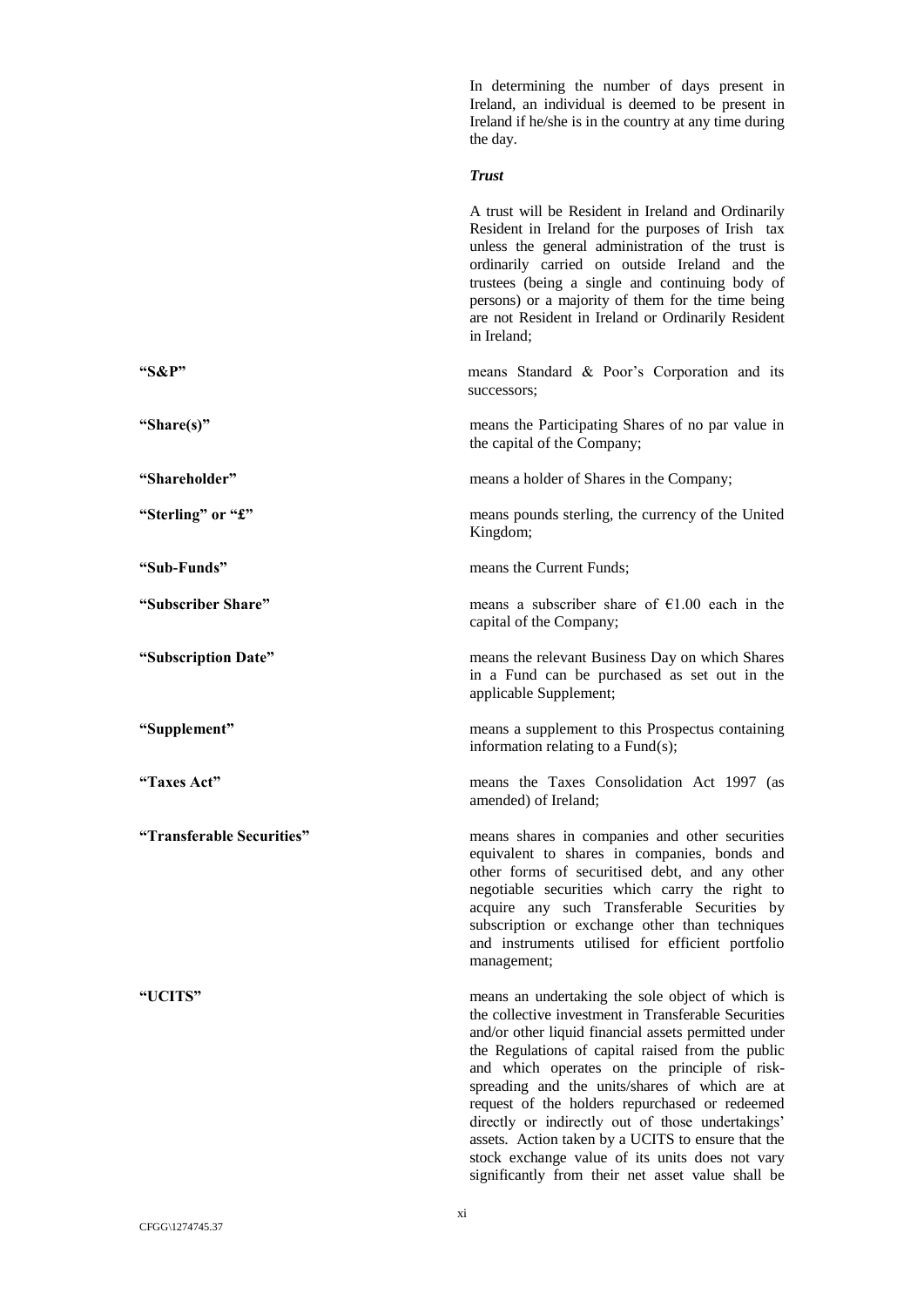In determining the number of days present in Ireland, an individual is deemed to be present in Ireland if he/she is in the country at any time during the day.

***Trust***

A trust will be Resident in Ireland and Ordinarily Resident in Ireland for the purposes of Irish tax unless the general administration of the trust is ordinarily carried on outside Ireland and the trustees (being a single and continuing body of persons) or a majority of them for the time being are not Resident in Ireland or Ordinarily Resident in Ireland;

**"S&P"** means Standard & Poor's Corporation and its successors;

**"Share(s)"** means the Participating Shares of no par value in the capital of the Company;

**"Shareholder"** means a holder of Shares in the Company;

**"Sterling" or "£"** means pounds sterling, the currency of the United Kingdom;

**"Sub-Funds"** means the Current Funds;

**"Subscriber Share"** means a subscriber share of €1.00 each in the capital of the Company;

**"Subscription Date"** means the relevant Business Day on which Shares in a Fund can be purchased as set out in the applicable Supplement;

**"Supplement"** means a supplement to this Prospectus containing information relating to a Fund(s);

**"Taxes Act"** means the Taxes Consolidation Act 1997 (as amended) of Ireland;

**"Transferable Securities"** means shares in companies and other securities equivalent to shares in companies, bonds and other forms of securitised debt, and any other negotiable securities which carry the right to acquire any such Transferable Securities by subscription or exchange other than techniques and instruments utilised for efficient portfolio management;

**"UCITS"** means an undertaking the sole object of which is the collective investment in Transferable Securities and/or other liquid financial assets permitted under the Regulations of capital raised from the public and which operates on the principle of risk-spreading and the units/shares of which are at request of the holders repurchased or redeemed directly or indirectly out of those undertakings' assets. Action taken by a UCITS to ensure that the stock exchange value of its units does not vary significantly from their net asset value shall be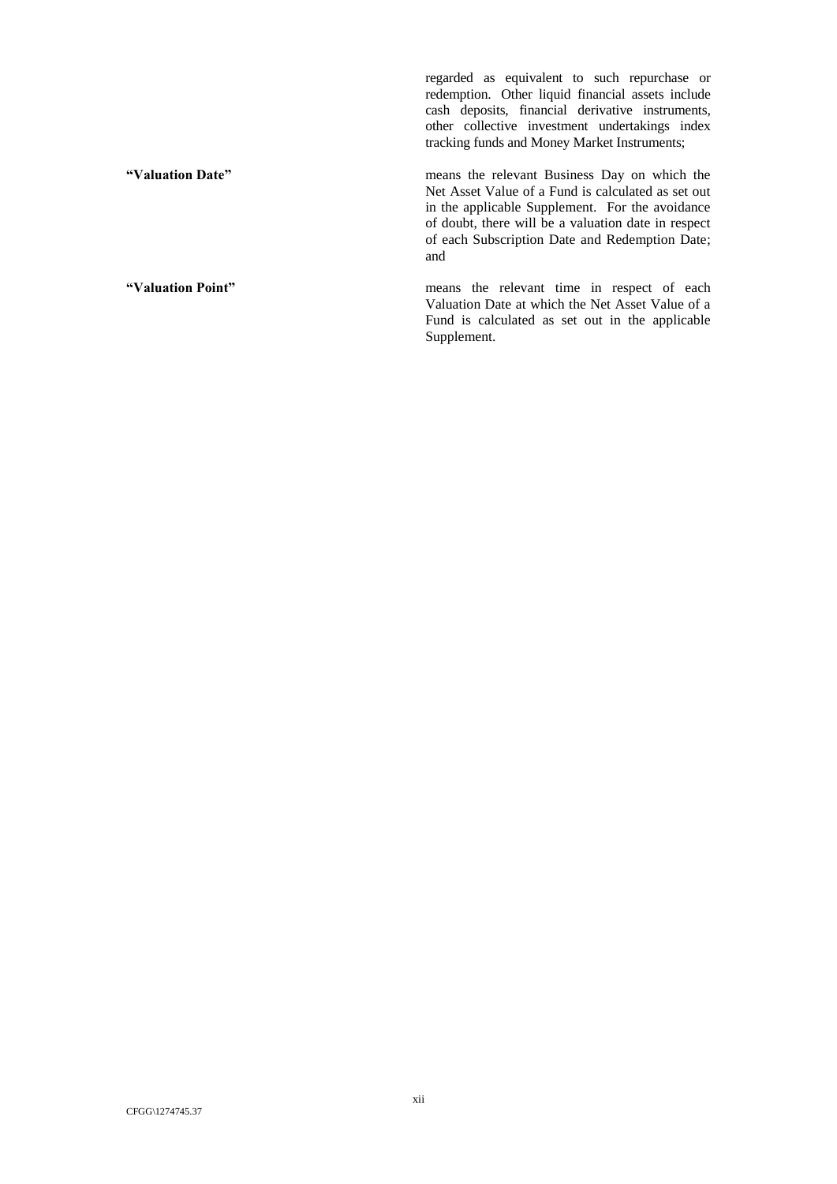regarded as equivalent to such repurchase or redemption. Other liquid financial assets include cash deposits, financial derivative instruments, other collective investment undertakings index tracking funds and Money Market Instruments;

**"Valuation Date"** means the relevant Business Day on which the Net Asset Value of a Fund is calculated as set out in the applicable Supplement. For the avoidance of doubt, there will be a valuation date in respect of each Subscription Date and Redemption Date; and

**"Valuation Point"** means the relevant time in respect of each Valuation Date at which the Net Asset Value of a Fund is calculated as set out in the applicable Supplement.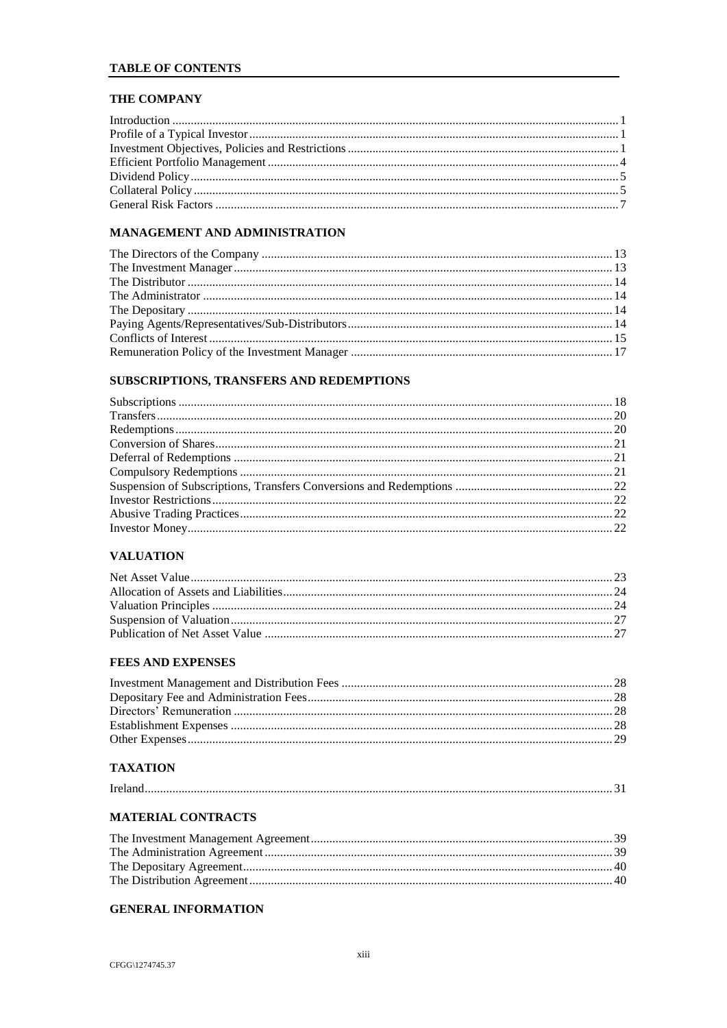## TABLE OF CONTENTS

### THE COMPANY

| | |
|---|---|
| Introduction | 1 |
| Profile of a Typical Investor | 1 |
| Investment Objectives, Policies and Restrictions | 1 |
| Efficient Portfolio Management | 4 |
| Dividend Policy | 5 |
| Collateral Policy | 5 |
| General Risk Factors | 7 |

### MANAGEMENT AND ADMINISTRATION

| | |
|---|---|
| The Directors of the Company | 13 |
| The Investment Manager | 13 |
| The Distributor | 14 |
| The Administrator | 14 |
| The Depositary | 14 |
| Paying Agents/Representatives/Sub-Distributors | 14 |
| Conflicts of Interest | 15 |
| Remuneration Policy of the Investment Manager | 17 |

### SUBSCRIPTIONS, TRANSFERS AND REDEMPTIONS

| | |
|---|---|
| Subscriptions | 18 |
| Transfers | 20 |
| Redemptions | 20 |
| Conversion of Shares | 21 |
| Deferral of Redemptions | 21 |
| Compulsory Redemptions | 21 |
| Suspension of Subscriptions, Transfers Conversions and Redemptions | 22 |
| Investor Restrictions | 22 |
| Abusive Trading Practices | 22 |
| Investor Money | 22 |

### VALUATION

| | |
|---|---|
| Net Asset Value | 23 |
| Allocation of Assets and Liabilities | 24 |
| Valuation Principles | 24 |
| Suspension of Valuation | 27 |
| Publication of Net Asset Value | 27 |

### FEES AND EXPENSES

| | |
|---|---|
| Investment Management and Distribution Fees | 28 |
| Depositary Fee and Administration Fees | 28 |
| Directors' Remuneration | 28 |
| Establishment Expenses | 28 |
| Other Expenses | 29 |

### TAXATION

| | |
|---|---|
| Ireland | 31 |

### MATERIAL CONTRACTS

| | |
|---|---|
| The Investment Management Agreement | 39 |
| The Administration Agreement | 39 |
| The Depositary Agreement | 40 |
| The Distribution Agreement | 40 |

### GENERAL INFORMATION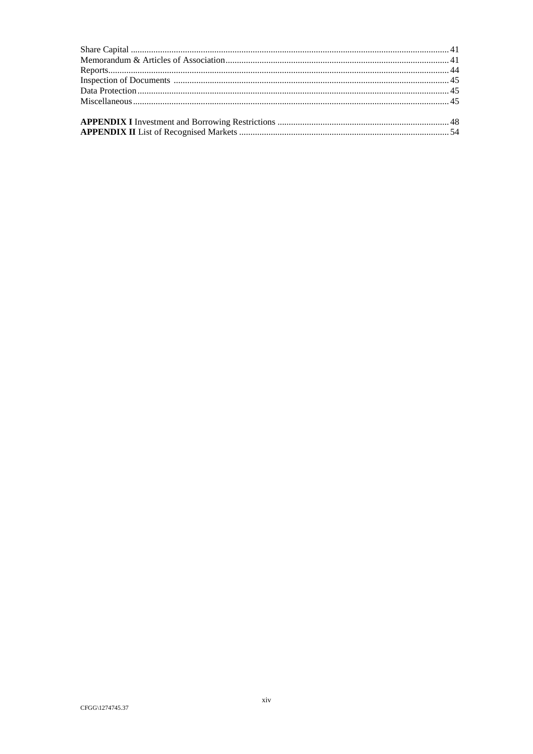Share Capital ........................................................................................................................................ 41
Memorandum & Articles of Association.................................................................................................. 41
Reports.................................................................................................................................................. 44
Inspection of Documents ....................................................................................................................... 45
Data Protection....................................................................................................................................... 45
Miscellaneous......................................................................................................................................... 45

**APPENDIX I** Investment and Borrowing Restrictions ........................................................................... 48
**APPENDIX II** List of Recognised Markets ............................................................................................ 54

CFGG\1274745.37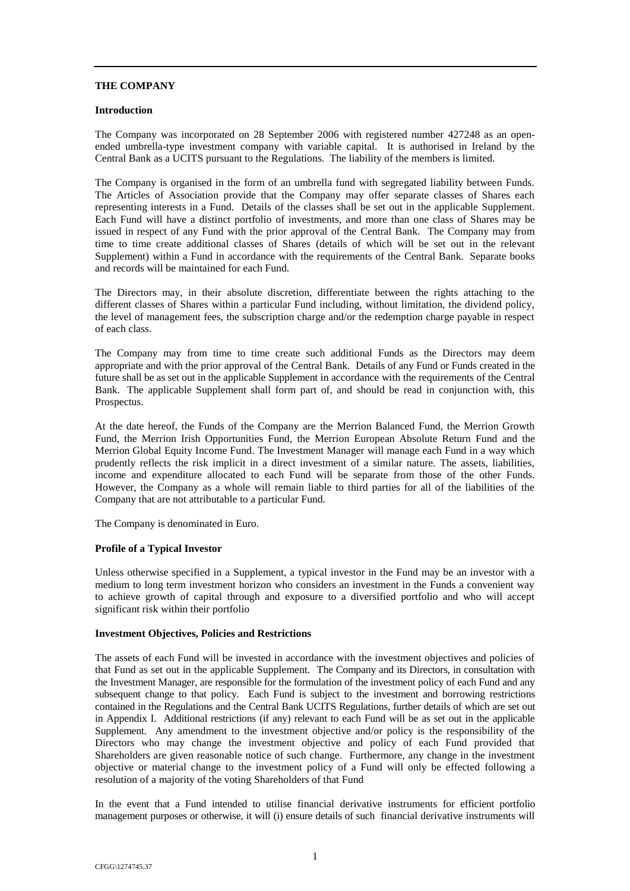## THE COMPANY

### Introduction

The Company was incorporated on 28 September 2006 with registered number 427248 as an open-ended umbrella-type investment company with variable capital. It is authorised in Ireland by the Central Bank as a UCITS pursuant to the Regulations. The liability of the members is limited.

The Company is organised in the form of an umbrella fund with segregated liability between Funds. The Articles of Association provide that the Company may offer separate classes of Shares each representing interests in a Fund. Details of the classes shall be set out in the applicable Supplement. Each Fund will have a distinct portfolio of investments, and more than one class of Shares may be issued in respect of any Fund with the prior approval of the Central Bank. The Company may from time to time create additional classes of Shares (details of which will be set out in the relevant Supplement) within a Fund in accordance with the requirements of the Central Bank. Separate books and records will be maintained for each Fund.

The Directors may, in their absolute discretion, differentiate between the rights attaching to the different classes of Shares within a particular Fund including, without limitation, the dividend policy, the level of management fees, the subscription charge and/or the redemption charge payable in respect of each class.

The Company may from time to time create such additional Funds as the Directors may deem appropriate and with the prior approval of the Central Bank. Details of any Fund or Funds created in the future shall be as set out in the applicable Supplement in accordance with the requirements of the Central Bank. The applicable Supplement shall form part of, and should be read in conjunction with, this Prospectus.

At the date hereof, the Funds of the Company are the Merrion Balanced Fund, the Merrion Growth Fund, the Merrion Irish Opportunities Fund, the Merrion European Absolute Return Fund and the Merrion Global Equity Income Fund. The Investment Manager will manage each Fund in a way which prudently reflects the risk implicit in a direct investment of a similar nature. The assets, liabilities, income and expenditure allocated to each Fund will be separate from those of the other Funds. However, the Company as a whole will remain liable to third parties for all of the liabilities of the Company that are not attributable to a particular Fund.

The Company is denominated in Euro.

### Profile of a Typical Investor

Unless otherwise specified in a Supplement, a typical investor in the Fund may be an investor with a medium to long term investment horizon who considers an investment in the Funds a convenient way to achieve growth of capital through and exposure to a diversified portfolio and who will accept significant risk within their portfolio

### Investment Objectives, Policies and Restrictions

The assets of each Fund will be invested in accordance with the investment objectives and policies of that Fund as set out in the applicable Supplement. The Company and its Directors, in consultation with the Investment Manager, are responsible for the formulation of the investment policy of each Fund and any subsequent change to that policy. Each Fund is subject to the investment and borrowing restrictions contained in the Regulations and the Central Bank UCITS Regulations, further details of which are set out in Appendix I. Additional restrictions (if any) relevant to each Fund will be as set out in the applicable Supplement. Any amendment to the investment objective and/or policy is the responsibility of the Directors who may change the investment objective and policy of each Fund provided that Shareholders are given reasonable notice of such change. Furthermore, any change in the investment objective or material change to the investment policy of a Fund will only be effected following a resolution of a majority of the voting Shareholders of that Fund

In the event that a Fund intended to utilise financial derivative instruments for efficient portfolio management purposes or otherwise, it will (i) ensure details of such financial derivative instruments will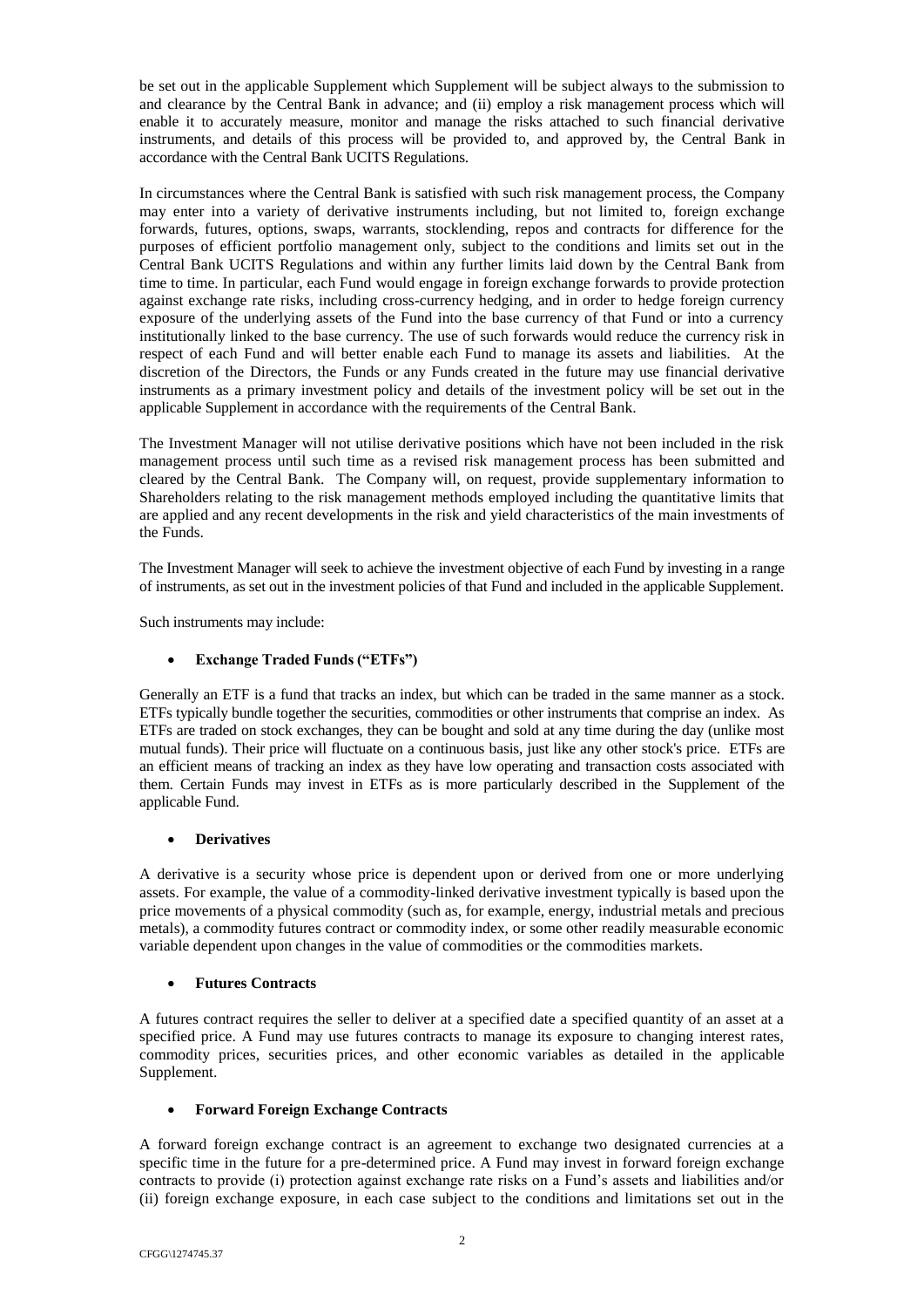be set out in the applicable Supplement which Supplement will be subject always to the submission to and clearance by the Central Bank in advance; and (ii) employ a risk management process which will enable it to accurately measure, monitor and manage the risks attached to such financial derivative instruments, and details of this process will be provided to, and approved by, the Central Bank in accordance with the Central Bank UCITS Regulations.

In circumstances where the Central Bank is satisfied with such risk management process, the Company may enter into a variety of derivative instruments including, but not limited to, foreign exchange forwards, futures, options, swaps, warrants, stocklending, repos and contracts for difference for the purposes of efficient portfolio management only, subject to the conditions and limits set out in the Central Bank UCITS Regulations and within any further limits laid down by the Central Bank from time to time. In particular, each Fund would engage in foreign exchange forwards to provide protection against exchange rate risks, including cross-currency hedging, and in order to hedge foreign currency exposure of the underlying assets of the Fund into the base currency of that Fund or into a currency institutionally linked to the base currency. The use of such forwards would reduce the currency risk in respect of each Fund and will better enable each Fund to manage its assets and liabilities. At the discretion of the Directors, the Funds or any Funds created in the future may use financial derivative instruments as a primary investment policy and details of the investment policy will be set out in the applicable Supplement in accordance with the requirements of the Central Bank.

The Investment Manager will not utilise derivative positions which have not been included in the risk management process until such time as a revised risk management process has been submitted and cleared by the Central Bank. The Company will, on request, provide supplementary information to Shareholders relating to the risk management methods employed including the quantitative limits that are applied and any recent developments in the risk and yield characteristics of the main investments of the Funds.

The Investment Manager will seek to achieve the investment objective of each Fund by investing in a range of instruments, as set out in the investment policies of that Fund and included in the applicable Supplement.

Such instruments may include:

- **Exchange Traded Funds ("ETFs")**

Generally an ETF is a fund that tracks an index, but which can be traded in the same manner as a stock. ETFs typically bundle together the securities, commodities or other instruments that comprise an index. As ETFs are traded on stock exchanges, they can be bought and sold at any time during the day (unlike most mutual funds). Their price will fluctuate on a continuous basis, just like any other stock's price. ETFs are an efficient means of tracking an index as they have low operating and transaction costs associated with them. Certain Funds may invest in ETFs as is more particularly described in the Supplement of the applicable Fund.

- **Derivatives**

A derivative is a security whose price is dependent upon or derived from one or more underlying assets. For example, the value of a commodity-linked derivative investment typically is based upon the price movements of a physical commodity (such as, for example, energy, industrial metals and precious metals), a commodity futures contract or commodity index, or some other readily measurable economic variable dependent upon changes in the value of commodities or the commodities markets.

- **Futures Contracts**

A futures contract requires the seller to deliver at a specified date a specified quantity of an asset at a specified price. A Fund may use futures contracts to manage its exposure to changing interest rates, commodity prices, securities prices, and other economic variables as detailed in the applicable Supplement.

- **Forward Foreign Exchange Contracts**

A forward foreign exchange contract is an agreement to exchange two designated currencies at a specific time in the future for a pre-determined price. A Fund may invest in forward foreign exchange contracts to provide (i) protection against exchange rate risks on a Fund's assets and liabilities and/or (ii) foreign exchange exposure, in each case subject to the conditions and limitations set out in the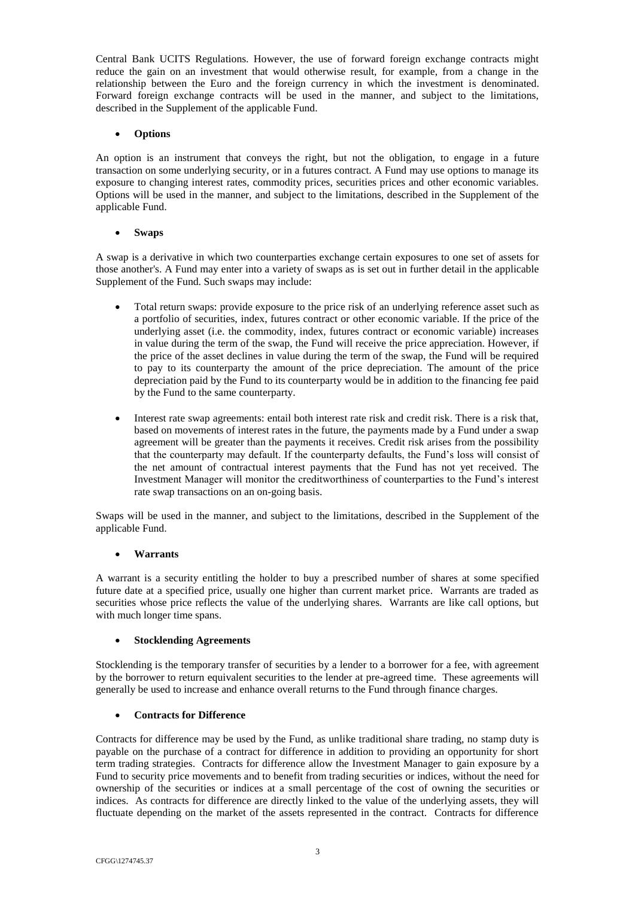Central Bank UCITS Regulations. However, the use of forward foreign exchange contracts might reduce the gain on an investment that would otherwise result, for example, from a change in the relationship between the Euro and the foreign currency in which the investment is denominated. Forward foreign exchange contracts will be used in the manner, and subject to the limitations, described in the Supplement of the applicable Fund.

- **Options**

An option is an instrument that conveys the right, but not the obligation, to engage in a future transaction on some underlying security, or in a futures contract. A Fund may use options to manage its exposure to changing interest rates, commodity prices, securities prices and other economic variables. Options will be used in the manner, and subject to the limitations, described in the Supplement of the applicable Fund.

- **Swaps**

A swap is a derivative in which two counterparties exchange certain exposures to one set of assets for those another's. A Fund may enter into a variety of swaps as is set out in further detail in the applicable Supplement of the Fund. Such swaps may include:

- Total return swaps: provide exposure to the price risk of an underlying reference asset such as a portfolio of securities, index, futures contract or other economic variable. If the price of the underlying asset (i.e. the commodity, index, futures contract or economic variable) increases in value during the term of the swap, the Fund will receive the price appreciation. However, if the price of the asset declines in value during the term of the swap, the Fund will be required to pay to its counterparty the amount of the price depreciation. The amount of the price depreciation paid by the Fund to its counterparty would be in addition to the financing fee paid by the Fund to the same counterparty.

- Interest rate swap agreements: entail both interest rate risk and credit risk. There is a risk that, based on movements of interest rates in the future, the payments made by a Fund under a swap agreement will be greater than the payments it receives. Credit risk arises from the possibility that the counterparty may default. If the counterparty defaults, the Fund's loss will consist of the net amount of contractual interest payments that the Fund has not yet received. The Investment Manager will monitor the creditworthiness of counterparties to the Fund's interest rate swap transactions on an on-going basis.

Swaps will be used in the manner, and subject to the limitations, described in the Supplement of the applicable Fund.

- **Warrants**

A warrant is a security entitling the holder to buy a prescribed number of shares at some specified future date at a specified price, usually one higher than current market price. Warrants are traded as securities whose price reflects the value of the underlying shares. Warrants are like call options, but with much longer time spans.

- **Stocklending Agreements**

Stocklending is the temporary transfer of securities by a lender to a borrower for a fee, with agreement by the borrower to return equivalent securities to the lender at pre-agreed time. These agreements will generally be used to increase and enhance overall returns to the Fund through finance charges.

- **Contracts for Difference**

Contracts for difference may be used by the Fund, as unlike traditional share trading, no stamp duty is payable on the purchase of a contract for difference in addition to providing an opportunity for short term trading strategies. Contracts for difference allow the Investment Manager to gain exposure by a Fund to security price movements and to benefit from trading securities or indices, without the need for ownership of the securities or indices at a small percentage of the cost of owning the securities or indices. As contracts for difference are directly linked to the value of the underlying assets, they will fluctuate depending on the market of the assets represented in the contract. Contracts for difference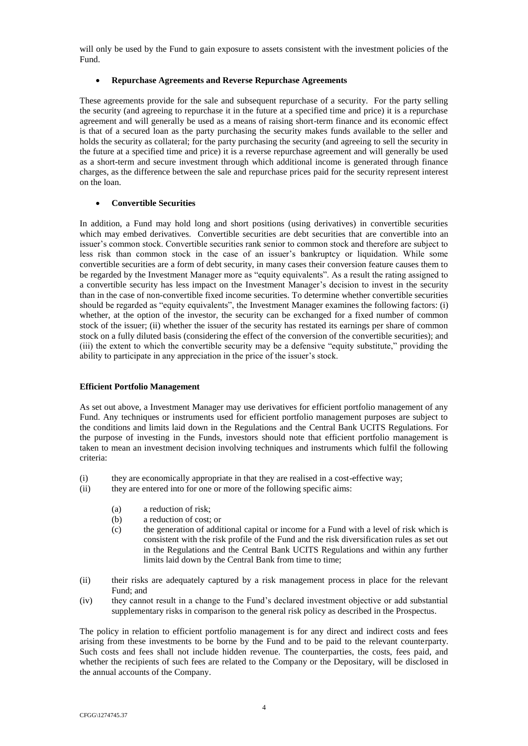will only be used by the Fund to gain exposure to assets consistent with the investment policies of the Fund.

- **Repurchase Agreements and Reverse Repurchase Agreements**

These agreements provide for the sale and subsequent repurchase of a security. For the party selling the security (and agreeing to repurchase it in the future at a specified time and price) it is a repurchase agreement and will generally be used as a means of raising short-term finance and its economic effect is that of a secured loan as the party purchasing the security makes funds available to the seller and holds the security as collateral; for the party purchasing the security (and agreeing to sell the security in the future at a specified time and price) it is a reverse repurchase agreement and will generally be used as a short-term and secure investment through which additional income is generated through finance charges, as the difference between the sale and repurchase prices paid for the security represent interest on the loan.

- **Convertible Securities**

In addition, a Fund may hold long and short positions (using derivatives) in convertible securities which may embed derivatives. Convertible securities are debt securities that are convertible into an issuer's common stock. Convertible securities rank senior to common stock and therefore are subject to less risk than common stock in the case of an issuer's bankruptcy or liquidation. While some convertible securities are a form of debt security, in many cases their conversion feature causes them to be regarded by the Investment Manager more as "equity equivalents". As a result the rating assigned to a convertible security has less impact on the Investment Manager's decision to invest in the security than in the case of non-convertible fixed income securities. To determine whether convertible securities should be regarded as "equity equivalents", the Investment Manager examines the following factors: (i) whether, at the option of the investor, the security can be exchanged for a fixed number of common stock of the issuer; (ii) whether the issuer of the security has restated its earnings per share of common stock on a fully diluted basis (considering the effect of the conversion of the convertible securities); and (iii) the extent to which the convertible security may be a defensive "equity substitute," providing the ability to participate in any appreciation in the price of the issuer's stock.

**Efficient Portfolio Management**

As set out above, a Investment Manager may use derivatives for efficient portfolio management of any Fund. Any techniques or instruments used for efficient portfolio management purposes are subject to the conditions and limits laid down in the Regulations and the Central Bank UCITS Regulations. For the purpose of investing in the Funds, investors should note that efficient portfolio management is taken to mean an investment decision involving techniques and instruments which fulfil the following criteria:

(i) they are economically appropriate in that they are realised in a cost-effective way;

(ii) they are entered into for one or more of the following specific aims:

  (a) a reduction of risk;

  (b) a reduction of cost; or

  (c) the generation of additional capital or income for a Fund with a level of risk which is consistent with the risk profile of the Fund and the risk diversification rules as set out in the Regulations and the Central Bank UCITS Regulations and within any further limits laid down by the Central Bank from time to time;

(ii) their risks are adequately captured by a risk management process in place for the relevant Fund; and

(iv) they cannot result in a change to the Fund's declared investment objective or add substantial supplementary risks in comparison to the general risk policy as described in the Prospectus.

The policy in relation to efficient portfolio management is for any direct and indirect costs and fees arising from these investments to be borne by the Fund and to be paid to the relevant counterparty. Such costs and fees shall not include hidden revenue. The counterparties, the costs, fees paid, and whether the recipients of such fees are related to the Company or the Depositary, will be disclosed in the annual accounts of the Company.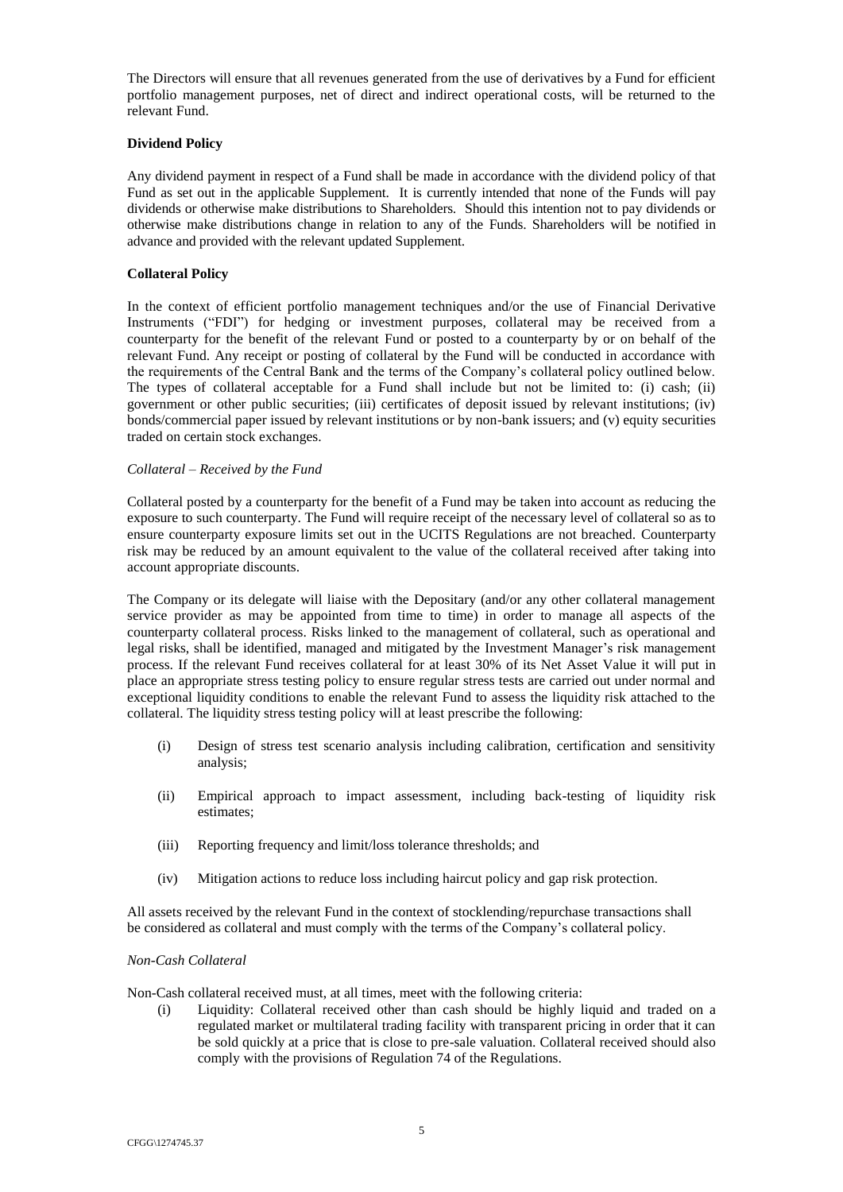The Directors will ensure that all revenues generated from the use of derivatives by a Fund for efficient portfolio management purposes, net of direct and indirect operational costs, will be returned to the relevant Fund.

**Dividend Policy**

Any dividend payment in respect of a Fund shall be made in accordance with the dividend policy of that Fund as set out in the applicable Supplement. It is currently intended that none of the Funds will pay dividends or otherwise make distributions to Shareholders. Should this intention not to pay dividends or otherwise make distributions change in relation to any of the Funds. Shareholders will be notified in advance and provided with the relevant updated Supplement.

**Collateral Policy**

In the context of efficient portfolio management techniques and/or the use of Financial Derivative Instruments ("FDI") for hedging or investment purposes, collateral may be received from a counterparty for the benefit of the relevant Fund or posted to a counterparty by or on behalf of the relevant Fund. Any receipt or posting of collateral by the Fund will be conducted in accordance with the requirements of the Central Bank and the terms of the Company's collateral policy outlined below. The types of collateral acceptable for a Fund shall include but not be limited to: (i) cash; (ii) government or other public securities; (iii) certificates of deposit issued by relevant institutions; (iv) bonds/commercial paper issued by relevant institutions or by non-bank issuers; and (v) equity securities traded on certain stock exchanges.

*Collateral – Received by the Fund*

Collateral posted by a counterparty for the benefit of a Fund may be taken into account as reducing the exposure to such counterparty. The Fund will require receipt of the necessary level of collateral so as to ensure counterparty exposure limits set out in the UCITS Regulations are not breached. Counterparty risk may be reduced by an amount equivalent to the value of the collateral received after taking into account appropriate discounts.

The Company or its delegate will liaise with the Depositary (and/or any other collateral management service provider as may be appointed from time to time) in order to manage all aspects of the counterparty collateral process. Risks linked to the management of collateral, such as operational and legal risks, shall be identified, managed and mitigated by the Investment Manager's risk management process. If the relevant Fund receives collateral for at least 30% of its Net Asset Value it will put in place an appropriate stress testing policy to ensure regular stress tests are carried out under normal and exceptional liquidity conditions to enable the relevant Fund to assess the liquidity risk attached to the collateral. The liquidity stress testing policy will at least prescribe the following:

(i) Design of stress test scenario analysis including calibration, certification and sensitivity analysis;

(ii) Empirical approach to impact assessment, including back-testing of liquidity risk estimates;

(iii) Reporting frequency and limit/loss tolerance thresholds; and

(iv) Mitigation actions to reduce loss including haircut policy and gap risk protection.

All assets received by the relevant Fund in the context of stocklending/repurchase transactions shall be considered as collateral and must comply with the terms of the Company's collateral policy.

*Non-Cash Collateral*

Non-Cash collateral received must, at all times, meet with the following criteria:

(i) Liquidity: Collateral received other than cash should be highly liquid and traded on a regulated market or multilateral trading facility with transparent pricing in order that it can be sold quickly at a price that is close to pre-sale valuation. Collateral received should also comply with the provisions of Regulation 74 of the Regulations.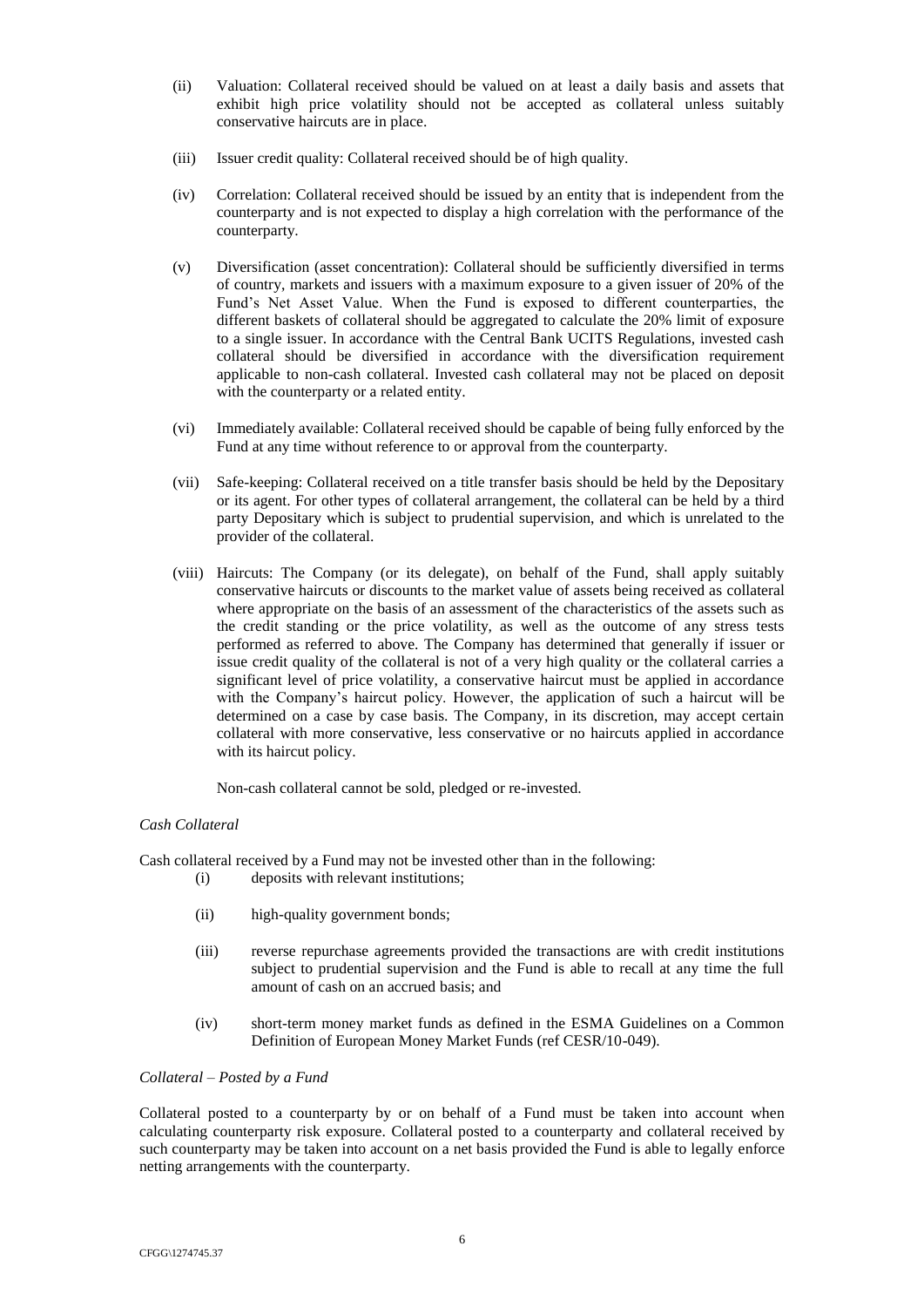(ii) Valuation: Collateral received should be valued on at least a daily basis and assets that exhibit high price volatility should not be accepted as collateral unless suitably conservative haircuts are in place.

(iii) Issuer credit quality: Collateral received should be of high quality.

(iv) Correlation: Collateral received should be issued by an entity that is independent from the counterparty and is not expected to display a high correlation with the performance of the counterparty.

(v) Diversification (asset concentration): Collateral should be sufficiently diversified in terms of country, markets and issuers with a maximum exposure to a given issuer of 20% of the Fund's Net Asset Value. When the Fund is exposed to different counterparties, the different baskets of collateral should be aggregated to calculate the 20% limit of exposure to a single issuer. In accordance with the Central Bank UCITS Regulations, invested cash collateral should be diversified in accordance with the diversification requirement applicable to non-cash collateral. Invested cash collateral may not be placed on deposit with the counterparty or a related entity.

(vi) Immediately available: Collateral received should be capable of being fully enforced by the Fund at any time without reference to or approval from the counterparty.

(vii) Safe-keeping: Collateral received on a title transfer basis should be held by the Depositary or its agent. For other types of collateral arrangement, the collateral can be held by a third party Depositary which is subject to prudential supervision, and which is unrelated to the provider of the collateral.

(viii) Haircuts: The Company (or its delegate), on behalf of the Fund, shall apply suitably conservative haircuts or discounts to the market value of assets being received as collateral where appropriate on the basis of an assessment of the characteristics of the assets such as the credit standing or the price volatility, as well as the outcome of any stress tests performed as referred to above. The Company has determined that generally if issuer or issue credit quality of the collateral is not of a very high quality or the collateral carries a significant level of price volatility, a conservative haircut must be applied in accordance with the Company's haircut policy. However, the application of such a haircut will be determined on a case by case basis. The Company, in its discretion, may accept certain collateral with more conservative, less conservative or no haircuts applied in accordance with its haircut policy.

Non-cash collateral cannot be sold, pledged or re-invested.

*Cash Collateral*

Cash collateral received by a Fund may not be invested other than in the following:

(i) deposits with relevant institutions;

(ii) high-quality government bonds;

(iii) reverse repurchase agreements provided the transactions are with credit institutions subject to prudential supervision and the Fund is able to recall at any time the full amount of cash on an accrued basis; and

(iv) short-term money market funds as defined in the ESMA Guidelines on a Common Definition of European Money Market Funds (ref CESR/10-049).

*Collateral – Posted by a Fund*

Collateral posted to a counterparty by or on behalf of a Fund must be taken into account when calculating counterparty risk exposure. Collateral posted to a counterparty and collateral received by such counterparty may be taken into account on a net basis provided the Fund is able to legally enforce netting arrangements with the counterparty.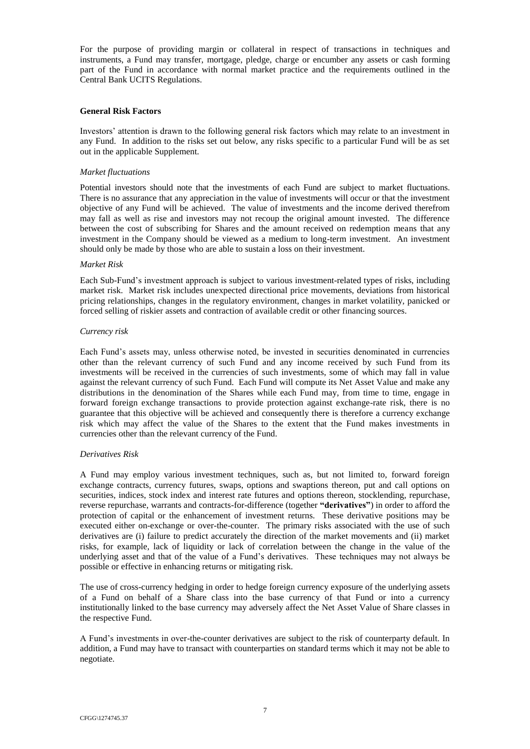For the purpose of providing margin or collateral in respect of transactions in techniques and instruments, a Fund may transfer, mortgage, pledge, charge or encumber any assets or cash forming part of the Fund in accordance with normal market practice and the requirements outlined in the Central Bank UCITS Regulations.

### General Risk Factors

Investors' attention is drawn to the following general risk factors which may relate to an investment in any Fund. In addition to the risks set out below, any risks specific to a particular Fund will be as set out in the applicable Supplement.

*Market fluctuations*

Potential investors should note that the investments of each Fund are subject to market fluctuations. There is no assurance that any appreciation in the value of investments will occur or that the investment objective of any Fund will be achieved. The value of investments and the income derived therefrom may fall as well as rise and investors may not recoup the original amount invested. The difference between the cost of subscribing for Shares and the amount received on redemption means that any investment in the Company should be viewed as a medium to long-term investment. An investment should only be made by those who are able to sustain a loss on their investment.

*Market Risk*

Each Sub-Fund's investment approach is subject to various investment-related types of risks, including market risk. Market risk includes unexpected directional price movements, deviations from historical pricing relationships, changes in the regulatory environment, changes in market volatility, panicked or forced selling of riskier assets and contraction of available credit or other financing sources.

*Currency risk*

Each Fund's assets may, unless otherwise noted, be invested in securities denominated in currencies other than the relevant currency of such Fund and any income received by such Fund from its investments will be received in the currencies of such investments, some of which may fall in value against the relevant currency of such Fund. Each Fund will compute its Net Asset Value and make any distributions in the denomination of the Shares while each Fund may, from time to time, engage in forward foreign exchange transactions to provide protection against exchange-rate risk, there is no guarantee that this objective will be achieved and consequently there is therefore a currency exchange risk which may affect the value of the Shares to the extent that the Fund makes investments in currencies other than the relevant currency of the Fund.

*Derivatives Risk*

A Fund may employ various investment techniques, such as, but not limited to, forward foreign exchange contracts, currency futures, swaps, options and swaptions thereon, put and call options on securities, indices, stock index and interest rate futures and options thereon, stocklending, repurchase, reverse repurchase, warrants and contracts-for-difference (together **"derivatives"**) in order to afford the protection of capital or the enhancement of investment returns. These derivative positions may be executed either on-exchange or over-the-counter. The primary risks associated with the use of such derivatives are (i) failure to predict accurately the direction of the market movements and (ii) market risks, for example, lack of liquidity or lack of correlation between the change in the value of the underlying asset and that of the value of a Fund's derivatives. These techniques may not always be possible or effective in enhancing returns or mitigating risk.

The use of cross-currency hedging in order to hedge foreign currency exposure of the underlying assets of a Fund on behalf of a Share class into the base currency of that Fund or into a currency institutionally linked to the base currency may adversely affect the Net Asset Value of Share classes in the respective Fund.

A Fund's investments in over-the-counter derivatives are subject to the risk of counterparty default. In addition, a Fund may have to transact with counterparties on standard terms which it may not be able to negotiate.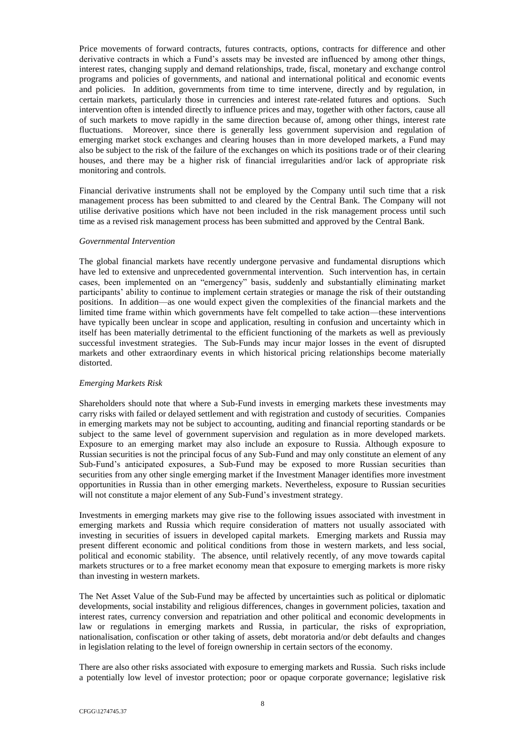Price movements of forward contracts, futures contracts, options, contracts for difference and other derivative contracts in which a Fund's assets may be invested are influenced by among other things, interest rates, changing supply and demand relationships, trade, fiscal, monetary and exchange control programs and policies of governments, and national and international political and economic events and policies. In addition, governments from time to time intervene, directly and by regulation, in certain markets, particularly those in currencies and interest rate-related futures and options. Such intervention often is intended directly to influence prices and may, together with other factors, cause all of such markets to move rapidly in the same direction because of, among other things, interest rate fluctuations. Moreover, since there is generally less government supervision and regulation of emerging market stock exchanges and clearing houses than in more developed markets, a Fund may also be subject to the risk of the failure of the exchanges on which its positions trade or of their clearing houses, and there may be a higher risk of financial irregularities and/or lack of appropriate risk monitoring and controls.

Financial derivative instruments shall not be employed by the Company until such time that a risk management process has been submitted to and cleared by the Central Bank. The Company will not utilise derivative positions which have not been included in the risk management process until such time as a revised risk management process has been submitted and approved by the Central Bank.

*Governmental Intervention*

The global financial markets have recently undergone pervasive and fundamental disruptions which have led to extensive and unprecedented governmental intervention. Such intervention has, in certain cases, been implemented on an "emergency" basis, suddenly and substantially eliminating market participants' ability to continue to implement certain strategies or manage the risk of their outstanding positions. In addition—as one would expect given the complexities of the financial markets and the limited time frame within which governments have felt compelled to take action—these interventions have typically been unclear in scope and application, resulting in confusion and uncertainty which in itself has been materially detrimental to the efficient functioning of the markets as well as previously successful investment strategies. The Sub-Funds may incur major losses in the event of disrupted markets and other extraordinary events in which historical pricing relationships become materially distorted.

*Emerging Markets Risk*

Shareholders should note that where a Sub-Fund invests in emerging markets these investments may carry risks with failed or delayed settlement and with registration and custody of securities. Companies in emerging markets may not be subject to accounting, auditing and financial reporting standards or be subject to the same level of government supervision and regulation as in more developed markets. Exposure to an emerging market may also include an exposure to Russia. Although exposure to Russian securities is not the principal focus of any Sub-Fund and may only constitute an element of any Sub-Fund's anticipated exposures, a Sub-Fund may be exposed to more Russian securities than securities from any other single emerging market if the Investment Manager identifies more investment opportunities in Russia than in other emerging markets. Nevertheless, exposure to Russian securities will not constitute a major element of any Sub-Fund's investment strategy.

Investments in emerging markets may give rise to the following issues associated with investment in emerging markets and Russia which require consideration of matters not usually associated with investing in securities of issuers in developed capital markets. Emerging markets and Russia may present different economic and political conditions from those in western markets, and less social, political and economic stability. The absence, until relatively recently, of any move towards capital markets structures or to a free market economy mean that exposure to emerging markets is more risky than investing in western markets.

The Net Asset Value of the Sub-Fund may be affected by uncertainties such as political or diplomatic developments, social instability and religious differences, changes in government policies, taxation and interest rates, currency conversion and repatriation and other political and economic developments in law or regulations in emerging markets and Russia, in particular, the risks of expropriation, nationalisation, confiscation or other taking of assets, debt moratoria and/or debt defaults and changes in legislation relating to the level of foreign ownership in certain sectors of the economy.

There are also other risks associated with exposure to emerging markets and Russia. Such risks include a potentially low level of investor protection; poor or opaque corporate governance; legislative risk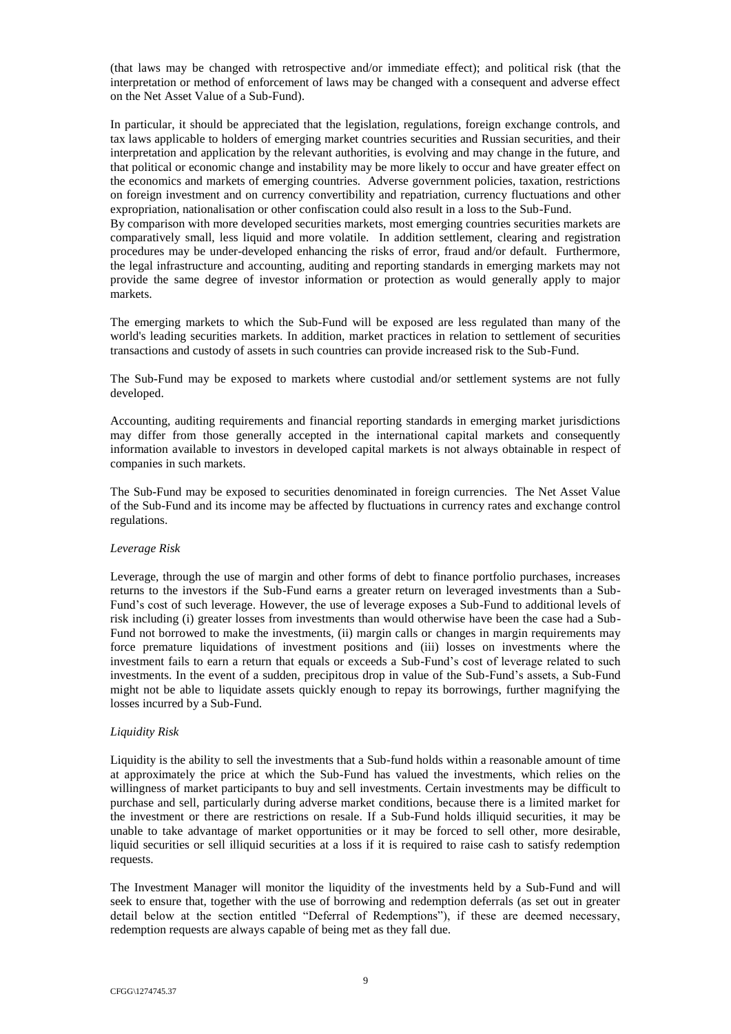(that laws may be changed with retrospective and/or immediate effect); and political risk (that the interpretation or method of enforcement of laws may be changed with a consequent and adverse effect on the Net Asset Value of a Sub-Fund).

In particular, it should be appreciated that the legislation, regulations, foreign exchange controls, and tax laws applicable to holders of emerging market countries securities and Russian securities, and their interpretation and application by the relevant authorities, is evolving and may change in the future, and that political or economic change and instability may be more likely to occur and have greater effect on the economics and markets of emerging countries. Adverse government policies, taxation, restrictions on foreign investment and on currency convertibility and repatriation, currency fluctuations and other expropriation, nationalisation or other confiscation could also result in a loss to the Sub-Fund.

By comparison with more developed securities markets, most emerging countries securities markets are comparatively small, less liquid and more volatile. In addition settlement, clearing and registration procedures may be under-developed enhancing the risks of error, fraud and/or default. Furthermore, the legal infrastructure and accounting, auditing and reporting standards in emerging markets may not provide the same degree of investor information or protection as would generally apply to major markets.

The emerging markets to which the Sub-Fund will be exposed are less regulated than many of the world's leading securities markets. In addition, market practices in relation to settlement of securities transactions and custody of assets in such countries can provide increased risk to the Sub-Fund.

The Sub-Fund may be exposed to markets where custodial and/or settlement systems are not fully developed.

Accounting, auditing requirements and financial reporting standards in emerging market jurisdictions may differ from those generally accepted in the international capital markets and consequently information available to investors in developed capital markets is not always obtainable in respect of companies in such markets.

The Sub-Fund may be exposed to securities denominated in foreign currencies. The Net Asset Value of the Sub-Fund and its income may be affected by fluctuations in currency rates and exchange control regulations.

*Leverage Risk*

Leverage, through the use of margin and other forms of debt to finance portfolio purchases, increases returns to the investors if the Sub-Fund earns a greater return on leveraged investments than a Sub-Fund's cost of such leverage. However, the use of leverage exposes a Sub-Fund to additional levels of risk including (i) greater losses from investments than would otherwise have been the case had a Sub-Fund not borrowed to make the investments, (ii) margin calls or changes in margin requirements may force premature liquidations of investment positions and (iii) losses on investments where the investment fails to earn a return that equals or exceeds a Sub-Fund's cost of leverage related to such investments. In the event of a sudden, precipitous drop in value of the Sub-Fund's assets, a Sub-Fund might not be able to liquidate assets quickly enough to repay its borrowings, further magnifying the losses incurred by a Sub-Fund.

*Liquidity Risk*

Liquidity is the ability to sell the investments that a Sub-fund holds within a reasonable amount of time at approximately the price at which the Sub-Fund has valued the investments, which relies on the willingness of market participants to buy and sell investments. Certain investments may be difficult to purchase and sell, particularly during adverse market conditions, because there is a limited market for the investment or there are restrictions on resale. If a Sub-Fund holds illiquid securities, it may be unable to take advantage of market opportunities or it may be forced to sell other, more desirable, liquid securities or sell illiquid securities at a loss if it is required to raise cash to satisfy redemption requests.

The Investment Manager will monitor the liquidity of the investments held by a Sub-Fund and will seek to ensure that, together with the use of borrowing and redemption deferrals (as set out in greater detail below at the section entitled "Deferral of Redemptions"), if these are deemed necessary, redemption requests are always capable of being met as they fall due.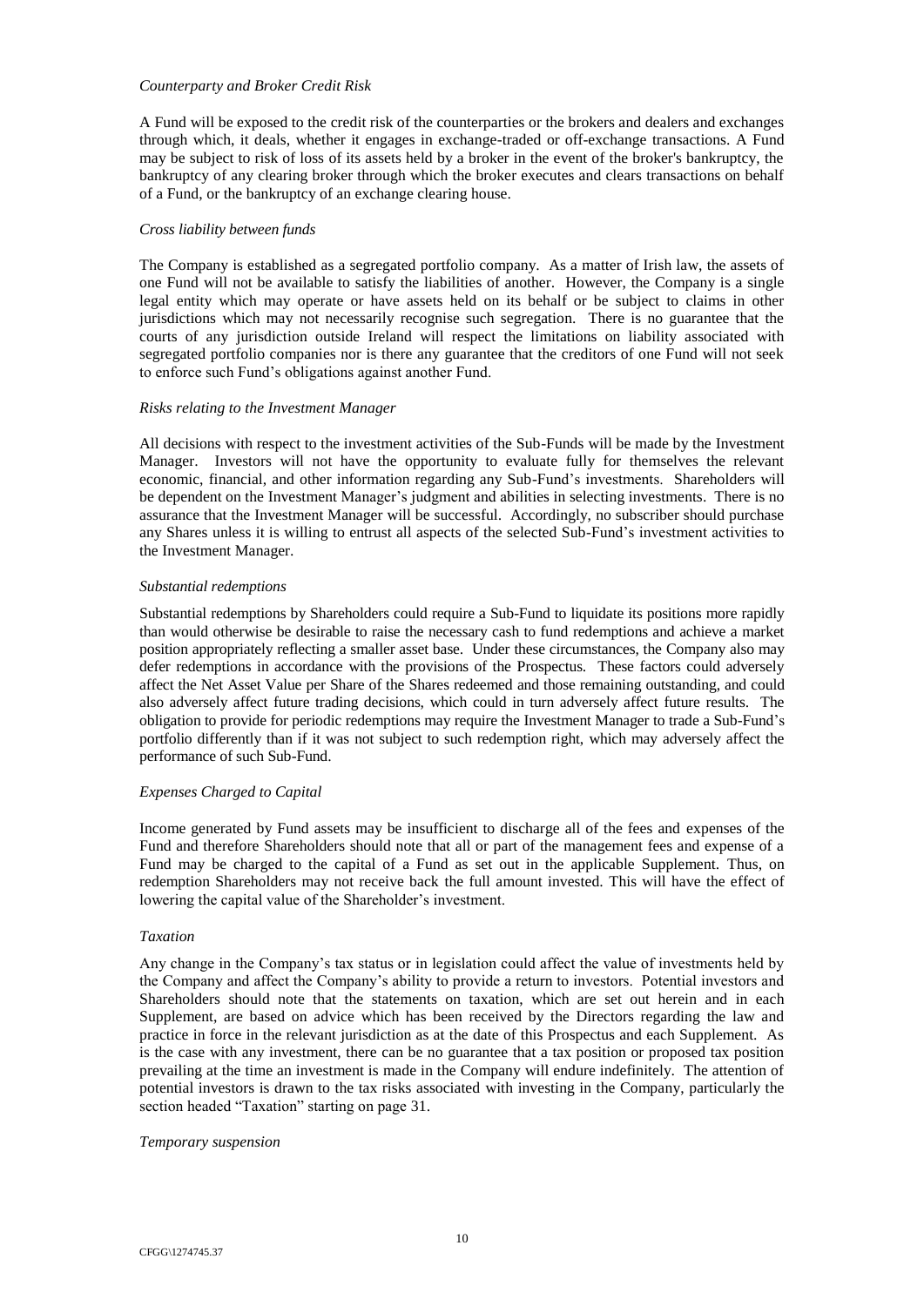*Counterparty and Broker Credit Risk*

A Fund will be exposed to the credit risk of the counterparties or the brokers and dealers and exchanges through which, it deals, whether it engages in exchange-traded or off-exchange transactions. A Fund may be subject to risk of loss of its assets held by a broker in the event of the broker's bankruptcy, the bankruptcy of any clearing broker through which the broker executes and clears transactions on behalf of a Fund, or the bankruptcy of an exchange clearing house.

*Cross liability between funds*

The Company is established as a segregated portfolio company. As a matter of Irish law, the assets of one Fund will not be available to satisfy the liabilities of another. However, the Company is a single legal entity which may operate or have assets held on its behalf or be subject to claims in other jurisdictions which may not necessarily recognise such segregation. There is no guarantee that the courts of any jurisdiction outside Ireland will respect the limitations on liability associated with segregated portfolio companies nor is there any guarantee that the creditors of one Fund will not seek to enforce such Fund's obligations against another Fund.

*Risks relating to the Investment Manager*

All decisions with respect to the investment activities of the Sub-Funds will be made by the Investment Manager. Investors will not have the opportunity to evaluate fully for themselves the relevant economic, financial, and other information regarding any Sub-Fund's investments. Shareholders will be dependent on the Investment Manager's judgment and abilities in selecting investments. There is no assurance that the Investment Manager will be successful. Accordingly, no subscriber should purchase any Shares unless it is willing to entrust all aspects of the selected Sub-Fund's investment activities to the Investment Manager.

*Substantial redemptions*

Substantial redemptions by Shareholders could require a Sub-Fund to liquidate its positions more rapidly than would otherwise be desirable to raise the necessary cash to fund redemptions and achieve a market position appropriately reflecting a smaller asset base. Under these circumstances, the Company also may defer redemptions in accordance with the provisions of the Prospectus. These factors could adversely affect the Net Asset Value per Share of the Shares redeemed and those remaining outstanding, and could also adversely affect future trading decisions, which could in turn adversely affect future results. The obligation to provide for periodic redemptions may require the Investment Manager to trade a Sub-Fund's portfolio differently than if it was not subject to such redemption right, which may adversely affect the performance of such Sub-Fund.

*Expenses Charged to Capital*

Income generated by Fund assets may be insufficient to discharge all of the fees and expenses of the Fund and therefore Shareholders should note that all or part of the management fees and expense of a Fund may be charged to the capital of a Fund as set out in the applicable Supplement. Thus, on redemption Shareholders may not receive back the full amount invested. This will have the effect of lowering the capital value of the Shareholder's investment.

*Taxation*

Any change in the Company's tax status or in legislation could affect the value of investments held by the Company and affect the Company's ability to provide a return to investors. Potential investors and Shareholders should note that the statements on taxation, which are set out herein and in each Supplement, are based on advice which has been received by the Directors regarding the law and practice in force in the relevant jurisdiction as at the date of this Prospectus and each Supplement. As is the case with any investment, there can be no guarantee that a tax position or proposed tax position prevailing at the time an investment is made in the Company will endure indefinitely. The attention of potential investors is drawn to the tax risks associated with investing in the Company, particularly the section headed "Taxation" starting on page 31.

*Temporary suspension*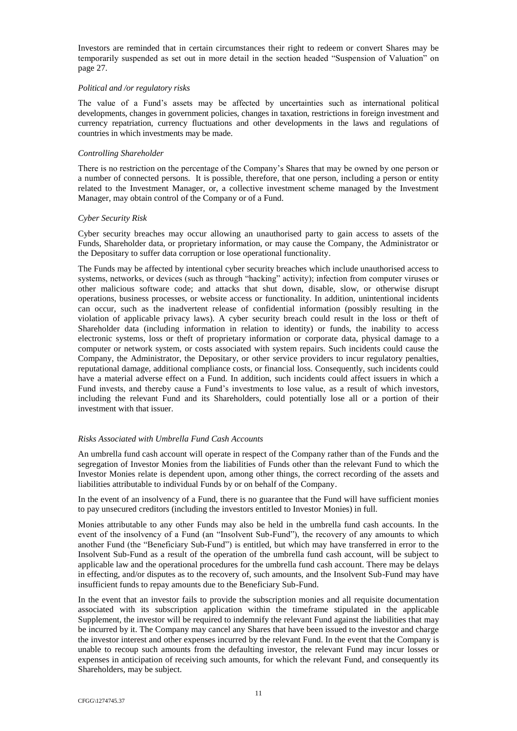Investors are reminded that in certain circumstances their right to redeem or convert Shares may be temporarily suspended as set out in more detail in the section headed "Suspension of Valuation" on page 27.

*Political and /or regulatory risks*

The value of a Fund's assets may be affected by uncertainties such as international political developments, changes in government policies, changes in taxation, restrictions in foreign investment and currency repatriation, currency fluctuations and other developments in the laws and regulations of countries in which investments may be made.

*Controlling Shareholder*

There is no restriction on the percentage of the Company's Shares that may be owned by one person or a number of connected persons. It is possible, therefore, that one person, including a person or entity related to the Investment Manager, or, a collective investment scheme managed by the Investment Manager, may obtain control of the Company or of a Fund.

*Cyber Security Risk*

Cyber security breaches may occur allowing an unauthorised party to gain access to assets of the Funds, Shareholder data, or proprietary information, or may cause the Company, the Administrator or the Depositary to suffer data corruption or lose operational functionality.

The Funds may be affected by intentional cyber security breaches which include unauthorised access to systems, networks, or devices (such as through "hacking" activity); infection from computer viruses or other malicious software code; and attacks that shut down, disable, slow, or otherwise disrupt operations, business processes, or website access or functionality. In addition, unintentional incidents can occur, such as the inadvertent release of confidential information (possibly resulting in the violation of applicable privacy laws). A cyber security breach could result in the loss or theft of Shareholder data (including information in relation to identity) or funds, the inability to access electronic systems, loss or theft of proprietary information or corporate data, physical damage to a computer or network system, or costs associated with system repairs. Such incidents could cause the Company, the Administrator, the Depositary, or other service providers to incur regulatory penalties, reputational damage, additional compliance costs, or financial loss. Consequently, such incidents could have a material adverse effect on a Fund. In addition, such incidents could affect issuers in which a Fund invests, and thereby cause a Fund's investments to lose value, as a result of which investors, including the relevant Fund and its Shareholders, could potentially lose all or a portion of their investment with that issuer.

*Risks Associated with Umbrella Fund Cash Accounts*

An umbrella fund cash account will operate in respect of the Company rather than of the Funds and the segregation of Investor Monies from the liabilities of Funds other than the relevant Fund to which the Investor Monies relate is dependent upon, among other things, the correct recording of the assets and liabilities attributable to individual Funds by or on behalf of the Company.

In the event of an insolvency of a Fund, there is no guarantee that the Fund will have sufficient monies to pay unsecured creditors (including the investors entitled to Investor Monies) in full.

Monies attributable to any other Funds may also be held in the umbrella fund cash accounts. In the event of the insolvency of a Fund (an "Insolvent Sub-Fund"), the recovery of any amounts to which another Fund (the "Beneficiary Sub-Fund") is entitled, but which may have transferred in error to the Insolvent Sub-Fund as a result of the operation of the umbrella fund cash account, will be subject to applicable law and the operational procedures for the umbrella fund cash account. There may be delays in effecting, and/or disputes as to the recovery of, such amounts, and the Insolvent Sub-Fund may have insufficient funds to repay amounts due to the Beneficiary Sub-Fund.

In the event that an investor fails to provide the subscription monies and all requisite documentation associated with its subscription application within the timeframe stipulated in the applicable Supplement, the investor will be required to indemnify the relevant Fund against the liabilities that may be incurred by it. The Company may cancel any Shares that have been issued to the investor and charge the investor interest and other expenses incurred by the relevant Fund. In the event that the Company is unable to recoup such amounts from the defaulting investor, the relevant Fund may incur losses or expenses in anticipation of receiving such amounts, for which the relevant Fund, and consequently its Shareholders, may be subject.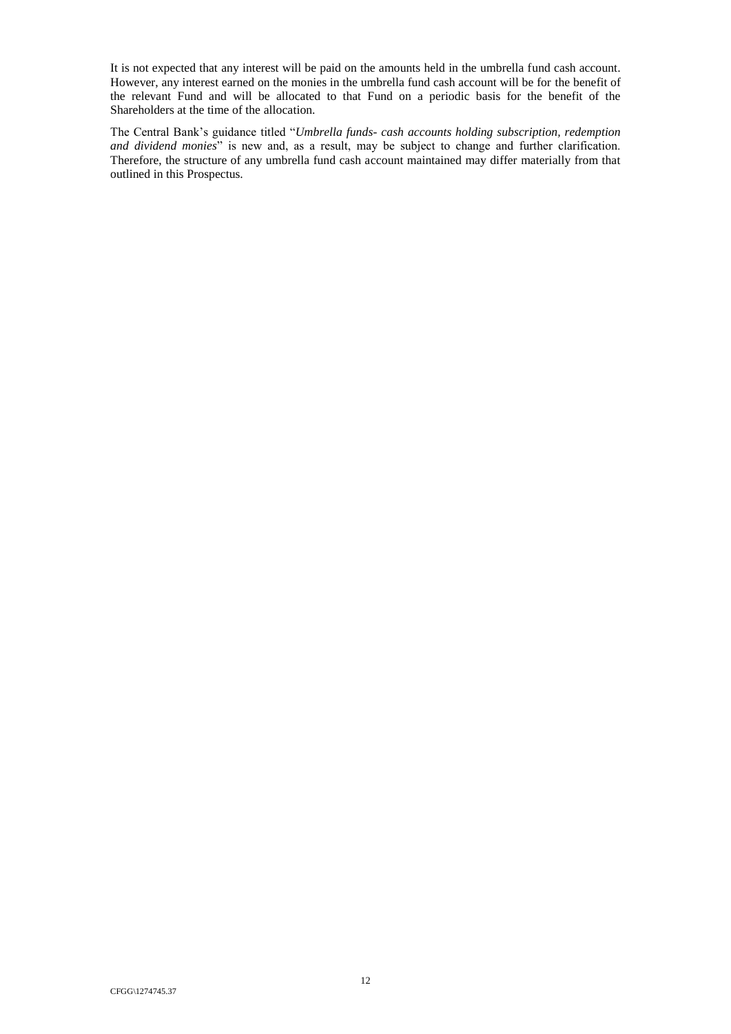It is not expected that any interest will be paid on the amounts held in the umbrella fund cash account. However, any interest earned on the monies in the umbrella fund cash account will be for the benefit of the relevant Fund and will be allocated to that Fund on a periodic basis for the benefit of the Shareholders at the time of the allocation.

The Central Bank's guidance titled "*Umbrella funds- cash accounts holding subscription, redemption and dividend monies*" is new and, as a result, may be subject to change and further clarification. Therefore, the structure of any umbrella fund cash account maintained may differ materially from that outlined in this Prospectus.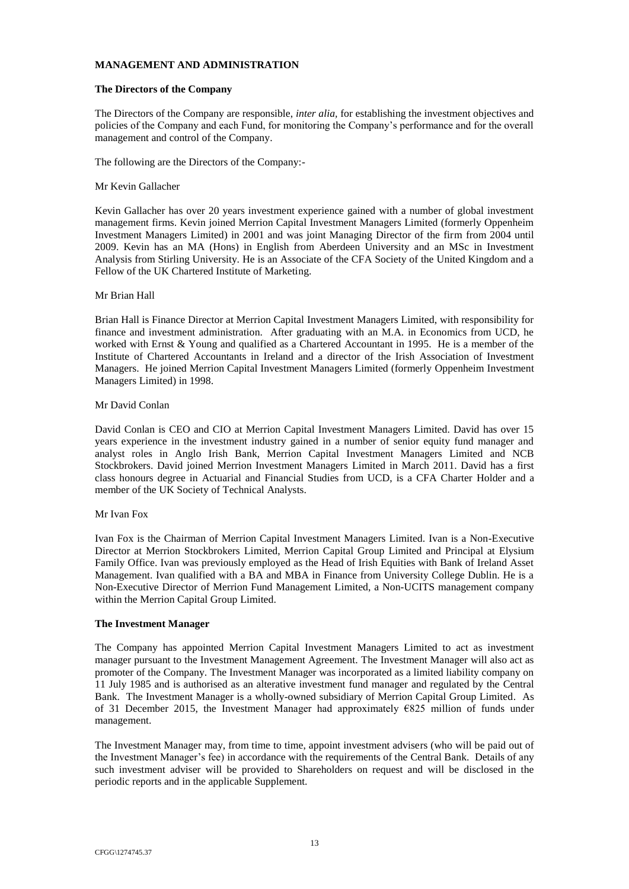## MANAGEMENT AND ADMINISTRATION

### The Directors of the Company

The Directors of the Company are responsible, *inter alia*, for establishing the investment objectives and policies of the Company and each Fund, for monitoring the Company's performance and for the overall management and control of the Company.

The following are the Directors of the Company:-

Mr Kevin Gallacher

Kevin Gallacher has over 20 years investment experience gained with a number of global investment management firms. Kevin joined Merrion Capital Investment Managers Limited (formerly Oppenheim Investment Managers Limited) in 2001 and was joint Managing Director of the firm from 2004 until 2009. Kevin has an MA (Hons) in English from Aberdeen University and an MSc in Investment Analysis from Stirling University. He is an Associate of the CFA Society of the United Kingdom and a Fellow of the UK Chartered Institute of Marketing.

Mr Brian Hall

Brian Hall is Finance Director at Merrion Capital Investment Managers Limited, with responsibility for finance and investment administration. After graduating with an M.A. in Economics from UCD, he worked with Ernst & Young and qualified as a Chartered Accountant in 1995. He is a member of the Institute of Chartered Accountants in Ireland and a director of the Irish Association of Investment Managers. He joined Merrion Capital Investment Managers Limited (formerly Oppenheim Investment Managers Limited) in 1998.

Mr David Conlan

David Conlan is CEO and CIO at Merrion Capital Investment Managers Limited. David has over 15 years experience in the investment industry gained in a number of senior equity fund manager and analyst roles in Anglo Irish Bank, Merrion Capital Investment Managers Limited and NCB Stockbrokers. David joined Merrion Investment Managers Limited in March 2011. David has a first class honours degree in Actuarial and Financial Studies from UCD, is a CFA Charter Holder and a member of the UK Society of Technical Analysts.

Mr Ivan Fox

Ivan Fox is the Chairman of Merrion Capital Investment Managers Limited. Ivan is a Non-Executive Director at Merrion Stockbrokers Limited, Merrion Capital Group Limited and Principal at Elysium Family Office. Ivan was previously employed as the Head of Irish Equities with Bank of Ireland Asset Management. Ivan qualified with a BA and MBA in Finance from University College Dublin. He is a Non-Executive Director of Merrion Fund Management Limited, a Non-UCITS management company within the Merrion Capital Group Limited.

### The Investment Manager

The Company has appointed Merrion Capital Investment Managers Limited to act as investment manager pursuant to the Investment Management Agreement. The Investment Manager will also act as promoter of the Company. The Investment Manager was incorporated as a limited liability company on 11 July 1985 and is authorised as an alterative investment fund manager and regulated by the Central Bank. The Investment Manager is a wholly-owned subsidiary of Merrion Capital Group Limited. As of 31 December 2015, the Investment Manager had approximately €825 million of funds under management.

The Investment Manager may, from time to time, appoint investment advisers (who will be paid out of the Investment Manager's fee) in accordance with the requirements of the Central Bank. Details of any such investment adviser will be provided to Shareholders on request and will be disclosed in the periodic reports and in the applicable Supplement.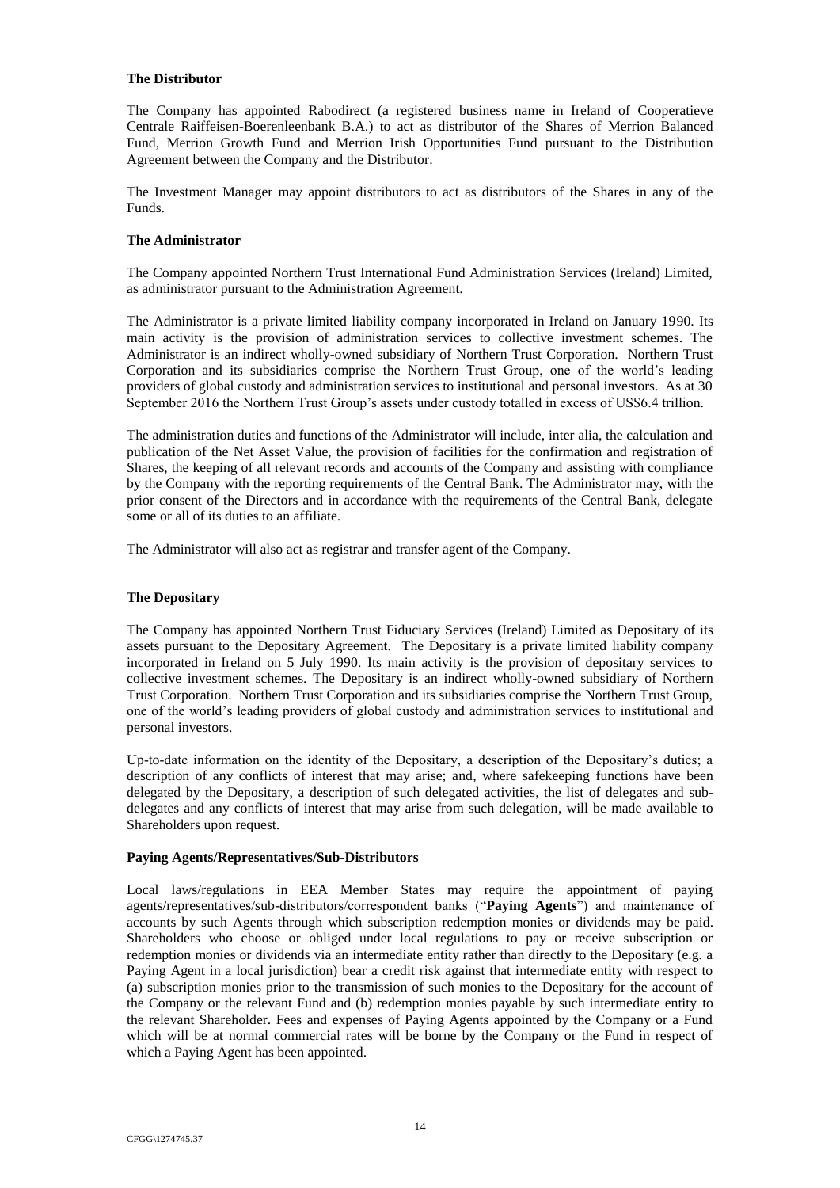**The Distributor**

The Company has appointed Rabodirect (a registered business name in Ireland of Cooperatieve Centrale Raiffeisen-Boerenleenbank B.A.) to act as distributor of the Shares of Merrion Balanced Fund, Merrion Growth Fund and Merrion Irish Opportunities Fund pursuant to the Distribution Agreement between the Company and the Distributor.

The Investment Manager may appoint distributors to act as distributors of the Shares in any of the Funds.

**The Administrator**

The Company appointed Northern Trust International Fund Administration Services (Ireland) Limited, as administrator pursuant to the Administration Agreement.

The Administrator is a private limited liability company incorporated in Ireland on January 1990. Its main activity is the provision of administration services to collective investment schemes. The Administrator is an indirect wholly-owned subsidiary of Northern Trust Corporation. Northern Trust Corporation and its subsidiaries comprise the Northern Trust Group, one of the world's leading providers of global custody and administration services to institutional and personal investors. As at 30 September 2016 the Northern Trust Group's assets under custody totalled in excess of US$6.4 trillion.

The administration duties and functions of the Administrator will include, inter alia, the calculation and publication of the Net Asset Value, the provision of facilities for the confirmation and registration of Shares, the keeping of all relevant records and accounts of the Company and assisting with compliance by the Company with the reporting requirements of the Central Bank. The Administrator may, with the prior consent of the Directors and in accordance with the requirements of the Central Bank, delegate some or all of its duties to an affiliate.

The Administrator will also act as registrar and transfer agent of the Company.

**The Depositary**

The Company has appointed Northern Trust Fiduciary Services (Ireland) Limited as Depositary of its assets pursuant to the Depositary Agreement. The Depositary is a private limited liability company incorporated in Ireland on 5 July 1990. Its main activity is the provision of depositary services to collective investment schemes. The Depositary is an indirect wholly-owned subsidiary of Northern Trust Corporation. Northern Trust Corporation and its subsidiaries comprise the Northern Trust Group, one of the world's leading providers of global custody and administration services to institutional and personal investors.

Up-to-date information on the identity of the Depositary, a description of the Depositary's duties; a description of any conflicts of interest that may arise; and, where safekeeping functions have been delegated by the Depositary, a description of such delegated activities, the list of delegates and sub-delegates and any conflicts of interest that may arise from such delegation, will be made available to Shareholders upon request.

**Paying Agents/Representatives/Sub-Distributors**

Local laws/regulations in EEA Member States may require the appointment of paying agents/representatives/sub-distributors/correspondent banks ("**Paying Agents**") and maintenance of accounts by such Agents through which subscription redemption monies or dividends may be paid. Shareholders who choose or obliged under local regulations to pay or receive subscription or redemption monies or dividends via an intermediate entity rather than directly to the Depositary (e.g. a Paying Agent in a local jurisdiction) bear a credit risk against that intermediate entity with respect to (a) subscription monies prior to the transmission of such monies to the Depositary for the account of the Company or the relevant Fund and (b) redemption monies payable by such intermediate entity to the relevant Shareholder. Fees and expenses of Paying Agents appointed by the Company or a Fund which will be at normal commercial rates will be borne by the Company or the Fund in respect of which a Paying Agent has been appointed.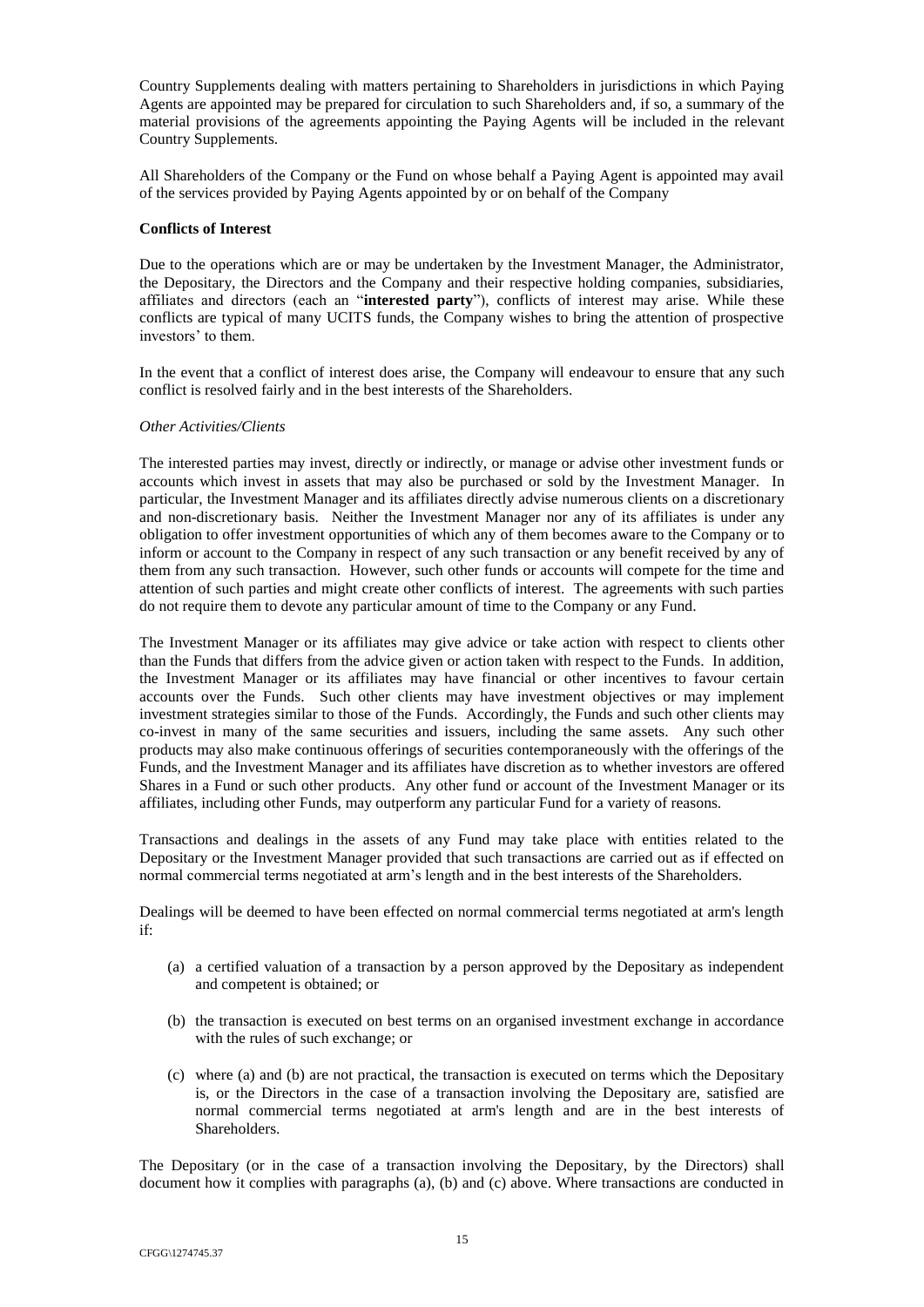Country Supplements dealing with matters pertaining to Shareholders in jurisdictions in which Paying Agents are appointed may be prepared for circulation to such Shareholders and, if so, a summary of the material provisions of the agreements appointing the Paying Agents will be included in the relevant Country Supplements.

All Shareholders of the Company or the Fund on whose behalf a Paying Agent is appointed may avail of the services provided by Paying Agents appointed by or on behalf of the Company

**Conflicts of Interest**

Due to the operations which are or may be undertaken by the Investment Manager, the Administrator, the Depositary, the Directors and the Company and their respective holding companies, subsidiaries, affiliates and directors (each an "**interested party**"), conflicts of interest may arise. While these conflicts are typical of many UCITS funds, the Company wishes to bring the attention of prospective investors' to them.

In the event that a conflict of interest does arise, the Company will endeavour to ensure that any such conflict is resolved fairly and in the best interests of the Shareholders.

*Other Activities/Clients*

The interested parties may invest, directly or indirectly, or manage or advise other investment funds or accounts which invest in assets that may also be purchased or sold by the Investment Manager. In particular, the Investment Manager and its affiliates directly advise numerous clients on a discretionary and non-discretionary basis. Neither the Investment Manager nor any of its affiliates is under any obligation to offer investment opportunities of which any of them becomes aware to the Company or to inform or account to the Company in respect of any such transaction or any benefit received by any of them from any such transaction. However, such other funds or accounts will compete for the time and attention of such parties and might create other conflicts of interest. The agreements with such parties do not require them to devote any particular amount of time to the Company or any Fund.

The Investment Manager or its affiliates may give advice or take action with respect to clients other than the Funds that differs from the advice given or action taken with respect to the Funds. In addition, the Investment Manager or its affiliates may have financial or other incentives to favour certain accounts over the Funds. Such other clients may have investment objectives or may implement investment strategies similar to those of the Funds. Accordingly, the Funds and such other clients may co-invest in many of the same securities and issuers, including the same assets. Any such other products may also make continuous offerings of securities contemporaneously with the offerings of the Funds, and the Investment Manager and its affiliates have discretion as to whether investors are offered Shares in a Fund or such other products. Any other fund or account of the Investment Manager or its affiliates, including other Funds, may outperform any particular Fund for a variety of reasons.

Transactions and dealings in the assets of any Fund may take place with entities related to the Depositary or the Investment Manager provided that such transactions are carried out as if effected on normal commercial terms negotiated at arm's length and in the best interests of the Shareholders.

Dealings will be deemed to have been effected on normal commercial terms negotiated at arm's length if:

(a) a certified valuation of a transaction by a person approved by the Depositary as independent and competent is obtained; or

(b) the transaction is executed on best terms on an organised investment exchange in accordance with the rules of such exchange; or

(c) where (a) and (b) are not practical, the transaction is executed on terms which the Depositary is, or the Directors in the case of a transaction involving the Depositary are, satisfied are normal commercial terms negotiated at arm's length and are in the best interests of Shareholders.

The Depositary (or in the case of a transaction involving the Depositary, by the Directors) shall document how it complies with paragraphs (a), (b) and (c) above. Where transactions are conducted in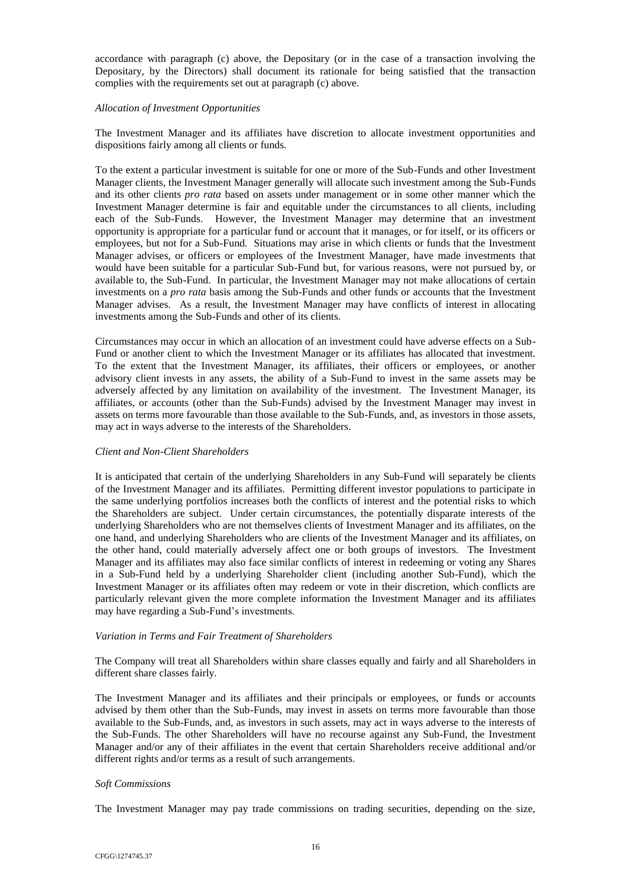accordance with paragraph (c) above, the Depositary (or in the case of a transaction involving the Depositary, by the Directors) shall document its rationale for being satisfied that the transaction complies with the requirements set out at paragraph (c) above.

*Allocation of Investment Opportunities*

The Investment Manager and its affiliates have discretion to allocate investment opportunities and dispositions fairly among all clients or funds.

To the extent a particular investment is suitable for one or more of the Sub-Funds and other Investment Manager clients, the Investment Manager generally will allocate such investment among the Sub-Funds and its other clients *pro rata* based on assets under management or in some other manner which the Investment Manager determine is fair and equitable under the circumstances to all clients, including each of the Sub-Funds. However, the Investment Manager may determine that an investment opportunity is appropriate for a particular fund or account that it manages, or for itself, or its officers or employees, but not for a Sub-Fund. Situations may arise in which clients or funds that the Investment Manager advises, or officers or employees of the Investment Manager, have made investments that would have been suitable for a particular Sub-Fund but, for various reasons, were not pursued by, or available to, the Sub-Fund. In particular, the Investment Manager may not make allocations of certain investments on a *pro rata* basis among the Sub-Funds and other funds or accounts that the Investment Manager advises. As a result, the Investment Manager may have conflicts of interest in allocating investments among the Sub-Funds and other of its clients.

Circumstances may occur in which an allocation of an investment could have adverse effects on a Sub-Fund or another client to which the Investment Manager or its affiliates has allocated that investment. To the extent that the Investment Manager, its affiliates, their officers or employees, or another advisory client invests in any assets, the ability of a Sub-Fund to invest in the same assets may be adversely affected by any limitation on availability of the investment. The Investment Manager, its affiliates, or accounts (other than the Sub-Funds) advised by the Investment Manager may invest in assets on terms more favourable than those available to the Sub-Funds, and, as investors in those assets, may act in ways adverse to the interests of the Shareholders.

*Client and Non-Client Shareholders*

It is anticipated that certain of the underlying Shareholders in any Sub-Fund will separately be clients of the Investment Manager and its affiliates. Permitting different investor populations to participate in the same underlying portfolios increases both the conflicts of interest and the potential risks to which the Shareholders are subject. Under certain circumstances, the potentially disparate interests of the underlying Shareholders who are not themselves clients of Investment Manager and its affiliates, on the one hand, and underlying Shareholders who are clients of the Investment Manager and its affiliates, on the other hand, could materially adversely affect one or both groups of investors. The Investment Manager and its affiliates may also face similar conflicts of interest in redeeming or voting any Shares in a Sub-Fund held by a underlying Shareholder client (including another Sub-Fund), which the Investment Manager or its affiliates often may redeem or vote in their discretion, which conflicts are particularly relevant given the more complete information the Investment Manager and its affiliates may have regarding a Sub-Fund's investments.

*Variation in Terms and Fair Treatment of Shareholders*

The Company will treat all Shareholders within share classes equally and fairly and all Shareholders in different share classes fairly.

The Investment Manager and its affiliates and their principals or employees, or funds or accounts advised by them other than the Sub-Funds, may invest in assets on terms more favourable than those available to the Sub-Funds, and, as investors in such assets, may act in ways adverse to the interests of the Sub-Funds. The other Shareholders will have no recourse against any Sub-Fund, the Investment Manager and/or any of their affiliates in the event that certain Shareholders receive additional and/or different rights and/or terms as a result of such arrangements.

*Soft Commissions*

The Investment Manager may pay trade commissions on trading securities, depending on the size,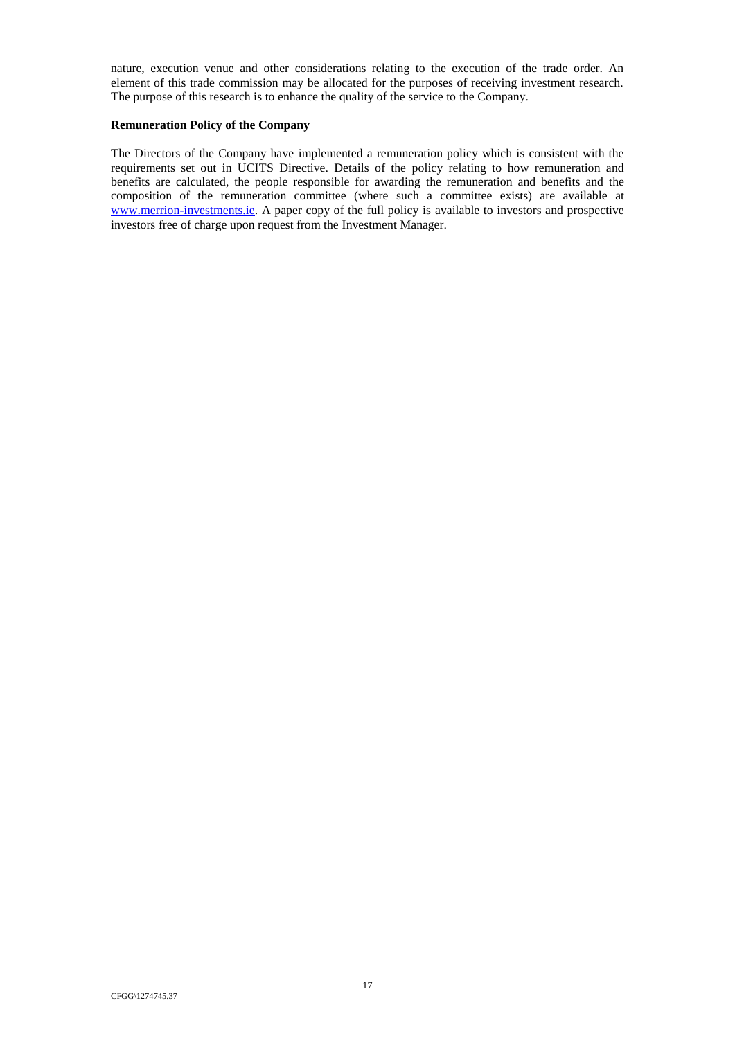nature, execution venue and other considerations relating to the execution of the trade order. An element of this trade commission may be allocated for the purposes of receiving investment research. The purpose of this research is to enhance the quality of the service to the Company.

**Remuneration Policy of the Company**

The Directors of the Company have implemented a remuneration policy which is consistent with the requirements set out in UCITS Directive. Details of the policy relating to how remuneration and benefits are calculated, the people responsible for awarding the remuneration and benefits and the composition of the remuneration committee (where such a committee exists) are available at www.merrion-investments.ie. A paper copy of the full policy is available to investors and prospective investors free of charge upon request from the Investment Manager.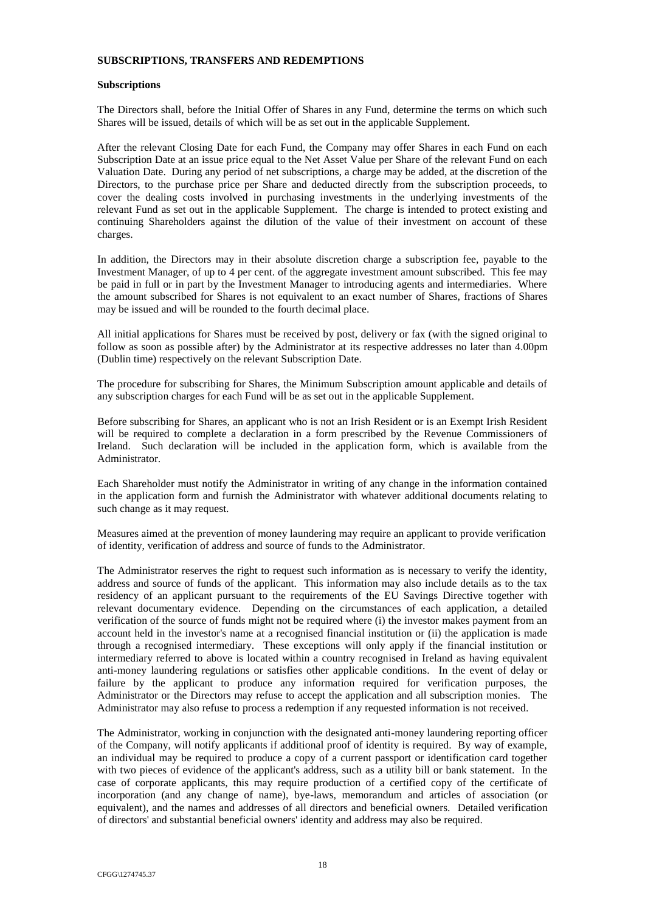## SUBSCRIPTIONS, TRANSFERS AND REDEMPTIONS

### Subscriptions

The Directors shall, before the Initial Offer of Shares in any Fund, determine the terms on which such Shares will be issued, details of which will be as set out in the applicable Supplement.

After the relevant Closing Date for each Fund, the Company may offer Shares in each Fund on each Subscription Date at an issue price equal to the Net Asset Value per Share of the relevant Fund on each Valuation Date. During any period of net subscriptions, a charge may be added, at the discretion of the Directors, to the purchase price per Share and deducted directly from the subscription proceeds, to cover the dealing costs involved in purchasing investments in the underlying investments of the relevant Fund as set out in the applicable Supplement. The charge is intended to protect existing and continuing Shareholders against the dilution of the value of their investment on account of these charges.

In addition, the Directors may in their absolute discretion charge a subscription fee, payable to the Investment Manager, of up to 4 per cent. of the aggregate investment amount subscribed. This fee may be paid in full or in part by the Investment Manager to introducing agents and intermediaries. Where the amount subscribed for Shares is not equivalent to an exact number of Shares, fractions of Shares may be issued and will be rounded to the fourth decimal place.

All initial applications for Shares must be received by post, delivery or fax (with the signed original to follow as soon as possible after) by the Administrator at its respective addresses no later than 4.00pm (Dublin time) respectively on the relevant Subscription Date.

The procedure for subscribing for Shares, the Minimum Subscription amount applicable and details of any subscription charges for each Fund will be as set out in the applicable Supplement.

Before subscribing for Shares, an applicant who is not an Irish Resident or is an Exempt Irish Resident will be required to complete a declaration in a form prescribed by the Revenue Commissioners of Ireland. Such declaration will be included in the application form, which is available from the Administrator.

Each Shareholder must notify the Administrator in writing of any change in the information contained in the application form and furnish the Administrator with whatever additional documents relating to such change as it may request.

Measures aimed at the prevention of money laundering may require an applicant to provide verification of identity, verification of address and source of funds to the Administrator.

The Administrator reserves the right to request such information as is necessary to verify the identity, address and source of funds of the applicant. This information may also include details as to the tax residency of an applicant pursuant to the requirements of the EU Savings Directive together with relevant documentary evidence. Depending on the circumstances of each application, a detailed verification of the source of funds might not be required where (i) the investor makes payment from an account held in the investor's name at a recognised financial institution or (ii) the application is made through a recognised intermediary. These exceptions will only apply if the financial institution or intermediary referred to above is located within a country recognised in Ireland as having equivalent anti-money laundering regulations or satisfies other applicable conditions. In the event of delay or failure by the applicant to produce any information required for verification purposes, the Administrator or the Directors may refuse to accept the application and all subscription monies. The Administrator may also refuse to process a redemption if any requested information is not received.

The Administrator, working in conjunction with the designated anti-money laundering reporting officer of the Company, will notify applicants if additional proof of identity is required. By way of example, an individual may be required to produce a copy of a current passport or identification card together with two pieces of evidence of the applicant's address, such as a utility bill or bank statement. In the case of corporate applicants, this may require production of a certified copy of the certificate of incorporation (and any change of name), bye-laws, memorandum and articles of association (or equivalent), and the names and addresses of all directors and beneficial owners. Detailed verification of directors' and substantial beneficial owners' identity and address may also be required.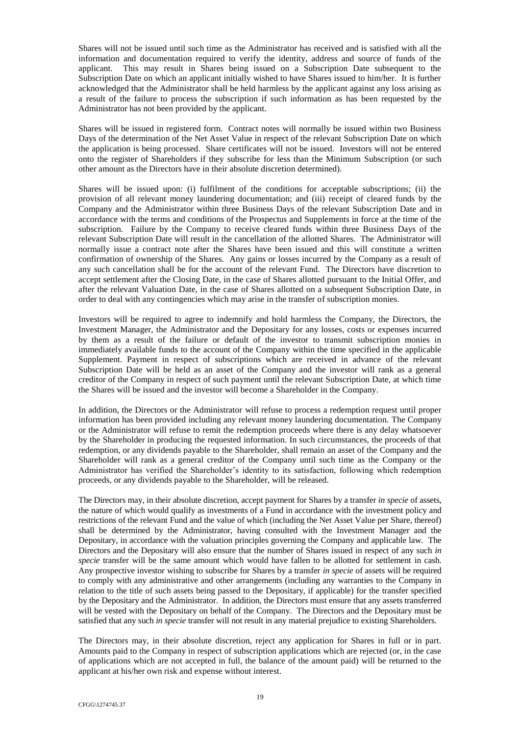Shares will not be issued until such time as the Administrator has received and is satisfied with all the information and documentation required to verify the identity, address and source of funds of the applicant. This may result in Shares being issued on a Subscription Date subsequent to the Subscription Date on which an applicant initially wished to have Shares issued to him/her. It is further acknowledged that the Administrator shall be held harmless by the applicant against any loss arising as a result of the failure to process the subscription if such information as has been requested by the Administrator has not been provided by the applicant.

Shares will be issued in registered form. Contract notes will normally be issued within two Business Days of the determination of the Net Asset Value in respect of the relevant Subscription Date on which the application is being processed. Share certificates will not be issued. Investors will not be entered onto the register of Shareholders if they subscribe for less than the Minimum Subscription (or such other amount as the Directors have in their absolute discretion determined).

Shares will be issued upon: (i) fulfilment of the conditions for acceptable subscriptions; (ii) the provision of all relevant money laundering documentation; and (iii) receipt of cleared funds by the Company and the Administrator within three Business Days of the relevant Subscription Date and in accordance with the terms and conditions of the Prospectus and Supplements in force at the time of the subscription. Failure by the Company to receive cleared funds within three Business Days of the relevant Subscription Date will result in the cancellation of the allotted Shares. The Administrator will normally issue a contract note after the Shares have been issued and this will constitute a written confirmation of ownership of the Shares. Any gains or losses incurred by the Company as a result of any such cancellation shall be for the account of the relevant Fund. The Directors have discretion to accept settlement after the Closing Date, in the case of Shares allotted pursuant to the Initial Offer, and after the relevant Valuation Date, in the case of Shares allotted on a subsequent Subscription Date, in order to deal with any contingencies which may arise in the transfer of subscription monies.

Investors will be required to agree to indemnify and hold harmless the Company, the Directors, the Investment Manager, the Administrator and the Depositary for any losses, costs or expenses incurred by them as a result of the failure or default of the investor to transmit subscription monies in immediately available funds to the account of the Company within the time specified in the applicable Supplement. Payment in respect of subscriptions which are received in advance of the relevant Subscription Date will be held as an asset of the Company and the investor will rank as a general creditor of the Company in respect of such payment until the relevant Subscription Date, at which time the Shares will be issued and the investor will become a Shareholder in the Company.

In addition, the Directors or the Administrator will refuse to process a redemption request until proper information has been provided including any relevant money laundering documentation. The Company or the Administrator will refuse to remit the redemption proceeds where there is any delay whatsoever by the Shareholder in producing the requested information. In such circumstances, the proceeds of that redemption, or any dividends payable to the Shareholder, shall remain an asset of the Company and the Shareholder will rank as a general creditor of the Company until such time as the Company or the Administrator has verified the Shareholder's identity to its satisfaction, following which redemption proceeds, or any dividends payable to the Shareholder, will be released.

The Directors may, in their absolute discretion, accept payment for Shares by a transfer *in specie* of assets, the nature of which would qualify as investments of a Fund in accordance with the investment policy and restrictions of the relevant Fund and the value of which (including the Net Asset Value per Share, thereof) shall be determined by the Administrator, having consulted with the Investment Manager and the Depositary, in accordance with the valuation principles governing the Company and applicable law. The Directors and the Depositary will also ensure that the number of Shares issued in respect of any such *in specie* transfer will be the same amount which would have fallen to be allotted for settlement in cash. Any prospective investor wishing to subscribe for Shares by a transfer *in specie* of assets will be required to comply with any administrative and other arrangements (including any warranties to the Company in relation to the title of such assets being passed to the Depositary, if applicable) for the transfer specified by the Depositary and the Administrator. In addition, the Directors must ensure that any assets transferred will be vested with the Depositary on behalf of the Company. The Directors and the Depositary must be satisfied that any such *in specie* transfer will not result in any material prejudice to existing Shareholders.

The Directors may, in their absolute discretion, reject any application for Shares in full or in part. Amounts paid to the Company in respect of subscription applications which are rejected (or, in the case of applications which are not accepted in full, the balance of the amount paid) will be returned to the applicant at his/her own risk and expense without interest.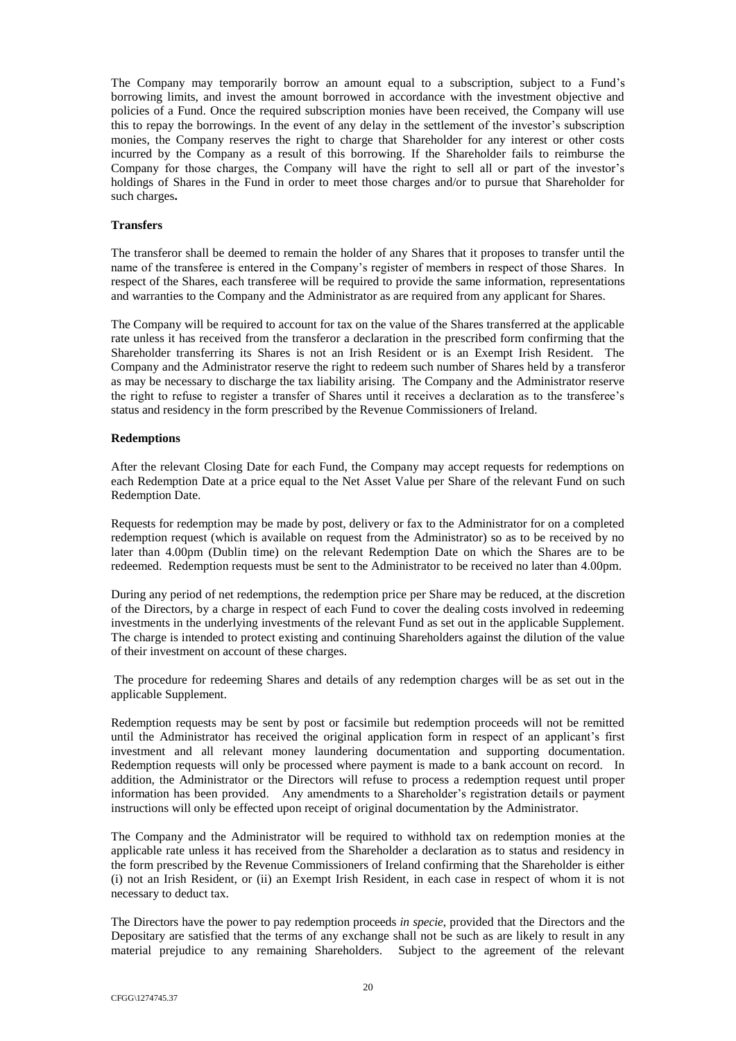The Company may temporarily borrow an amount equal to a subscription, subject to a Fund's borrowing limits, and invest the amount borrowed in accordance with the investment objective and policies of a Fund. Once the required subscription monies have been received, the Company will use this to repay the borrowings. In the event of any delay in the settlement of the investor's subscription monies, the Company reserves the right to charge that Shareholder for any interest or other costs incurred by the Company as a result of this borrowing. If the Shareholder fails to reimburse the Company for those charges, the Company will have the right to sell all or part of the investor's holdings of Shares in the Fund in order to meet those charges and/or to pursue that Shareholder for such charges**.**

**Transfers**

The transferor shall be deemed to remain the holder of any Shares that it proposes to transfer until the name of the transferee is entered in the Company's register of members in respect of those Shares. In respect of the Shares, each transferee will be required to provide the same information, representations and warranties to the Company and the Administrator as are required from any applicant for Shares.

The Company will be required to account for tax on the value of the Shares transferred at the applicable rate unless it has received from the transferor a declaration in the prescribed form confirming that the Shareholder transferring its Shares is not an Irish Resident or is an Exempt Irish Resident. The Company and the Administrator reserve the right to redeem such number of Shares held by a transferor as may be necessary to discharge the tax liability arising. The Company and the Administrator reserve the right to refuse to register a transfer of Shares until it receives a declaration as to the transferee's status and residency in the form prescribed by the Revenue Commissioners of Ireland.

**Redemptions**

After the relevant Closing Date for each Fund, the Company may accept requests for redemptions on each Redemption Date at a price equal to the Net Asset Value per Share of the relevant Fund on such Redemption Date.

Requests for redemption may be made by post, delivery or fax to the Administrator for on a completed redemption request (which is available on request from the Administrator) so as to be received by no later than 4.00pm (Dublin time) on the relevant Redemption Date on which the Shares are to be redeemed. Redemption requests must be sent to the Administrator to be received no later than 4.00pm.

During any period of net redemptions, the redemption price per Share may be reduced, at the discretion of the Directors, by a charge in respect of each Fund to cover the dealing costs involved in redeeming investments in the underlying investments of the relevant Fund as set out in the applicable Supplement. The charge is intended to protect existing and continuing Shareholders against the dilution of the value of their investment on account of these charges.

The procedure for redeeming Shares and details of any redemption charges will be as set out in the applicable Supplement.

Redemption requests may be sent by post or facsimile but redemption proceeds will not be remitted until the Administrator has received the original application form in respect of an applicant's first investment and all relevant money laundering documentation and supporting documentation. Redemption requests will only be processed where payment is made to a bank account on record. In addition, the Administrator or the Directors will refuse to process a redemption request until proper information has been provided. Any amendments to a Shareholder's registration details or payment instructions will only be effected upon receipt of original documentation by the Administrator.

The Company and the Administrator will be required to withhold tax on redemption monies at the applicable rate unless it has received from the Shareholder a declaration as to status and residency in the form prescribed by the Revenue Commissioners of Ireland confirming that the Shareholder is either (i) not an Irish Resident, or (ii) an Exempt Irish Resident, in each case in respect of whom it is not necessary to deduct tax.

The Directors have the power to pay redemption proceeds *in specie*, provided that the Directors and the Depositary are satisfied that the terms of any exchange shall not be such as are likely to result in any material prejudice to any remaining Shareholders. Subject to the agreement of the relevant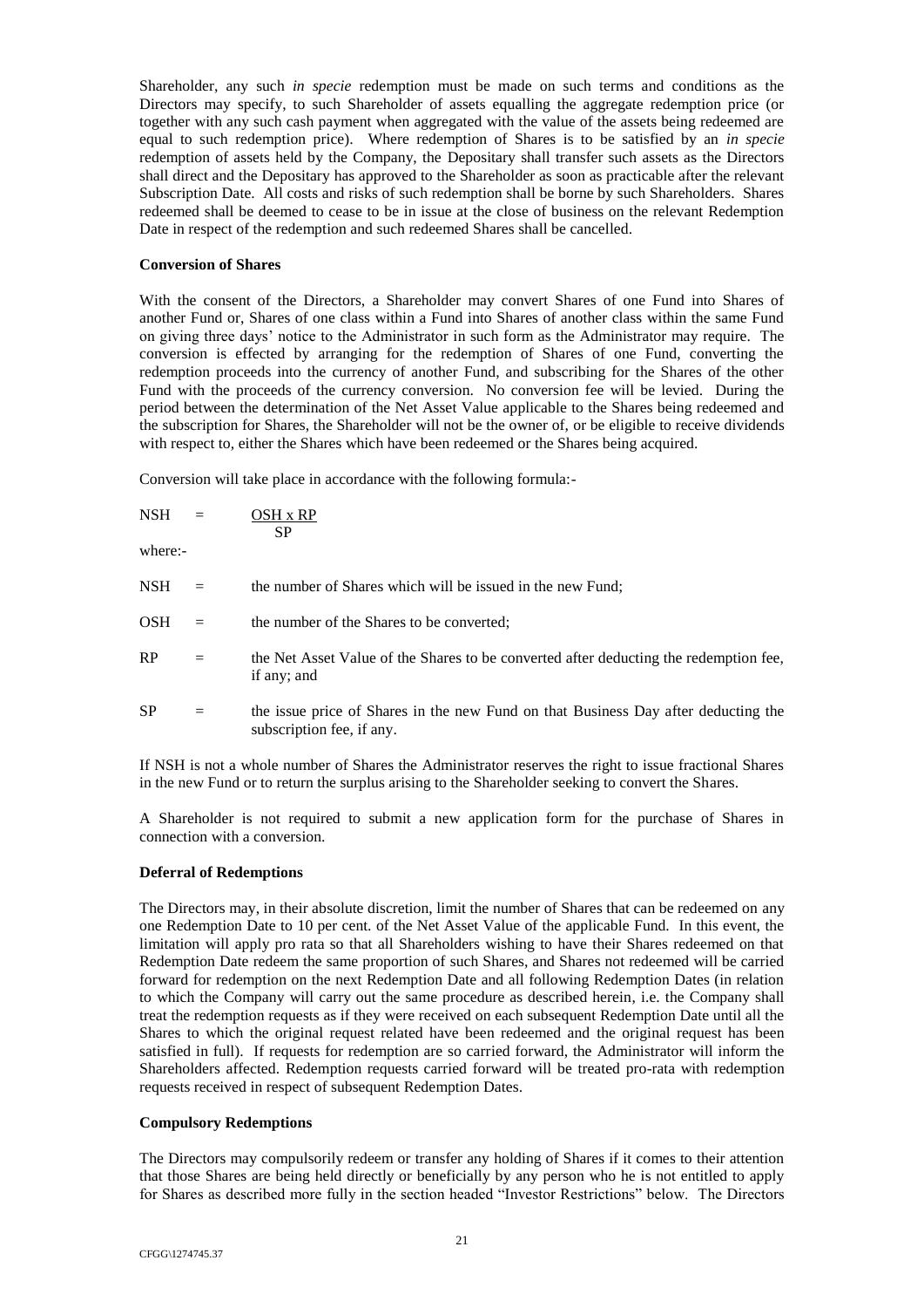Shareholder, any such *in specie* redemption must be made on such terms and conditions as the Directors may specify, to such Shareholder of assets equalling the aggregate redemption price (or together with any such cash payment when aggregated with the value of the assets being redeemed are equal to such redemption price). Where redemption of Shares is to be satisfied by an *in specie* redemption of assets held by the Company, the Depositary shall transfer such assets as the Directors shall direct and the Depositary has approved to the Shareholder as soon as practicable after the relevant Subscription Date. All costs and risks of such redemption shall be borne by such Shareholders. Shares redeemed shall be deemed to cease to be in issue at the close of business on the relevant Redemption Date in respect of the redemption and such redeemed Shares shall be cancelled.

**Conversion of Shares**

With the consent of the Directors, a Shareholder may convert Shares of one Fund into Shares of another Fund or, Shares of one class within a Fund into Shares of another class within the same Fund on giving three days' notice to the Administrator in such form as the Administrator may require. The conversion is effected by arranging for the redemption of Shares of one Fund, converting the redemption proceeds into the currency of another Fund, and subscribing for the Shares of the other Fund with the proceeds of the currency conversion. No conversion fee will be levied. During the period between the determination of the Net Asset Value applicable to the Shares being redeemed and the subscription for Shares, the Shareholder will not be the owner of, or be eligible to receive dividends with respect to, either the Shares which have been redeemed or the Shares being acquired.

Conversion will take place in accordance with the following formula:-

$$NSH = \frac{OSH \times RP}{SP}$$

where:-

NSH = the number of Shares which will be issued in the new Fund;

OSH = the number of the Shares to be converted;

RP = the Net Asset Value of the Shares to be converted after deducting the redemption fee, if any; and

SP = the issue price of Shares in the new Fund on that Business Day after deducting the subscription fee, if any.

If NSH is not a whole number of Shares the Administrator reserves the right to issue fractional Shares in the new Fund or to return the surplus arising to the Shareholder seeking to convert the Shares.

A Shareholder is not required to submit a new application form for the purchase of Shares in connection with a conversion.

**Deferral of Redemptions**

The Directors may, in their absolute discretion, limit the number of Shares that can be redeemed on any one Redemption Date to 10 per cent. of the Net Asset Value of the applicable Fund. In this event, the limitation will apply pro rata so that all Shareholders wishing to have their Shares redeemed on that Redemption Date redeem the same proportion of such Shares, and Shares not redeemed will be carried forward for redemption on the next Redemption Date and all following Redemption Dates (in relation to which the Company will carry out the same procedure as described herein, i.e. the Company shall treat the redemption requests as if they were received on each subsequent Redemption Date until all the Shares to which the original request related have been redeemed and the original request has been satisfied in full). If requests for redemption are so carried forward, the Administrator will inform the Shareholders affected. Redemption requests carried forward will be treated pro-rata with redemption requests received in respect of subsequent Redemption Dates.

**Compulsory Redemptions**

The Directors may compulsorily redeem or transfer any holding of Shares if it comes to their attention that those Shares are being held directly or beneficially by any person who he is not entitled to apply for Shares as described more fully in the section headed "Investor Restrictions" below. The Directors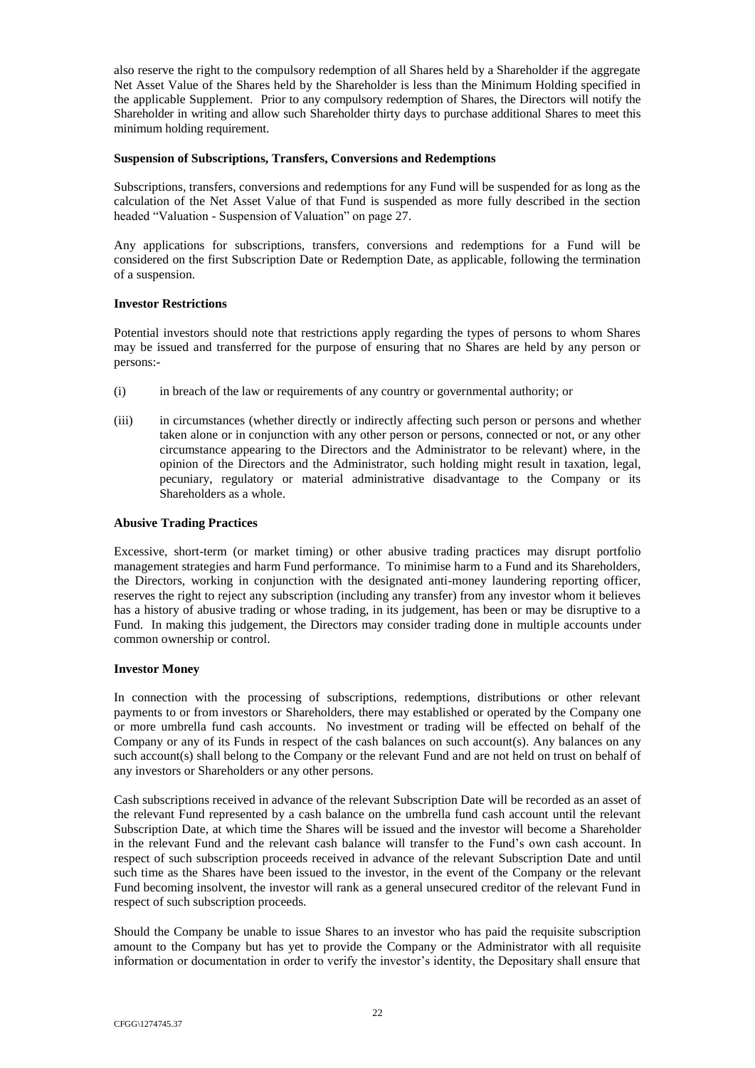also reserve the right to the compulsory redemption of all Shares held by a Shareholder if the aggregate Net Asset Value of the Shares held by the Shareholder is less than the Minimum Holding specified in the applicable Supplement. Prior to any compulsory redemption of Shares, the Directors will notify the Shareholder in writing and allow such Shareholder thirty days to purchase additional Shares to meet this minimum holding requirement.

**Suspension of Subscriptions, Transfers, Conversions and Redemptions**

Subscriptions, transfers, conversions and redemptions for any Fund will be suspended for as long as the calculation of the Net Asset Value of that Fund is suspended as more fully described in the section headed "Valuation - Suspension of Valuation" on page 27.

Any applications for subscriptions, transfers, conversions and redemptions for a Fund will be considered on the first Subscription Date or Redemption Date, as applicable, following the termination of a suspension.

**Investor Restrictions**

Potential investors should note that restrictions apply regarding the types of persons to whom Shares may be issued and transferred for the purpose of ensuring that no Shares are held by any person or persons:-

(i) in breach of the law or requirements of any country or governmental authority; or

(iii) in circumstances (whether directly or indirectly affecting such person or persons and whether taken alone or in conjunction with any other person or persons, connected or not, or any other circumstance appearing to the Directors and the Administrator to be relevant) where, in the opinion of the Directors and the Administrator, such holding might result in taxation, legal, pecuniary, regulatory or material administrative disadvantage to the Company or its Shareholders as a whole.

**Abusive Trading Practices**

Excessive, short-term (or market timing) or other abusive trading practices may disrupt portfolio management strategies and harm Fund performance. To minimise harm to a Fund and its Shareholders, the Directors, working in conjunction with the designated anti-money laundering reporting officer, reserves the right to reject any subscription (including any transfer) from any investor whom it believes has a history of abusive trading or whose trading, in its judgement, has been or may be disruptive to a Fund. In making this judgement, the Directors may consider trading done in multiple accounts under common ownership or control.

**Investor Money**

In connection with the processing of subscriptions, redemptions, distributions or other relevant payments to or from investors or Shareholders, there may established or operated by the Company one or more umbrella fund cash accounts. No investment or trading will be effected on behalf of the Company or any of its Funds in respect of the cash balances on such account(s). Any balances on any such account(s) shall belong to the Company or the relevant Fund and are not held on trust on behalf of any investors or Shareholders or any other persons.

Cash subscriptions received in advance of the relevant Subscription Date will be recorded as an asset of the relevant Fund represented by a cash balance on the umbrella fund cash account until the relevant Subscription Date, at which time the Shares will be issued and the investor will become a Shareholder in the relevant Fund and the relevant cash balance will transfer to the Fund's own cash account. In respect of such subscription proceeds received in advance of the relevant Subscription Date and until such time as the Shares have been issued to the investor, in the event of the Company or the relevant Fund becoming insolvent, the investor will rank as a general unsecured creditor of the relevant Fund in respect of such subscription proceeds.

Should the Company be unable to issue Shares to an investor who has paid the requisite subscription amount to the Company but has yet to provide the Company or the Administrator with all requisite information or documentation in order to verify the investor's identity, the Depositary shall ensure that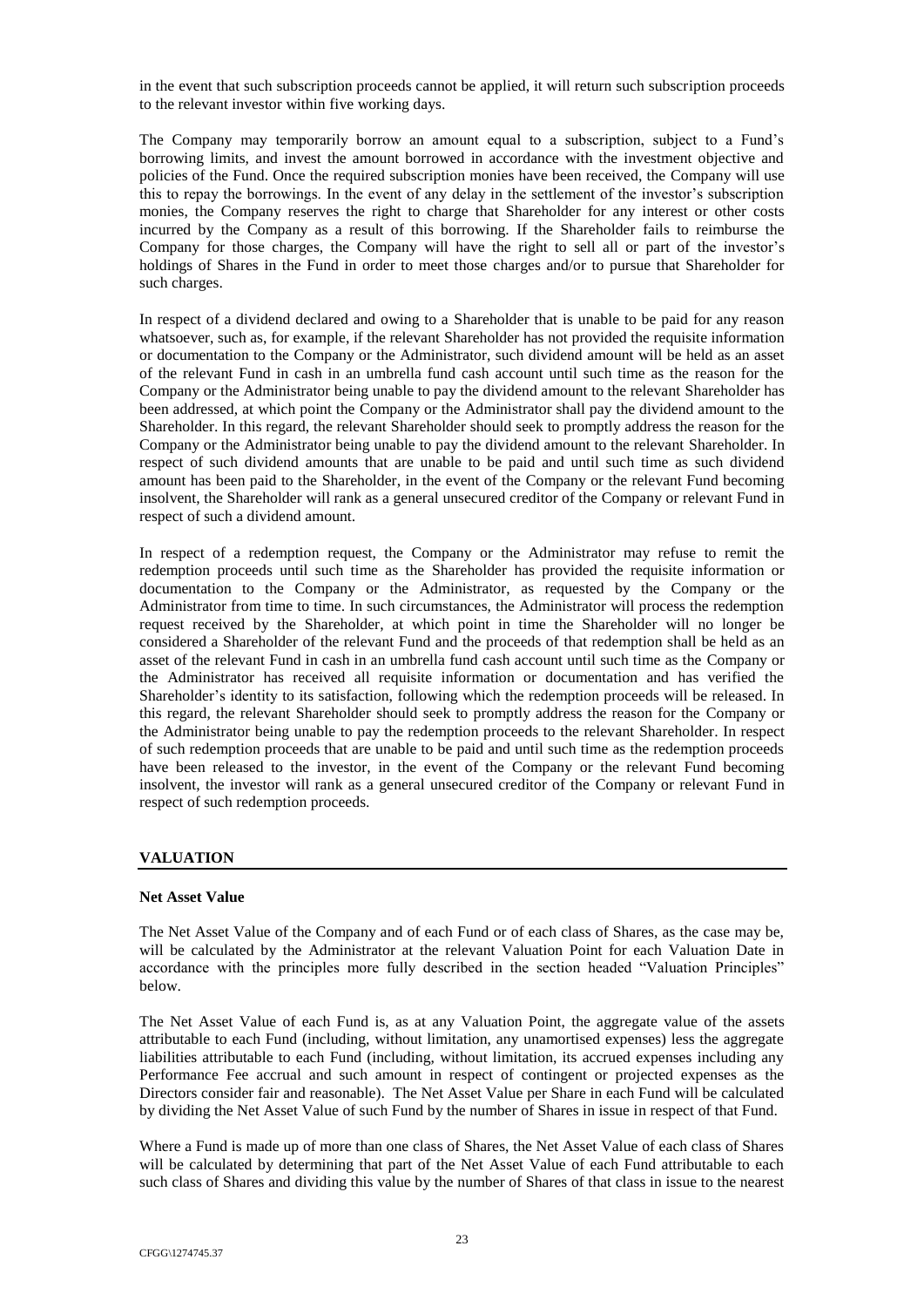in the event that such subscription proceeds cannot be applied, it will return such subscription proceeds to the relevant investor within five working days.

The Company may temporarily borrow an amount equal to a subscription, subject to a Fund's borrowing limits, and invest the amount borrowed in accordance with the investment objective and policies of the Fund. Once the required subscription monies have been received, the Company will use this to repay the borrowings. In the event of any delay in the settlement of the investor's subscription monies, the Company reserves the right to charge that Shareholder for any interest or other costs incurred by the Company as a result of this borrowing. If the Shareholder fails to reimburse the Company for those charges, the Company will have the right to sell all or part of the investor's holdings of Shares in the Fund in order to meet those charges and/or to pursue that Shareholder for such charges.

In respect of a dividend declared and owing to a Shareholder that is unable to be paid for any reason whatsoever, such as, for example, if the relevant Shareholder has not provided the requisite information or documentation to the Company or the Administrator, such dividend amount will be held as an asset of the relevant Fund in cash in an umbrella fund cash account until such time as the reason for the Company or the Administrator being unable to pay the dividend amount to the relevant Shareholder has been addressed, at which point the Company or the Administrator shall pay the dividend amount to the Shareholder. In this regard, the relevant Shareholder should seek to promptly address the reason for the Company or the Administrator being unable to pay the dividend amount to the relevant Shareholder. In respect of such dividend amounts that are unable to be paid and until such time as such dividend amount has been paid to the Shareholder, in the event of the Company or the relevant Fund becoming insolvent, the Shareholder will rank as a general unsecured creditor of the Company or relevant Fund in respect of such a dividend amount.

In respect of a redemption request, the Company or the Administrator may refuse to remit the redemption proceeds until such time as the Shareholder has provided the requisite information or documentation to the Company or the Administrator, as requested by the Company or the Administrator from time to time. In such circumstances, the Administrator will process the redemption request received by the Shareholder, at which point in time the Shareholder will no longer be considered a Shareholder of the relevant Fund and the proceeds of that redemption shall be held as an asset of the relevant Fund in cash in an umbrella fund cash account until such time as the Company or the Administrator has received all requisite information or documentation and has verified the Shareholder's identity to its satisfaction, following which the redemption proceeds will be released. In this regard, the relevant Shareholder should seek to promptly address the reason for the Company or the Administrator being unable to pay the redemption proceeds to the relevant Shareholder. In respect of such redemption proceeds that are unable to be paid and until such time as the redemption proceeds have been released to the investor, in the event of the Company or the relevant Fund becoming insolvent, the investor will rank as a general unsecured creditor of the Company or relevant Fund in respect of such redemption proceeds.

## VALUATION

### Net Asset Value

The Net Asset Value of the Company and of each Fund or of each class of Shares, as the case may be, will be calculated by the Administrator at the relevant Valuation Point for each Valuation Date in accordance with the principles more fully described in the section headed "Valuation Principles" below.

The Net Asset Value of each Fund is, as at any Valuation Point, the aggregate value of the assets attributable to each Fund (including, without limitation, any unamortised expenses) less the aggregate liabilities attributable to each Fund (including, without limitation, its accrued expenses including any Performance Fee accrual and such amount in respect of contingent or projected expenses as the Directors consider fair and reasonable). The Net Asset Value per Share in each Fund will be calculated by dividing the Net Asset Value of such Fund by the number of Shares in issue in respect of that Fund.

Where a Fund is made up of more than one class of Shares, the Net Asset Value of each class of Shares will be calculated by determining that part of the Net Asset Value of each Fund attributable to each such class of Shares and dividing this value by the number of Shares of that class in issue to the nearest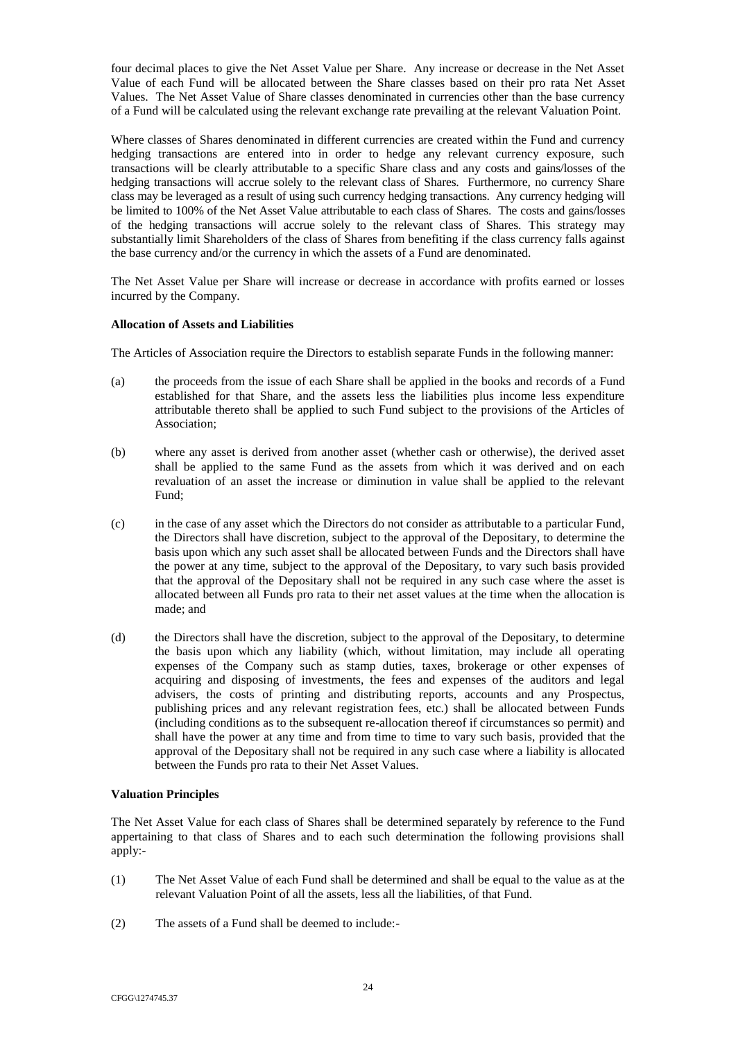four decimal places to give the Net Asset Value per Share. Any increase or decrease in the Net Asset Value of each Fund will be allocated between the Share classes based on their pro rata Net Asset Values. The Net Asset Value of Share classes denominated in currencies other than the base currency of a Fund will be calculated using the relevant exchange rate prevailing at the relevant Valuation Point.

Where classes of Shares denominated in different currencies are created within the Fund and currency hedging transactions are entered into in order to hedge any relevant currency exposure, such transactions will be clearly attributable to a specific Share class and any costs and gains/losses of the hedging transactions will accrue solely to the relevant class of Shares. Furthermore, no currency Share class may be leveraged as a result of using such currency hedging transactions. Any currency hedging will be limited to 100% of the Net Asset Value attributable to each class of Shares. The costs and gains/losses of the hedging transactions will accrue solely to the relevant class of Shares. This strategy may substantially limit Shareholders of the class of Shares from benefiting if the class currency falls against the base currency and/or the currency in which the assets of a Fund are denominated.

The Net Asset Value per Share will increase or decrease in accordance with profits earned or losses incurred by the Company.

**Allocation of Assets and Liabilities**

The Articles of Association require the Directors to establish separate Funds in the following manner:

(a) the proceeds from the issue of each Share shall be applied in the books and records of a Fund established for that Share, and the assets less the liabilities plus income less expenditure attributable thereto shall be applied to such Fund subject to the provisions of the Articles of Association;

(b) where any asset is derived from another asset (whether cash or otherwise), the derived asset shall be applied to the same Fund as the assets from which it was derived and on each revaluation of an asset the increase or diminution in value shall be applied to the relevant Fund;

(c) in the case of any asset which the Directors do not consider as attributable to a particular Fund, the Directors shall have discretion, subject to the approval of the Depositary, to determine the basis upon which any such asset shall be allocated between Funds and the Directors shall have the power at any time, subject to the approval of the Depositary, to vary such basis provided that the approval of the Depositary shall not be required in any such case where the asset is allocated between all Funds pro rata to their net asset values at the time when the allocation is made; and

(d) the Directors shall have the discretion, subject to the approval of the Depositary, to determine the basis upon which any liability (which, without limitation, may include all operating expenses of the Company such as stamp duties, taxes, brokerage or other expenses of acquiring and disposing of investments, the fees and expenses of the auditors and legal advisers, the costs of printing and distributing reports, accounts and any Prospectus, publishing prices and any relevant registration fees, etc.) shall be allocated between Funds (including conditions as to the subsequent re-allocation thereof if circumstances so permit) and shall have the power at any time and from time to time to vary such basis, provided that the approval of the Depositary shall not be required in any such case where a liability is allocated between the Funds pro rata to their Net Asset Values.

**Valuation Principles**

The Net Asset Value for each class of Shares shall be determined separately by reference to the Fund appertaining to that class of Shares and to each such determination the following provisions shall apply:-

(1) The Net Asset Value of each Fund shall be determined and shall be equal to the value as at the relevant Valuation Point of all the assets, less all the liabilities, of that Fund.

(2) The assets of a Fund shall be deemed to include:-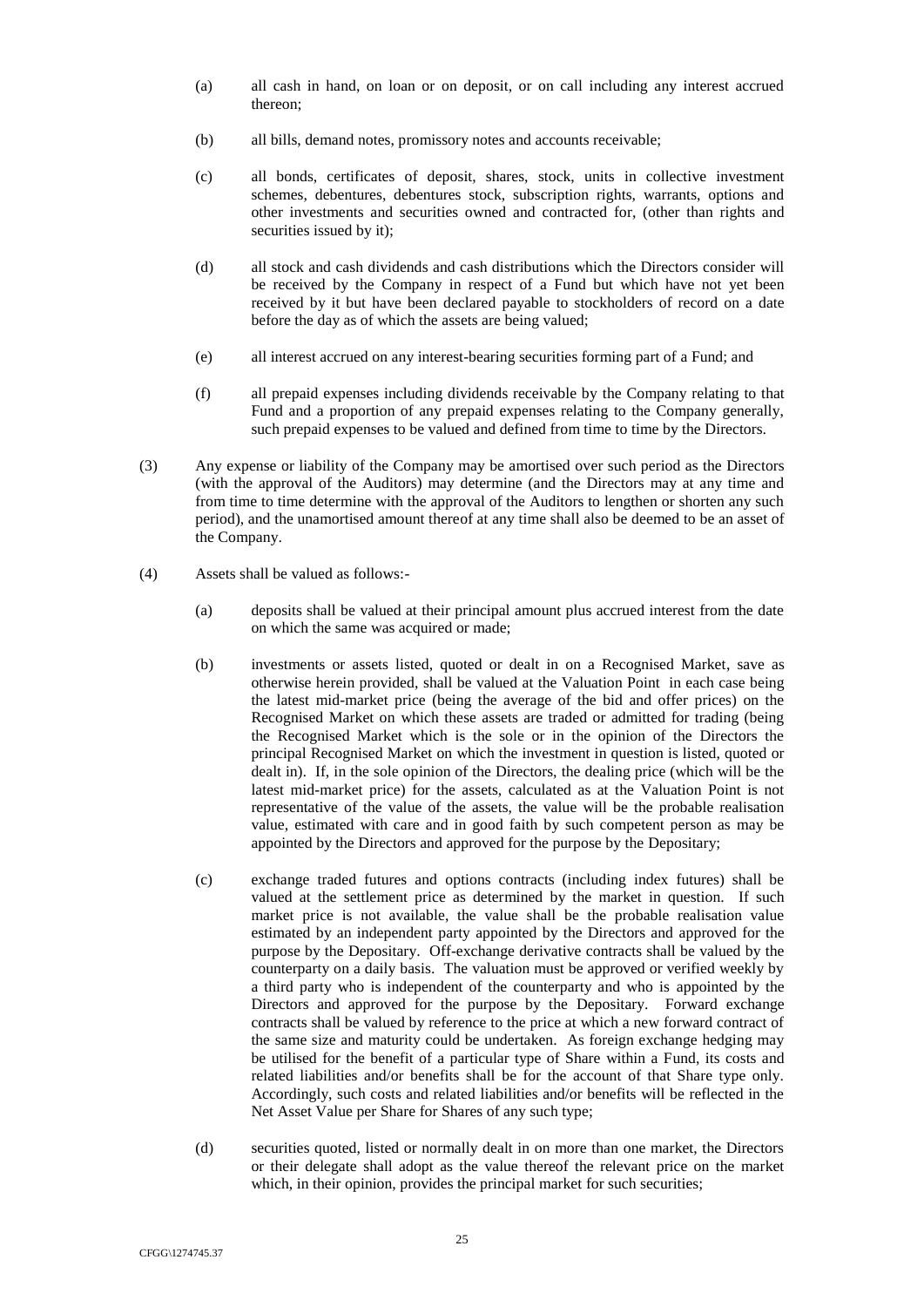(a) all cash in hand, on loan or on deposit, or on call including any interest accrued thereon;

(b) all bills, demand notes, promissory notes and accounts receivable;

(c) all bonds, certificates of deposit, shares, stock, units in collective investment schemes, debentures, debentures stock, subscription rights, warrants, options and other investments and securities owned and contracted for, (other than rights and securities issued by it);

(d) all stock and cash dividends and cash distributions which the Directors consider will be received by the Company in respect of a Fund but which have not yet been received by it but have been declared payable to stockholders of record on a date before the day as of which the assets are being valued;

(e) all interest accrued on any interest-bearing securities forming part of a Fund; and

(f) all prepaid expenses including dividends receivable by the Company relating to that Fund and a proportion of any prepaid expenses relating to the Company generally, such prepaid expenses to be valued and defined from time to time by the Directors.

(3) Any expense or liability of the Company may be amortised over such period as the Directors (with the approval of the Auditors) may determine (and the Directors may at any time and from time to time determine with the approval of the Auditors to lengthen or shorten any such period), and the unamortised amount thereof at any time shall also be deemed to be an asset of the Company.

(4) Assets shall be valued as follows:-

(a) deposits shall be valued at their principal amount plus accrued interest from the date on which the same was acquired or made;

(b) investments or assets listed, quoted or dealt in on a Recognised Market, save as otherwise herein provided, shall be valued at the Valuation Point in each case being the latest mid-market price (being the average of the bid and offer prices) on the Recognised Market on which these assets are traded or admitted for trading (being the Recognised Market which is the sole or in the opinion of the Directors the principal Recognised Market on which the investment in question is listed, quoted or dealt in). If, in the sole opinion of the Directors, the dealing price (which will be the latest mid-market price) for the assets, calculated as at the Valuation Point is not representative of the value of the assets, the value will be the probable realisation value, estimated with care and in good faith by such competent person as may be appointed by the Directors and approved for the purpose by the Depositary;

(c) exchange traded futures and options contracts (including index futures) shall be valued at the settlement price as determined by the market in question. If such market price is not available, the value shall be the probable realisation value estimated by an independent party appointed by the Directors and approved for the purpose by the Depositary. Off-exchange derivative contracts shall be valued by the counterparty on a daily basis. The valuation must be approved or verified weekly by a third party who is independent of the counterparty and who is appointed by the Directors and approved for the purpose by the Depositary. Forward exchange contracts shall be valued by reference to the price at which a new forward contract of the same size and maturity could be undertaken. As foreign exchange hedging may be utilised for the benefit of a particular type of Share within a Fund, its costs and related liabilities and/or benefits shall be for the account of that Share type only. Accordingly, such costs and related liabilities and/or benefits will be reflected in the Net Asset Value per Share for Shares of any such type;

(d) securities quoted, listed or normally dealt in on more than one market, the Directors or their delegate shall adopt as the value thereof the relevant price on the market which, in their opinion, provides the principal market for such securities;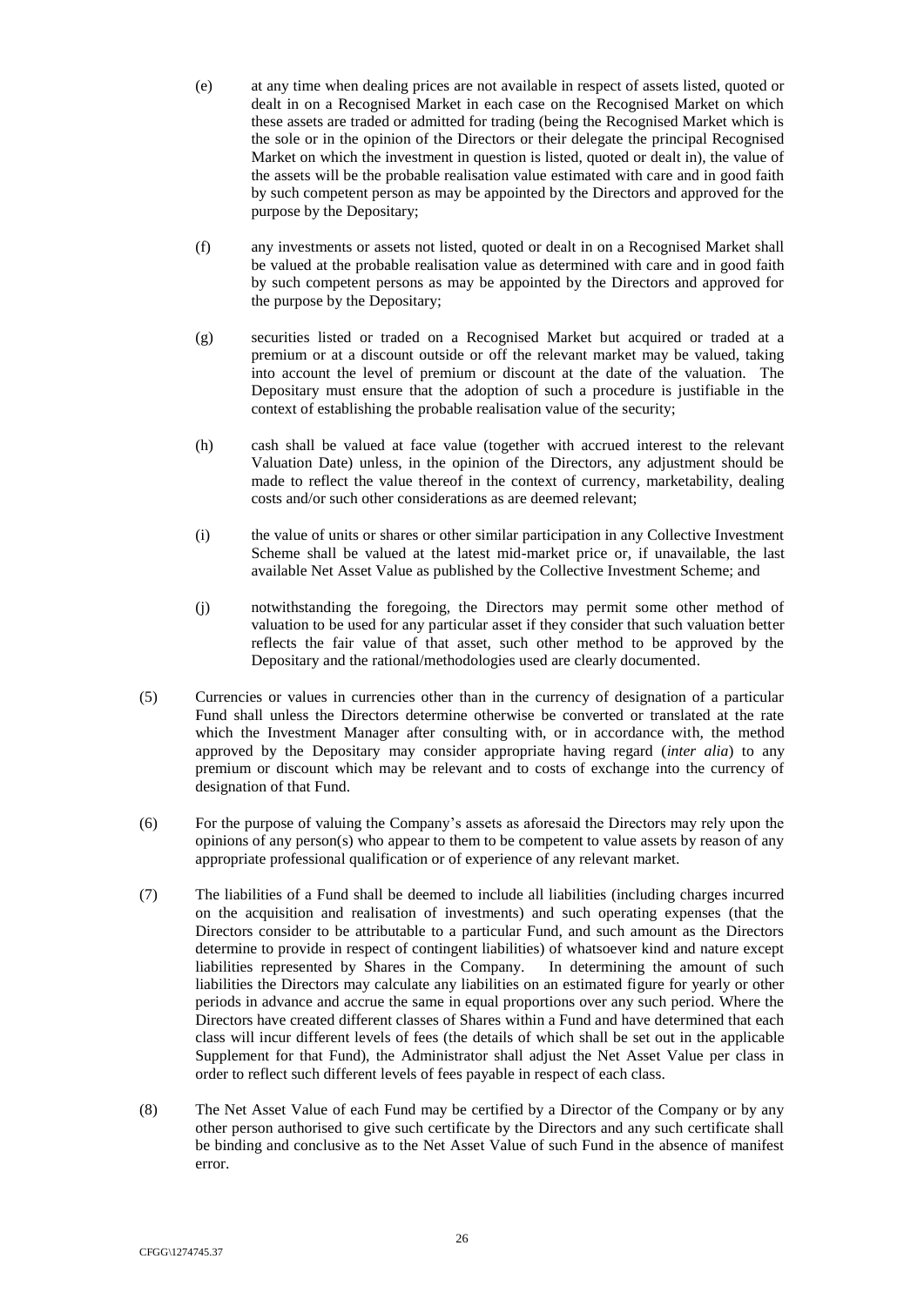(e) at any time when dealing prices are not available in respect of assets listed, quoted or dealt in on a Recognised Market in each case on the Recognised Market on which these assets are traded or admitted for trading (being the Recognised Market which is the sole or in the opinion of the Directors or their delegate the principal Recognised Market on which the investment in question is listed, quoted or dealt in), the value of the assets will be the probable realisation value estimated with care and in good faith by such competent person as may be appointed by the Directors and approved for the purpose by the Depositary;

(f) any investments or assets not listed, quoted or dealt in on a Recognised Market shall be valued at the probable realisation value as determined with care and in good faith by such competent persons as may be appointed by the Directors and approved for the purpose by the Depositary;

(g) securities listed or traded on a Recognised Market but acquired or traded at a premium or at a discount outside or off the relevant market may be valued, taking into account the level of premium or discount at the date of the valuation. The Depositary must ensure that the adoption of such a procedure is justifiable in the context of establishing the probable realisation value of the security;

(h) cash shall be valued at face value (together with accrued interest to the relevant Valuation Date) unless, in the opinion of the Directors, any adjustment should be made to reflect the value thereof in the context of currency, marketability, dealing costs and/or such other considerations as are deemed relevant;

(i) the value of units or shares or other similar participation in any Collective Investment Scheme shall be valued at the latest mid-market price or, if unavailable, the last available Net Asset Value as published by the Collective Investment Scheme; and

(j) notwithstanding the foregoing, the Directors may permit some other method of valuation to be used for any particular asset if they consider that such valuation better reflects the fair value of that asset, such other method to be approved by the Depositary and the rational/methodologies used are clearly documented.

(5) Currencies or values in currencies other than in the currency of designation of a particular Fund shall unless the Directors determine otherwise be converted or translated at the rate which the Investment Manager after consulting with, or in accordance with, the method approved by the Depositary may consider appropriate having regard (*inter alia*) to any premium or discount which may be relevant and to costs of exchange into the currency of designation of that Fund.

(6) For the purpose of valuing the Company's assets as aforesaid the Directors may rely upon the opinions of any person(s) who appear to them to be competent to value assets by reason of any appropriate professional qualification or of experience of any relevant market.

(7) The liabilities of a Fund shall be deemed to include all liabilities (including charges incurred on the acquisition and realisation of investments) and such operating expenses (that the Directors consider to be attributable to a particular Fund, and such amount as the Directors determine to provide in respect of contingent liabilities) of whatsoever kind and nature except liabilities represented by Shares in the Company. In determining the amount of such liabilities the Directors may calculate any liabilities on an estimated figure for yearly or other periods in advance and accrue the same in equal proportions over any such period. Where the Directors have created different classes of Shares within a Fund and have determined that each class will incur different levels of fees (the details of which shall be set out in the applicable Supplement for that Fund), the Administrator shall adjust the Net Asset Value per class in order to reflect such different levels of fees payable in respect of each class.

(8) The Net Asset Value of each Fund may be certified by a Director of the Company or by any other person authorised to give such certificate by the Directors and any such certificate shall be binding and conclusive as to the Net Asset Value of such Fund in the absence of manifest error.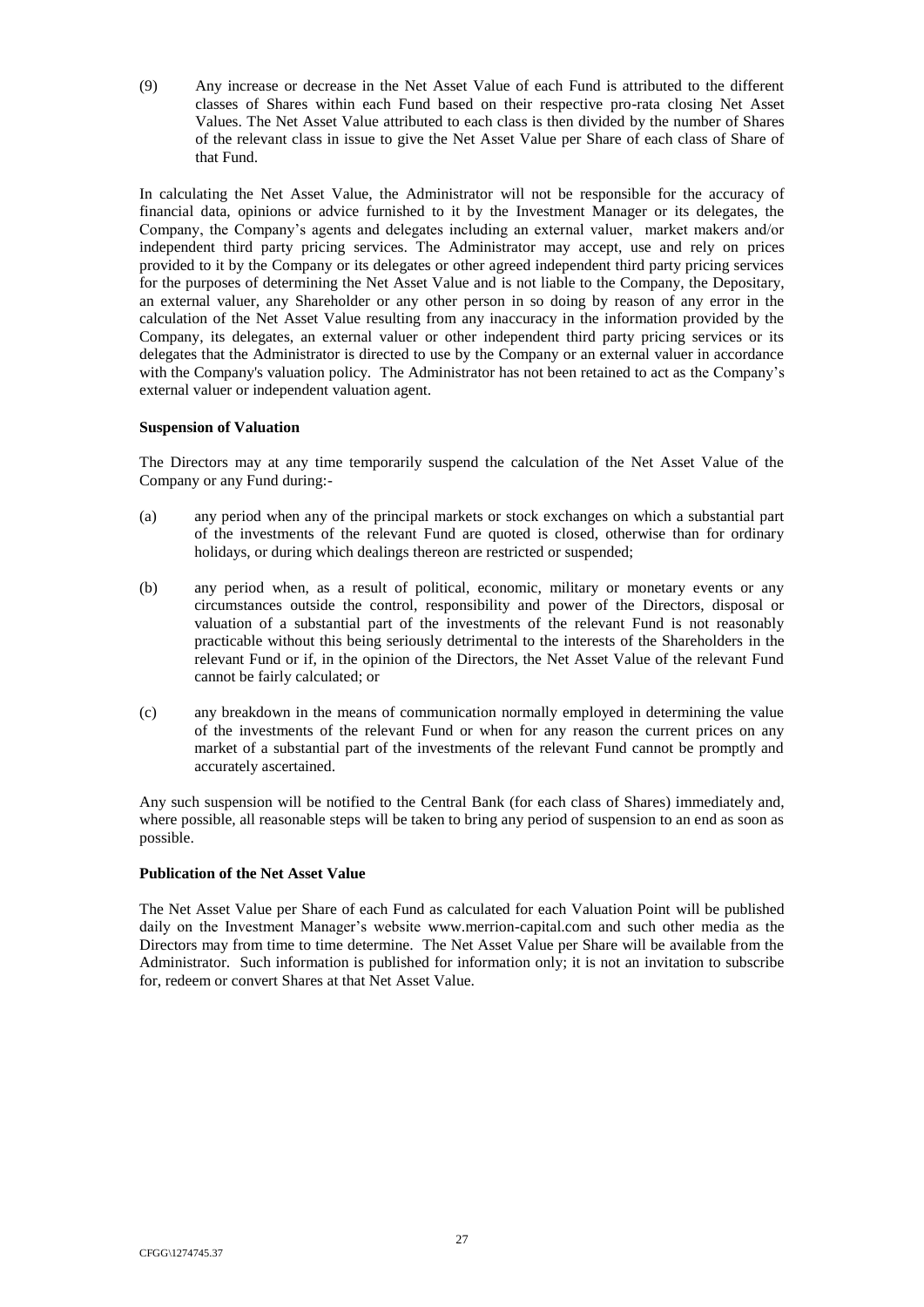(9) Any increase or decrease in the Net Asset Value of each Fund is attributed to the different classes of Shares within each Fund based on their respective pro-rata closing Net Asset Values. The Net Asset Value attributed to each class is then divided by the number of Shares of the relevant class in issue to give the Net Asset Value per Share of each class of Share of that Fund.

In calculating the Net Asset Value, the Administrator will not be responsible for the accuracy of financial data, opinions or advice furnished to it by the Investment Manager or its delegates, the Company, the Company's agents and delegates including an external valuer, market makers and/or independent third party pricing services. The Administrator may accept, use and rely on prices provided to it by the Company or its delegates or other agreed independent third party pricing services for the purposes of determining the Net Asset Value and is not liable to the Company, the Depositary, an external valuer, any Shareholder or any other person in so doing by reason of any error in the calculation of the Net Asset Value resulting from any inaccuracy in the information provided by the Company, its delegates, an external valuer or other independent third party pricing services or its delegates that the Administrator is directed to use by the Company or an external valuer in accordance with the Company's valuation policy. The Administrator has not been retained to act as the Company's external valuer or independent valuation agent.

**Suspension of Valuation**

The Directors may at any time temporarily suspend the calculation of the Net Asset Value of the Company or any Fund during:-

(a) any period when any of the principal markets or stock exchanges on which a substantial part of the investments of the relevant Fund are quoted is closed, otherwise than for ordinary holidays, or during which dealings thereon are restricted or suspended;

(b) any period when, as a result of political, economic, military or monetary events or any circumstances outside the control, responsibility and power of the Directors, disposal or valuation of a substantial part of the investments of the relevant Fund is not reasonably practicable without this being seriously detrimental to the interests of the Shareholders in the relevant Fund or if, in the opinion of the Directors, the Net Asset Value of the relevant Fund cannot be fairly calculated; or

(c) any breakdown in the means of communication normally employed in determining the value of the investments of the relevant Fund or when for any reason the current prices on any market of a substantial part of the investments of the relevant Fund cannot be promptly and accurately ascertained.

Any such suspension will be notified to the Central Bank (for each class of Shares) immediately and, where possible, all reasonable steps will be taken to bring any period of suspension to an end as soon as possible.

**Publication of the Net Asset Value**

The Net Asset Value per Share of each Fund as calculated for each Valuation Point will be published daily on the Investment Manager's website www.merrion-capital.com and such other media as the Directors may from time to time determine. The Net Asset Value per Share will be available from the Administrator. Such information is published for information only; it is not an invitation to subscribe for, redeem or convert Shares at that Net Asset Value.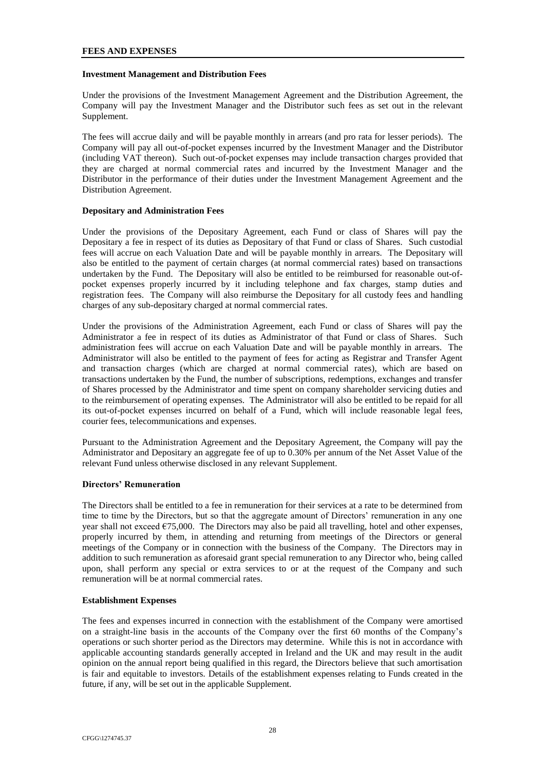## FEES AND EXPENSES

### Investment Management and Distribution Fees

Under the provisions of the Investment Management Agreement and the Distribution Agreement, the Company will pay the Investment Manager and the Distributor such fees as set out in the relevant Supplement.

The fees will accrue daily and will be payable monthly in arrears (and pro rata for lesser periods). The Company will pay all out-of-pocket expenses incurred by the Investment Manager and the Distributor (including VAT thereon). Such out-of-pocket expenses may include transaction charges provided that they are charged at normal commercial rates and incurred by the Investment Manager and the Distributor in the performance of their duties under the Investment Management Agreement and the Distribution Agreement.

### Depositary and Administration Fees

Under the provisions of the Depositary Agreement, each Fund or class of Shares will pay the Depositary a fee in respect of its duties as Depositary of that Fund or class of Shares. Such custodial fees will accrue on each Valuation Date and will be payable monthly in arrears. The Depositary will also be entitled to the payment of certain charges (at normal commercial rates) based on transactions undertaken by the Fund. The Depositary will also be entitled to be reimbursed for reasonable out-of-pocket expenses properly incurred by it including telephone and fax charges, stamp duties and registration fees. The Company will also reimburse the Depositary for all custody fees and handling charges of any sub-depositary charged at normal commercial rates.

Under the provisions of the Administration Agreement, each Fund or class of Shares will pay the Administrator a fee in respect of its duties as Administrator of that Fund or class of Shares. Such administration fees will accrue on each Valuation Date and will be payable monthly in arrears. The Administrator will also be entitled to the payment of fees for acting as Registrar and Transfer Agent and transaction charges (which are charged at normal commercial rates), which are based on transactions undertaken by the Fund, the number of subscriptions, redemptions, exchanges and transfer of Shares processed by the Administrator and time spent on company shareholder servicing duties and to the reimbursement of operating expenses. The Administrator will also be entitled to be repaid for all its out-of-pocket expenses incurred on behalf of a Fund, which will include reasonable legal fees, courier fees, telecommunications and expenses.

Pursuant to the Administration Agreement and the Depositary Agreement, the Company will pay the Administrator and Depositary an aggregate fee of up to 0.30% per annum of the Net Asset Value of the relevant Fund unless otherwise disclosed in any relevant Supplement.

### Directors' Remuneration

The Directors shall be entitled to a fee in remuneration for their services at a rate to be determined from time to time by the Directors, but so that the aggregate amount of Directors' remuneration in any one year shall not exceed €75,000. The Directors may also be paid all travelling, hotel and other expenses, properly incurred by them, in attending and returning from meetings of the Directors or general meetings of the Company or in connection with the business of the Company. The Directors may in addition to such remuneration as aforesaid grant special remuneration to any Director who, being called upon, shall perform any special or extra services to or at the request of the Company and such remuneration will be at normal commercial rates.

### Establishment Expenses

The fees and expenses incurred in connection with the establishment of the Company were amortised on a straight-line basis in the accounts of the Company over the first 60 months of the Company's operations or such shorter period as the Directors may determine. While this is not in accordance with applicable accounting standards generally accepted in Ireland and the UK and may result in the audit opinion on the annual report being qualified in this regard, the Directors believe that such amortisation is fair and equitable to investors. Details of the establishment expenses relating to Funds created in the future, if any, will be set out in the applicable Supplement.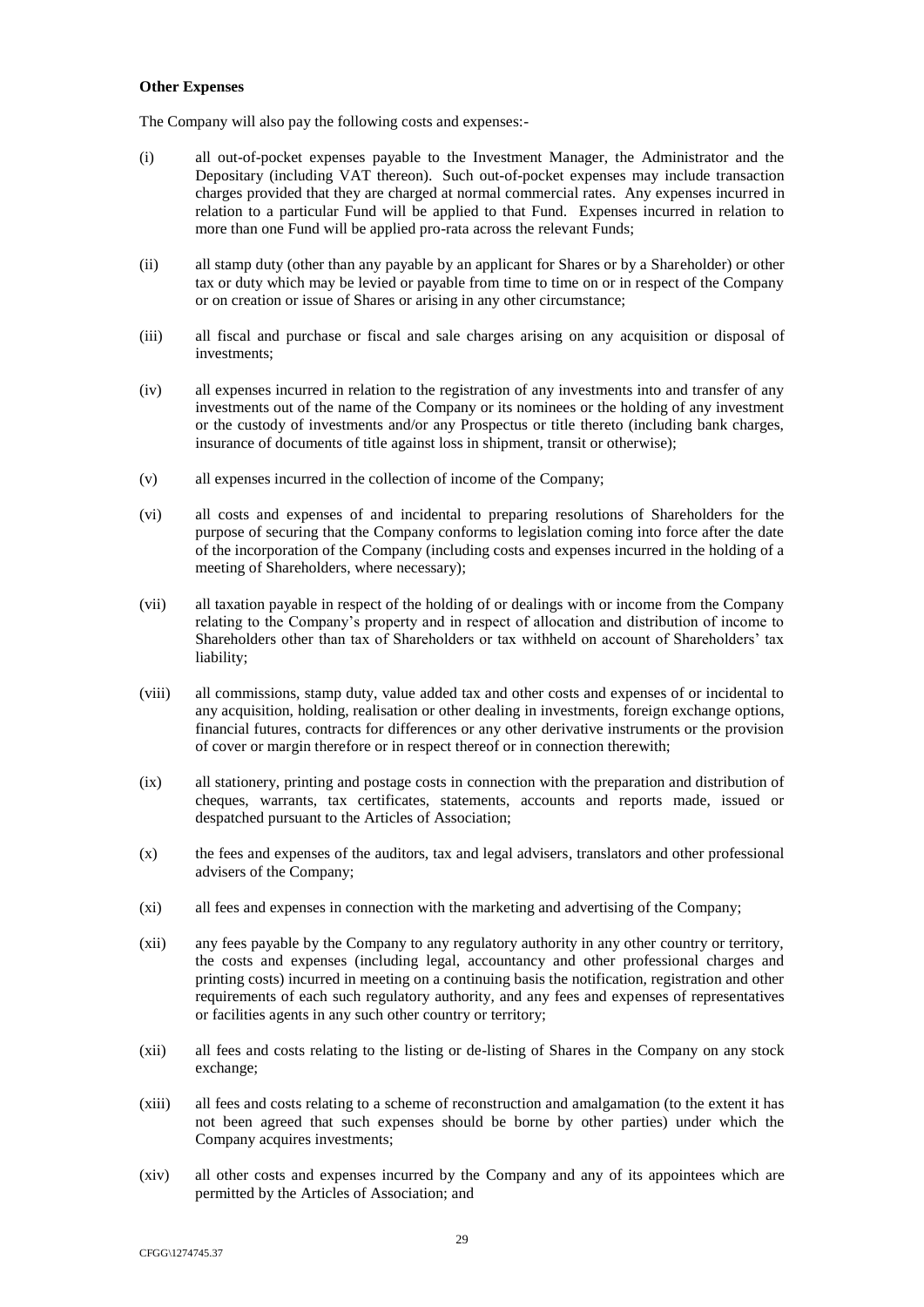**Other Expenses**

The Company will also pay the following costs and expenses:-

(i) all out-of-pocket expenses payable to the Investment Manager, the Administrator and the Depositary (including VAT thereon). Such out-of-pocket expenses may include transaction charges provided that they are charged at normal commercial rates. Any expenses incurred in relation to a particular Fund will be applied to that Fund. Expenses incurred in relation to more than one Fund will be applied pro-rata across the relevant Funds;

(ii) all stamp duty (other than any payable by an applicant for Shares or by a Shareholder) or other tax or duty which may be levied or payable from time to time on or in respect of the Company or on creation or issue of Shares or arising in any other circumstance;

(iii) all fiscal and purchase or fiscal and sale charges arising on any acquisition or disposal of investments;

(iv) all expenses incurred in relation to the registration of any investments into and transfer of any investments out of the name of the Company or its nominees or the holding of any investment or the custody of investments and/or any Prospectus or title thereto (including bank charges, insurance of documents of title against loss in shipment, transit or otherwise);

(v) all expenses incurred in the collection of income of the Company;

(vi) all costs and expenses of and incidental to preparing resolutions of Shareholders for the purpose of securing that the Company conforms to legislation coming into force after the date of the incorporation of the Company (including costs and expenses incurred in the holding of a meeting of Shareholders, where necessary);

(vii) all taxation payable in respect of the holding of or dealings with or income from the Company relating to the Company's property and in respect of allocation and distribution of income to Shareholders other than tax of Shareholders or tax withheld on account of Shareholders' tax liability;

(viii) all commissions, stamp duty, value added tax and other costs and expenses of or incidental to any acquisition, holding, realisation or other dealing in investments, foreign exchange options, financial futures, contracts for differences or any other derivative instruments or the provision of cover or margin therefore or in respect thereof or in connection therewith;

(ix) all stationery, printing and postage costs in connection with the preparation and distribution of cheques, warrants, tax certificates, statements, accounts and reports made, issued or despatched pursuant to the Articles of Association;

(x) the fees and expenses of the auditors, tax and legal advisers, translators and other professional advisers of the Company;

(xi) all fees and expenses in connection with the marketing and advertising of the Company;

(xii) any fees payable by the Company to any regulatory authority in any other country or territory, the costs and expenses (including legal, accountancy and other professional charges and printing costs) incurred in meeting on a continuing basis the notification, registration and other requirements of each such regulatory authority, and any fees and expenses of representatives or facilities agents in any such other country or territory;

(xii) all fees and costs relating to the listing or de-listing of Shares in the Company on any stock exchange;

(xiii) all fees and costs relating to a scheme of reconstruction and amalgamation (to the extent it has not been agreed that such expenses should be borne by other parties) under which the Company acquires investments;

(xiv) all other costs and expenses incurred by the Company and any of its appointees which are permitted by the Articles of Association; and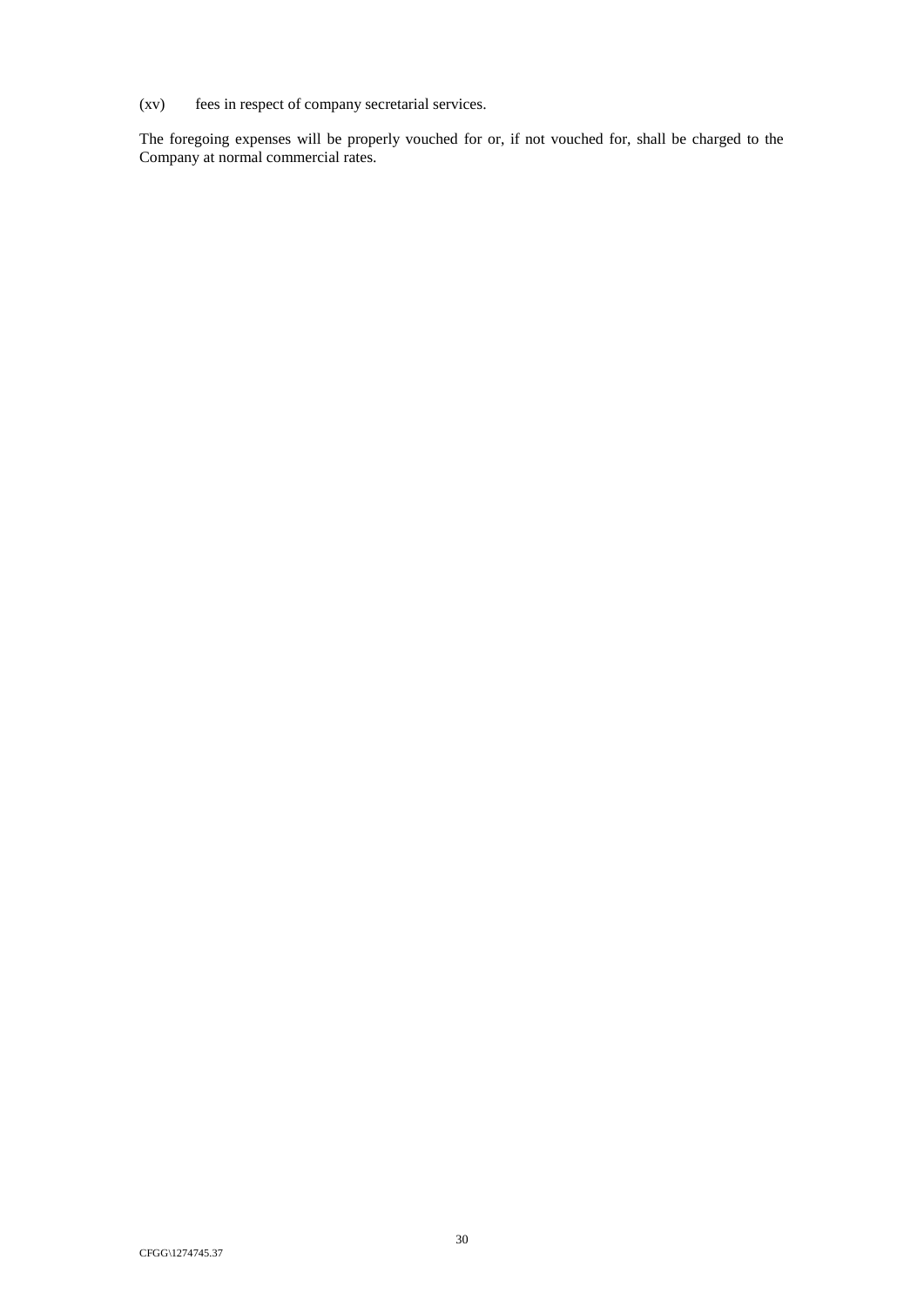(xv) fees in respect of company secretarial services.

The foregoing expenses will be properly vouched for or, if not vouched for, shall be charged to the Company at normal commercial rates.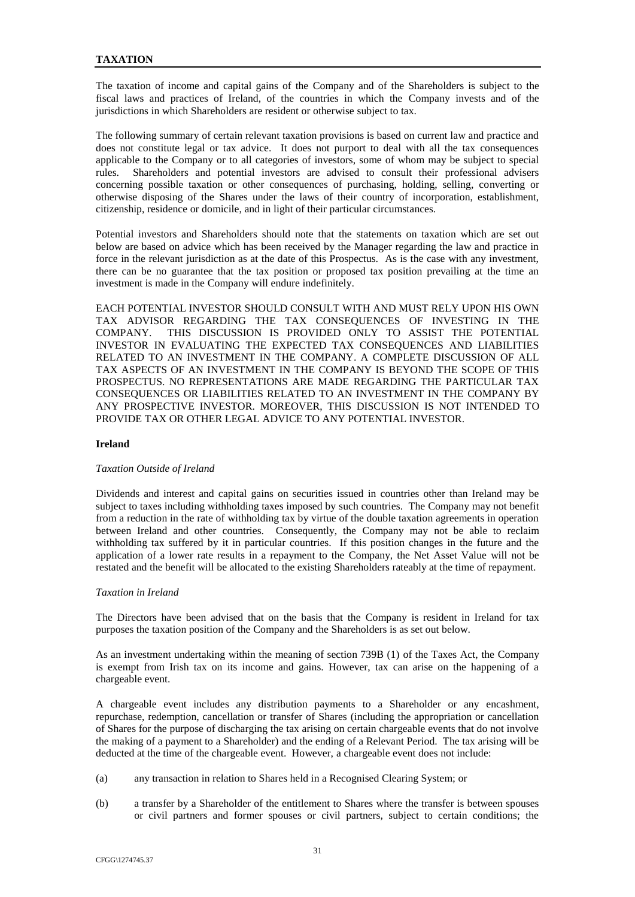## TAXATION

The taxation of income and capital gains of the Company and of the Shareholders is subject to the fiscal laws and practices of Ireland, of the countries in which the Company invests and of the jurisdictions in which Shareholders are resident or otherwise subject to tax.

The following summary of certain relevant taxation provisions is based on current law and practice and does not constitute legal or tax advice. It does not purport to deal with all the tax consequences applicable to the Company or to all categories of investors, some of whom may be subject to special rules. Shareholders and potential investors are advised to consult their professional advisers concerning possible taxation or other consequences of purchasing, holding, selling, converting or otherwise disposing of the Shares under the laws of their country of incorporation, establishment, citizenship, residence or domicile, and in light of their particular circumstances.

Potential investors and Shareholders should note that the statements on taxation which are set out below are based on advice which has been received by the Manager regarding the law and practice in force in the relevant jurisdiction as at the date of this Prospectus. As is the case with any investment, there can be no guarantee that the tax position or proposed tax position prevailing at the time an investment is made in the Company will endure indefinitely.

EACH POTENTIAL INVESTOR SHOULD CONSULT WITH AND MUST RELY UPON HIS OWN TAX ADVISOR REGARDING THE TAX CONSEQUENCES OF INVESTING IN THE COMPANY. THIS DISCUSSION IS PROVIDED ONLY TO ASSIST THE POTENTIAL INVESTOR IN EVALUATING THE EXPECTED TAX CONSEQUENCES AND LIABILITIES RELATED TO AN INVESTMENT IN THE COMPANY. A COMPLETE DISCUSSION OF ALL TAX ASPECTS OF AN INVESTMENT IN THE COMPANY IS BEYOND THE SCOPE OF THIS PROSPECTUS. NO REPRESENTATIONS ARE MADE REGARDING THE PARTICULAR TAX CONSEQUENCES OR LIABILITIES RELATED TO AN INVESTMENT IN THE COMPANY BY ANY PROSPECTIVE INVESTOR. MOREOVER, THIS DISCUSSION IS NOT INTENDED TO PROVIDE TAX OR OTHER LEGAL ADVICE TO ANY POTENTIAL INVESTOR.

### Ireland

*Taxation Outside of Ireland*

Dividends and interest and capital gains on securities issued in countries other than Ireland may be subject to taxes including withholding taxes imposed by such countries. The Company may not benefit from a reduction in the rate of withholding tax by virtue of the double taxation agreements in operation between Ireland and other countries. Consequently, the Company may not be able to reclaim withholding tax suffered by it in particular countries. If this position changes in the future and the application of a lower rate results in a repayment to the Company, the Net Asset Value will not be restated and the benefit will be allocated to the existing Shareholders rateably at the time of repayment.

*Taxation in Ireland*

The Directors have been advised that on the basis that the Company is resident in Ireland for tax purposes the taxation position of the Company and the Shareholders is as set out below.

As an investment undertaking within the meaning of section 739B (1) of the Taxes Act, the Company is exempt from Irish tax on its income and gains. However, tax can arise on the happening of a chargeable event.

A chargeable event includes any distribution payments to a Shareholder or any encashment, repurchase, redemption, cancellation or transfer of Shares (including the appropriation or cancellation of Shares for the purpose of discharging the tax arising on certain chargeable events that do not involve the making of a payment to a Shareholder) and the ending of a Relevant Period. The tax arising will be deducted at the time of the chargeable event. However, a chargeable event does not include:

(a) any transaction in relation to Shares held in a Recognised Clearing System; or

(b) a transfer by a Shareholder of the entitlement to Shares where the transfer is between spouses or civil partners and former spouses or civil partners, subject to certain conditions; the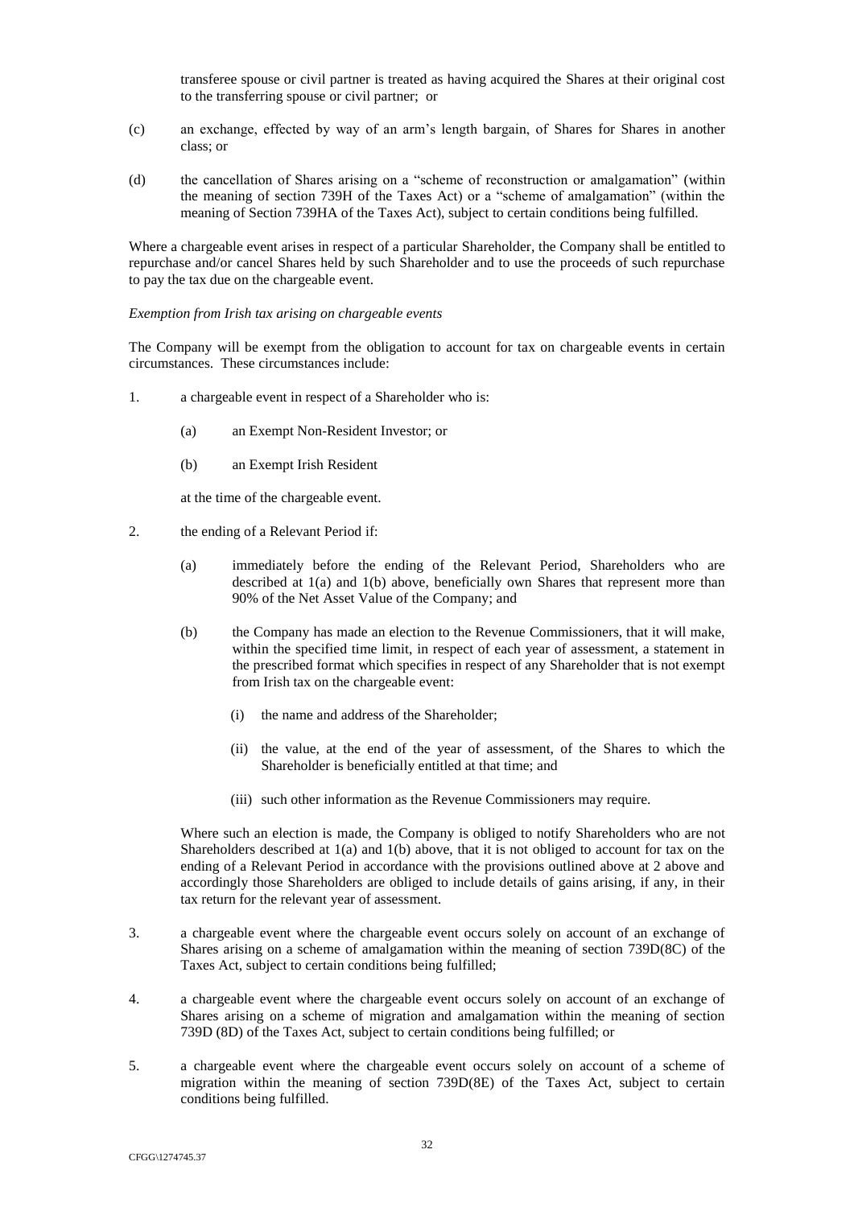transferee spouse or civil partner is treated as having acquired the Shares at their original cost to the transferring spouse or civil partner; or

(c) an exchange, effected by way of an arm's length bargain, of Shares for Shares in another class; or

(d) the cancellation of Shares arising on a "scheme of reconstruction or amalgamation" (within the meaning of section 739H of the Taxes Act) or a "scheme of amalgamation" (within the meaning of Section 739HA of the Taxes Act), subject to certain conditions being fulfilled.

Where a chargeable event arises in respect of a particular Shareholder, the Company shall be entitled to repurchase and/or cancel Shares held by such Shareholder and to use the proceeds of such repurchase to pay the tax due on the chargeable event.

*Exemption from Irish tax arising on chargeable events*

The Company will be exempt from the obligation to account for tax on chargeable events in certain circumstances. These circumstances include:

1. a chargeable event in respect of a Shareholder who is:

   (a) an Exempt Non-Resident Investor; or

   (b) an Exempt Irish Resident

   at the time of the chargeable event.

2. the ending of a Relevant Period if:

   (a) immediately before the ending of the Relevant Period, Shareholders who are described at 1(a) and 1(b) above, beneficially own Shares that represent more than 90% of the Net Asset Value of the Company; and

   (b) the Company has made an election to the Revenue Commissioners, that it will make, within the specified time limit, in respect of each year of assessment, a statement in the prescribed format which specifies in respect of any Shareholder that is not exempt from Irish tax on the chargeable event:

      (i) the name and address of the Shareholder;

      (ii) the value, at the end of the year of assessment, of the Shares to which the Shareholder is beneficially entitled at that time; and

      (iii) such other information as the Revenue Commissioners may require.

   Where such an election is made, the Company is obliged to notify Shareholders who are not Shareholders described at 1(a) and 1(b) above, that it is not obliged to account for tax on the ending of a Relevant Period in accordance with the provisions outlined above at 2 above and accordingly those Shareholders are obliged to include details of gains arising, if any, in their tax return for the relevant year of assessment.

3. a chargeable event where the chargeable event occurs solely on account of an exchange of Shares arising on a scheme of amalgamation within the meaning of section 739D(8C) of the Taxes Act, subject to certain conditions being fulfilled;

4. a chargeable event where the chargeable event occurs solely on account of an exchange of Shares arising on a scheme of migration and amalgamation within the meaning of section 739D (8D) of the Taxes Act, subject to certain conditions being fulfilled; or

5. a chargeable event where the chargeable event occurs solely on account of a scheme of migration within the meaning of section 739D(8E) of the Taxes Act, subject to certain conditions being fulfilled.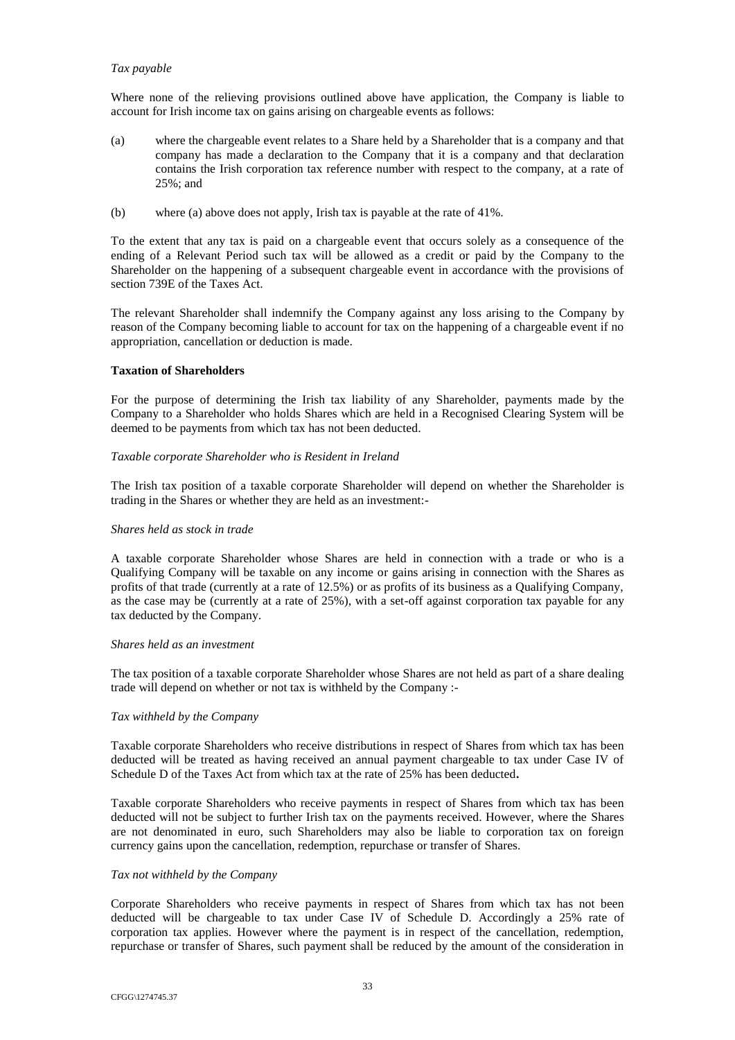*Tax payable*

Where none of the relieving provisions outlined above have application, the Company is liable to account for Irish income tax on gains arising on chargeable events as follows:

(a) where the chargeable event relates to a Share held by a Shareholder that is a company and that company has made a declaration to the Company that it is a company and that declaration contains the Irish corporation tax reference number with respect to the company, at a rate of 25%; and

(b) where (a) above does not apply, Irish tax is payable at the rate of 41%.

To the extent that any tax is paid on a chargeable event that occurs solely as a consequence of the ending of a Relevant Period such tax will be allowed as a credit or paid by the Company to the Shareholder on the happening of a subsequent chargeable event in accordance with the provisions of section 739E of the Taxes Act.

The relevant Shareholder shall indemnify the Company against any loss arising to the Company by reason of the Company becoming liable to account for tax on the happening of a chargeable event if no appropriation, cancellation or deduction is made.

**Taxation of Shareholders**

For the purpose of determining the Irish tax liability of any Shareholder, payments made by the Company to a Shareholder who holds Shares which are held in a Recognised Clearing System will be deemed to be payments from which tax has not been deducted.

*Taxable corporate Shareholder who is Resident in Ireland*

The Irish tax position of a taxable corporate Shareholder will depend on whether the Shareholder is trading in the Shares or whether they are held as an investment:-

*Shares held as stock in trade*

A taxable corporate Shareholder whose Shares are held in connection with a trade or who is a Qualifying Company will be taxable on any income or gains arising in connection with the Shares as profits of that trade (currently at a rate of 12.5%) or as profits of its business as a Qualifying Company, as the case may be (currently at a rate of 25%), with a set-off against corporation tax payable for any tax deducted by the Company.

*Shares held as an investment*

The tax position of a taxable corporate Shareholder whose Shares are not held as part of a share dealing trade will depend on whether or not tax is withheld by the Company :-

*Tax withheld by the Company*

Taxable corporate Shareholders who receive distributions in respect of Shares from which tax has been deducted will be treated as having received an annual payment chargeable to tax under Case IV of Schedule D of the Taxes Act from which tax at the rate of 25% has been deducted.

Taxable corporate Shareholders who receive payments in respect of Shares from which tax has been deducted will not be subject to further Irish tax on the payments received. However, where the Shares are not denominated in euro, such Shareholders may also be liable to corporation tax on foreign currency gains upon the cancellation, redemption, repurchase or transfer of Shares.

*Tax not withheld by the Company*

Corporate Shareholders who receive payments in respect of Shares from which tax has not been deducted will be chargeable to tax under Case IV of Schedule D. Accordingly a 25% rate of corporation tax applies. However where the payment is in respect of the cancellation, redemption, repurchase or transfer of Shares, such payment shall be reduced by the amount of the consideration in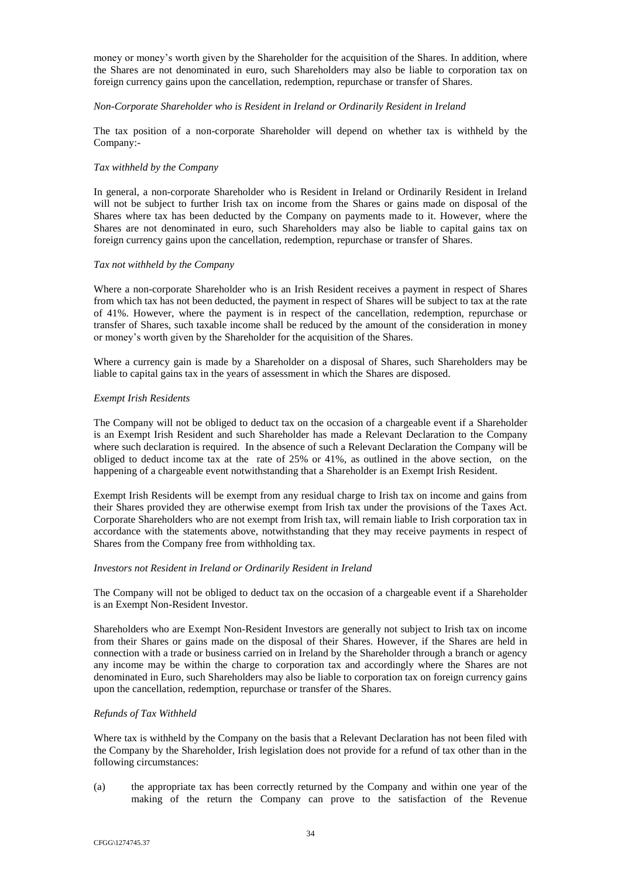money or money's worth given by the Shareholder for the acquisition of the Shares. In addition, where the Shares are not denominated in euro, such Shareholders may also be liable to corporation tax on foreign currency gains upon the cancellation, redemption, repurchase or transfer of Shares.

*Non-Corporate Shareholder who is Resident in Ireland or Ordinarily Resident in Ireland*

The tax position of a non-corporate Shareholder will depend on whether tax is withheld by the Company:-

*Tax withheld by the Company*

In general, a non-corporate Shareholder who is Resident in Ireland or Ordinarily Resident in Ireland will not be subject to further Irish tax on income from the Shares or gains made on disposal of the Shares where tax has been deducted by the Company on payments made to it. However, where the Shares are not denominated in euro, such Shareholders may also be liable to capital gains tax on foreign currency gains upon the cancellation, redemption, repurchase or transfer of Shares.

*Tax not withheld by the Company*

Where a non-corporate Shareholder who is an Irish Resident receives a payment in respect of Shares from which tax has not been deducted, the payment in respect of Shares will be subject to tax at the rate of 41%. However, where the payment is in respect of the cancellation, redemption, repurchase or transfer of Shares, such taxable income shall be reduced by the amount of the consideration in money or money's worth given by the Shareholder for the acquisition of the Shares.

Where a currency gain is made by a Shareholder on a disposal of Shares, such Shareholders may be liable to capital gains tax in the years of assessment in which the Shares are disposed.

*Exempt Irish Residents*

The Company will not be obliged to deduct tax on the occasion of a chargeable event if a Shareholder is an Exempt Irish Resident and such Shareholder has made a Relevant Declaration to the Company where such declaration is required. In the absence of such a Relevant Declaration the Company will be obliged to deduct income tax at the rate of 25% or 41%, as outlined in the above section, on the happening of a chargeable event notwithstanding that a Shareholder is an Exempt Irish Resident.

Exempt Irish Residents will be exempt from any residual charge to Irish tax on income and gains from their Shares provided they are otherwise exempt from Irish tax under the provisions of the Taxes Act. Corporate Shareholders who are not exempt from Irish tax, will remain liable to Irish corporation tax in accordance with the statements above, notwithstanding that they may receive payments in respect of Shares from the Company free from withholding tax.

*Investors not Resident in Ireland or Ordinarily Resident in Ireland*

The Company will not be obliged to deduct tax on the occasion of a chargeable event if a Shareholder is an Exempt Non-Resident Investor.

Shareholders who are Exempt Non-Resident Investors are generally not subject to Irish tax on income from their Shares or gains made on the disposal of their Shares. However, if the Shares are held in connection with a trade or business carried on in Ireland by the Shareholder through a branch or agency any income may be within the charge to corporation tax and accordingly where the Shares are not denominated in Euro, such Shareholders may also be liable to corporation tax on foreign currency gains upon the cancellation, redemption, repurchase or transfer of the Shares.

*Refunds of Tax Withheld*

Where tax is withheld by the Company on the basis that a Relevant Declaration has not been filed with the Company by the Shareholder, Irish legislation does not provide for a refund of tax other than in the following circumstances:

(a) the appropriate tax has been correctly returned by the Company and within one year of the making of the return the Company can prove to the satisfaction of the Revenue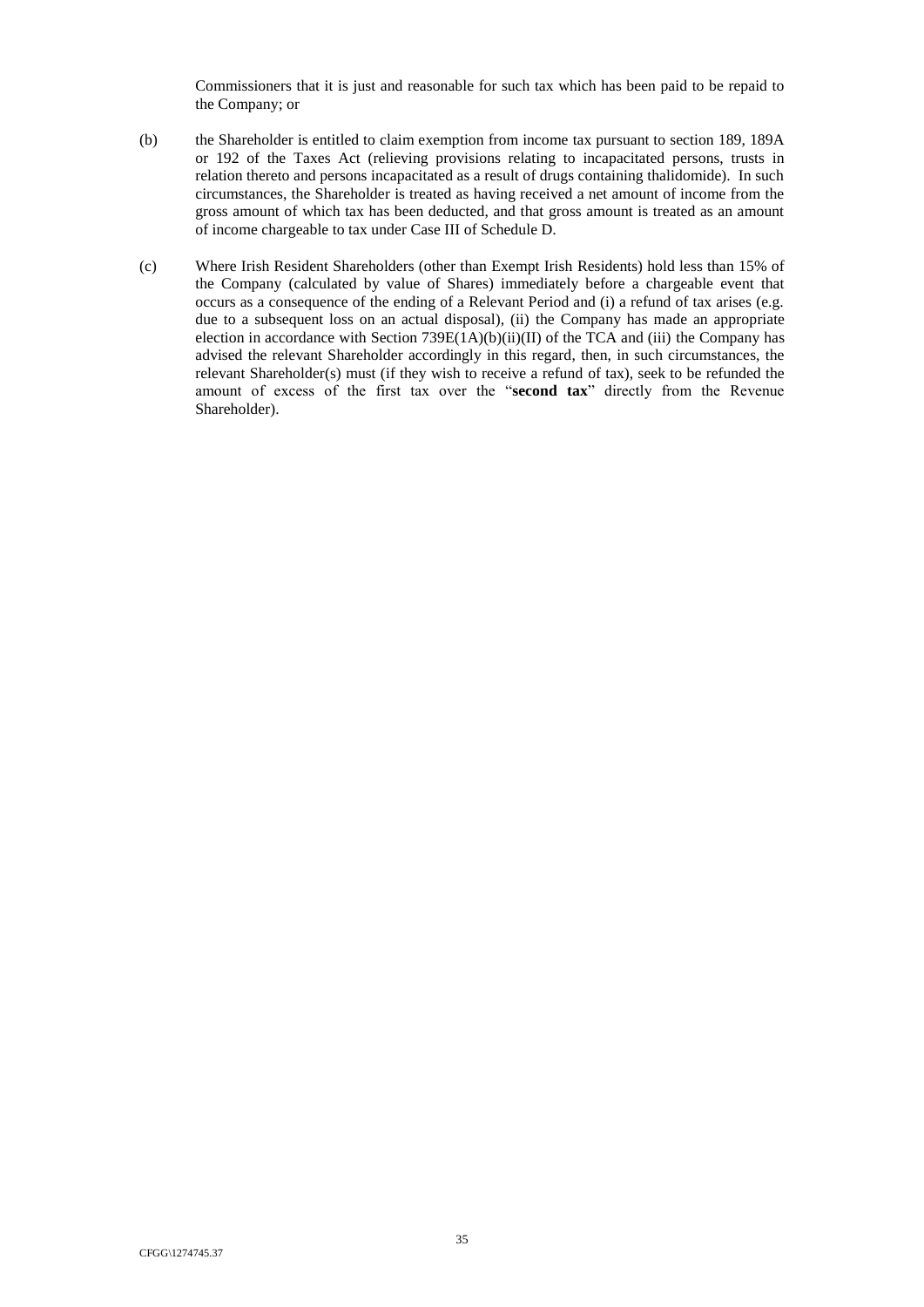Commissioners that it is just and reasonable for such tax which has been paid to be repaid to the Company; or

(b) the Shareholder is entitled to claim exemption from income tax pursuant to section 189, 189A or 192 of the Taxes Act (relieving provisions relating to incapacitated persons, trusts in relation thereto and persons incapacitated as a result of drugs containing thalidomide). In such circumstances, the Shareholder is treated as having received a net amount of income from the gross amount of which tax has been deducted, and that gross amount is treated as an amount of income chargeable to tax under Case III of Schedule D.

(c) Where Irish Resident Shareholders (other than Exempt Irish Residents) hold less than 15% of the Company (calculated by value of Shares) immediately before a chargeable event that occurs as a consequence of the ending of a Relevant Period and (i) a refund of tax arises (e.g. due to a subsequent loss on an actual disposal), (ii) the Company has made an appropriate election in accordance with Section 739E(1A)(b)(ii)(II) of the TCA and (iii) the Company has advised the relevant Shareholder accordingly in this regard, then, in such circumstances, the relevant Shareholder(s) must (if they wish to receive a refund of tax), seek to be refunded the amount of excess of the first tax over the "**second tax**" directly from the Revenue Shareholder).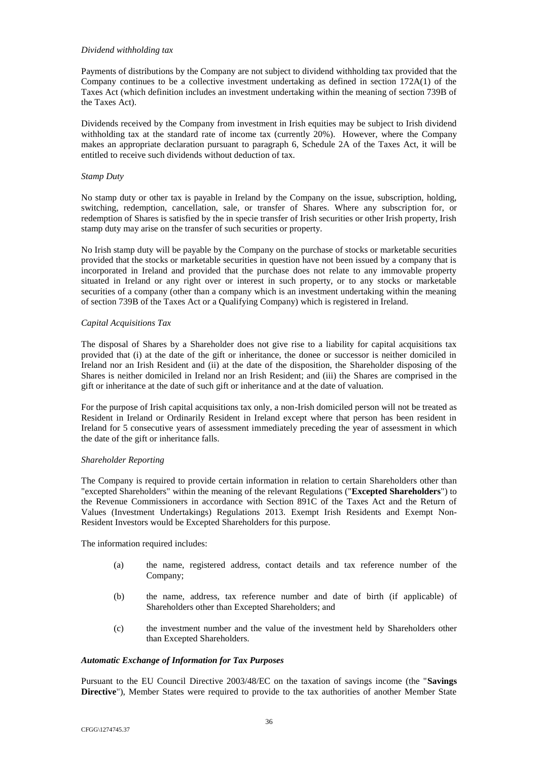*Dividend withholding tax*

Payments of distributions by the Company are not subject to dividend withholding tax provided that the Company continues to be a collective investment undertaking as defined in section 172A(1) of the Taxes Act (which definition includes an investment undertaking within the meaning of section 739B of the Taxes Act).

Dividends received by the Company from investment in Irish equities may be subject to Irish dividend withholding tax at the standard rate of income tax (currently 20%). However, where the Company makes an appropriate declaration pursuant to paragraph 6, Schedule 2A of the Taxes Act, it will be entitled to receive such dividends without deduction of tax.

*Stamp Duty*

No stamp duty or other tax is payable in Ireland by the Company on the issue, subscription, holding, switching, redemption, cancellation, sale, or transfer of Shares. Where any subscription for, or redemption of Shares is satisfied by the in specie transfer of Irish securities or other Irish property, Irish stamp duty may arise on the transfer of such securities or property.

No Irish stamp duty will be payable by the Company on the purchase of stocks or marketable securities provided that the stocks or marketable securities in question have not been issued by a company that is incorporated in Ireland and provided that the purchase does not relate to any immovable property situated in Ireland or any right over or interest in such property, or to any stocks or marketable securities of a company (other than a company which is an investment undertaking within the meaning of section 739B of the Taxes Act or a Qualifying Company) which is registered in Ireland.

*Capital Acquisitions Tax*

The disposal of Shares by a Shareholder does not give rise to a liability for capital acquisitions tax provided that (i) at the date of the gift or inheritance, the donee or successor is neither domiciled in Ireland nor an Irish Resident and (ii) at the date of the disposition, the Shareholder disposing of the Shares is neither domiciled in Ireland nor an Irish Resident; and (iii) the Shares are comprised in the gift or inheritance at the date of such gift or inheritance and at the date of valuation.

For the purpose of Irish capital acquisitions tax only, a non-Irish domiciled person will not be treated as Resident in Ireland or Ordinarily Resident in Ireland except where that person has been resident in Ireland for 5 consecutive years of assessment immediately preceding the year of assessment in which the date of the gift or inheritance falls.

*Shareholder Reporting*

The Company is required to provide certain information in relation to certain Shareholders other than "excepted Shareholders" within the meaning of the relevant Regulations ("**Excepted Shareholders**") to the Revenue Commissioners in accordance with Section 891C of the Taxes Act and the Return of Values (Investment Undertakings) Regulations 2013. Exempt Irish Residents and Exempt Non-Resident Investors would be Excepted Shareholders for this purpose.

The information required includes:

(a) the name, registered address, contact details and tax reference number of the Company;

(b) the name, address, tax reference number and date of birth (if applicable) of Shareholders other than Excepted Shareholders; and

(c) the investment number and the value of the investment held by Shareholders other than Excepted Shareholders.

***Automatic Exchange of Information for Tax Purposes***

Pursuant to the EU Council Directive 2003/48/EC on the taxation of savings income (the "**Savings Directive**"), Member States were required to provide to the tax authorities of another Member State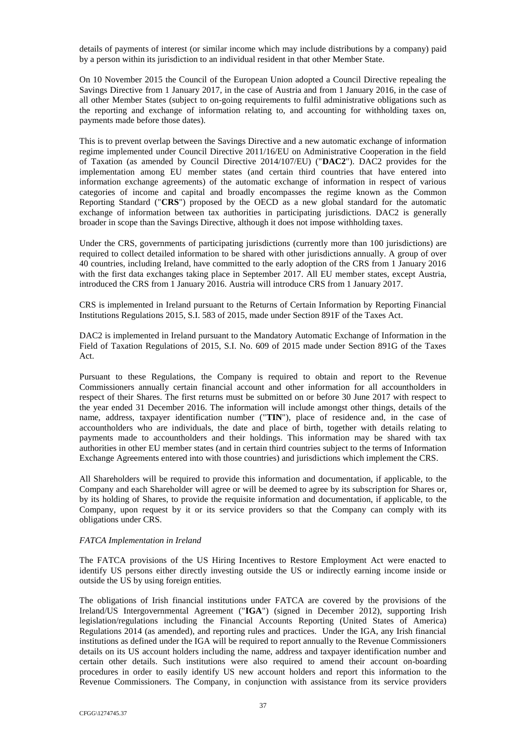details of payments of interest (or similar income which may include distributions by a company) paid by a person within its jurisdiction to an individual resident in that other Member State.

On 10 November 2015 the Council of the European Union adopted a Council Directive repealing the Savings Directive from 1 January 2017, in the case of Austria and from 1 January 2016, in the case of all other Member States (subject to on-going requirements to fulfil administrative obligations such as the reporting and exchange of information relating to, and accounting for withholding taxes on, payments made before those dates).

This is to prevent overlap between the Savings Directive and a new automatic exchange of information regime implemented under Council Directive 2011/16/EU on Administrative Cooperation in the field of Taxation (as amended by Council Directive 2014/107/EU) ("**DAC2**"). DAC2 provides for the implementation among EU member states (and certain third countries that have entered into information exchange agreements) of the automatic exchange of information in respect of various categories of income and capital and broadly encompasses the regime known as the Common Reporting Standard ("**CRS**") proposed by the OECD as a new global standard for the automatic exchange of information between tax authorities in participating jurisdictions. DAC2 is generally broader in scope than the Savings Directive, although it does not impose withholding taxes.

Under the CRS, governments of participating jurisdictions (currently more than 100 jurisdictions) are required to collect detailed information to be shared with other jurisdictions annually. A group of over 40 countries, including Ireland, have committed to the early adoption of the CRS from 1 January 2016 with the first data exchanges taking place in September 2017. All EU member states, except Austria, introduced the CRS from 1 January 2016. Austria will introduce CRS from 1 January 2017.

CRS is implemented in Ireland pursuant to the Returns of Certain Information by Reporting Financial Institutions Regulations 2015, S.I. 583 of 2015, made under Section 891F of the Taxes Act.

DAC2 is implemented in Ireland pursuant to the Mandatory Automatic Exchange of Information in the Field of Taxation Regulations of 2015, S.I. No. 609 of 2015 made under Section 891G of the Taxes Act.

Pursuant to these Regulations, the Company is required to obtain and report to the Revenue Commissioners annually certain financial account and other information for all accountholders in respect of their Shares. The first returns must be submitted on or before 30 June 2017 with respect to the year ended 31 December 2016. The information will include amongst other things, details of the name, address, taxpayer identification number ("**TIN**"), place of residence and, in the case of accountholders who are individuals, the date and place of birth, together with details relating to payments made to accountholders and their holdings. This information may be shared with tax authorities in other EU member states (and in certain third countries subject to the terms of Information Exchange Agreements entered into with those countries) and jurisdictions which implement the CRS.

All Shareholders will be required to provide this information and documentation, if applicable, to the Company and each Shareholder will agree or will be deemed to agree by its subscription for Shares or, by its holding of Shares, to provide the requisite information and documentation, if applicable, to the Company, upon request by it or its service providers so that the Company can comply with its obligations under CRS.

*FATCA Implementation in Ireland*

The FATCA provisions of the US Hiring Incentives to Restore Employment Act were enacted to identify US persons either directly investing outside the US or indirectly earning income inside or outside the US by using foreign entities.

The obligations of Irish financial institutions under FATCA are covered by the provisions of the Ireland/US Intergovernmental Agreement ("**IGA**") (signed in December 2012), supporting Irish legislation/regulations including the Financial Accounts Reporting (United States of America) Regulations 2014 (as amended), and reporting rules and practices. Under the IGA, any Irish financial institutions as defined under the IGA will be required to report annually to the Revenue Commissioners details on its US account holders including the name, address and taxpayer identification number and certain other details. Such institutions were also required to amend their account on-boarding procedures in order to easily identify US new account holders and report this information to the Revenue Commissioners. The Company, in conjunction with assistance from its service providers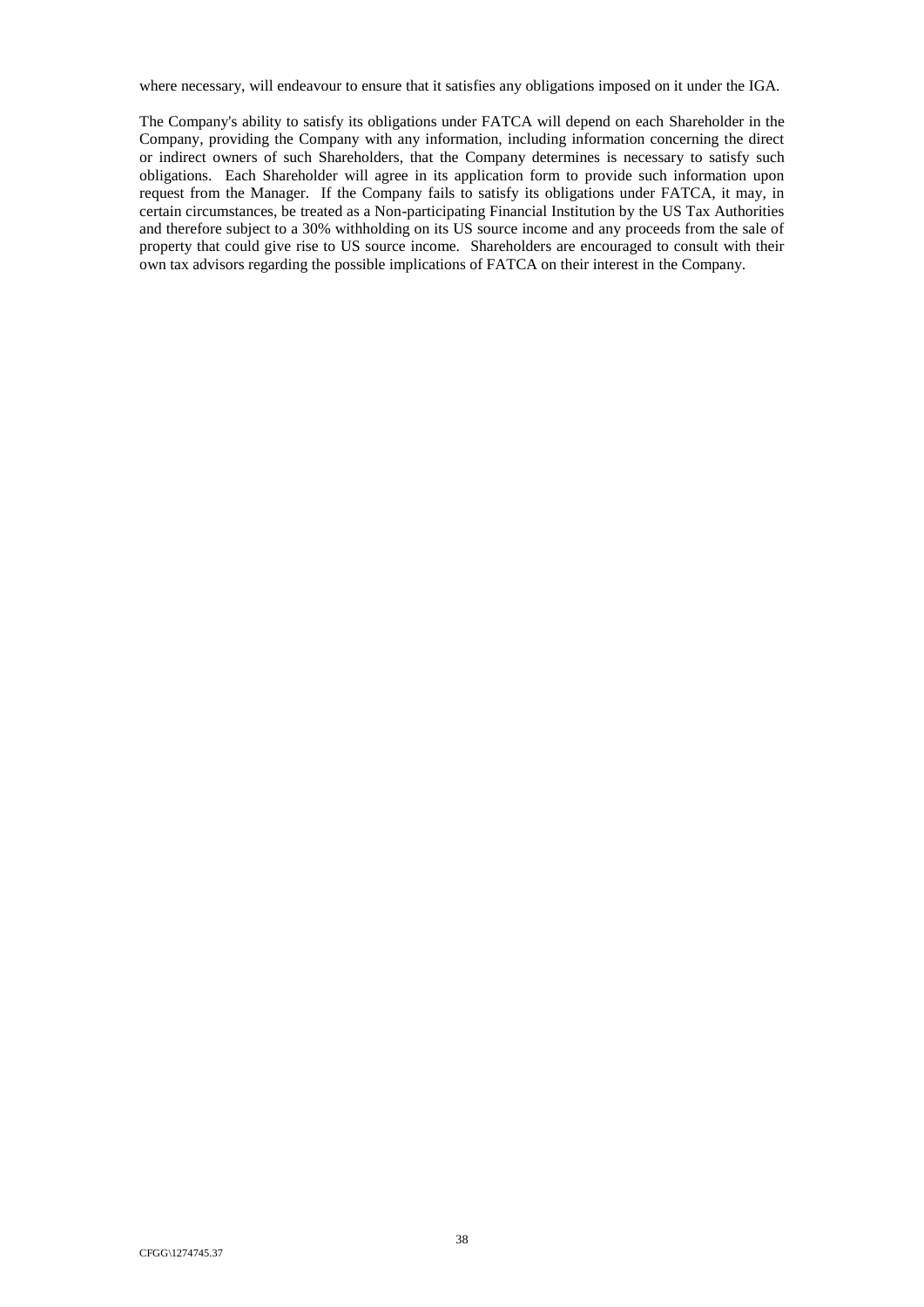where necessary, will endeavour to ensure that it satisfies any obligations imposed on it under the IGA.

The Company's ability to satisfy its obligations under FATCA will depend on each Shareholder in the Company, providing the Company with any information, including information concerning the direct or indirect owners of such Shareholders, that the Company determines is necessary to satisfy such obligations. Each Shareholder will agree in its application form to provide such information upon request from the Manager. If the Company fails to satisfy its obligations under FATCA, it may, in certain circumstances, be treated as a Non-participating Financial Institution by the US Tax Authorities and therefore subject to a 30% withholding on its US source income and any proceeds from the sale of property that could give rise to US source income. Shareholders are encouraged to consult with their own tax advisors regarding the possible implications of FATCA on their interest in the Company.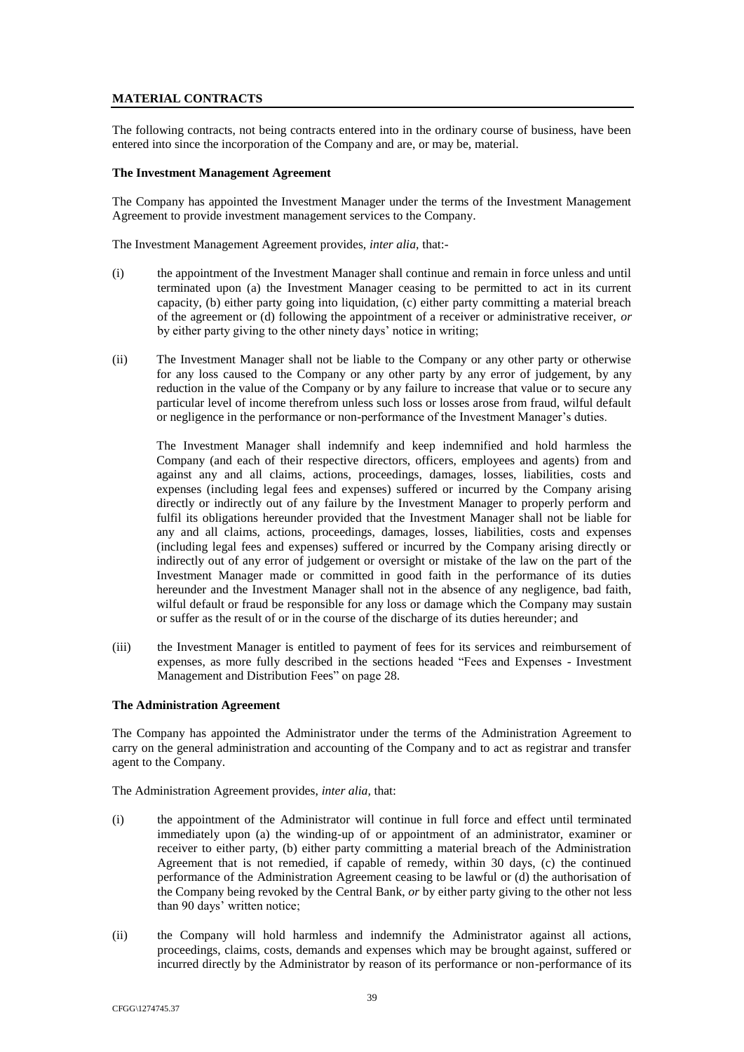## MATERIAL CONTRACTS

The following contracts, not being contracts entered into in the ordinary course of business, have been entered into since the incorporation of the Company and are, or may be, material.

**The Investment Management Agreement**

The Company has appointed the Investment Manager under the terms of the Investment Management Agreement to provide investment management services to the Company.

The Investment Management Agreement provides, *inter alia,* that:-

(i) the appointment of the Investment Manager shall continue and remain in force unless and until terminated upon (a) the Investment Manager ceasing to be permitted to act in its current capacity, (b) either party going into liquidation, (c) either party committing a material breach of the agreement or (d) following the appointment of a receiver or administrative receiver, *or* by either party giving to the other ninety days' notice in writing;

(ii) The Investment Manager shall not be liable to the Company or any other party or otherwise for any loss caused to the Company or any other party by any error of judgement, by any reduction in the value of the Company or by any failure to increase that value or to secure any particular level of income therefrom unless such loss or losses arose from fraud, wilful default or negligence in the performance or non-performance of the Investment Manager's duties.

The Investment Manager shall indemnify and keep indemnified and hold harmless the Company (and each of their respective directors, officers, employees and agents) from and against any and all claims, actions, proceedings, damages, losses, liabilities, costs and expenses (including legal fees and expenses) suffered or incurred by the Company arising directly or indirectly out of any failure by the Investment Manager to properly perform and fulfil its obligations hereunder provided that the Investment Manager shall not be liable for any and all claims, actions, proceedings, damages, losses, liabilities, costs and expenses (including legal fees and expenses) suffered or incurred by the Company arising directly or indirectly out of any error of judgement or oversight or mistake of the law on the part of the Investment Manager made or committed in good faith in the performance of its duties hereunder and the Investment Manager shall not in the absence of any negligence, bad faith, wilful default or fraud be responsible for any loss or damage which the Company may sustain or suffer as the result of or in the course of the discharge of its duties hereunder; and

(iii) the Investment Manager is entitled to payment of fees for its services and reimbursement of expenses, as more fully described in the sections headed "Fees and Expenses - Investment Management and Distribution Fees" on page 28.

**The Administration Agreement**

The Company has appointed the Administrator under the terms of the Administration Agreement to carry on the general administration and accounting of the Company and to act as registrar and transfer agent to the Company.

The Administration Agreement provides, *inter alia,* that:

(i) the appointment of the Administrator will continue in full force and effect until terminated immediately upon (a) the winding-up of or appointment of an administrator, examiner or receiver to either party, (b) either party committing a material breach of the Administration Agreement that is not remedied, if capable of remedy, within 30 days, (c) the continued performance of the Administration Agreement ceasing to be lawful or (d) the authorisation of the Company being revoked by the Central Bank, *or* by either party giving to the other not less than 90 days' written notice;

(ii) the Company will hold harmless and indemnify the Administrator against all actions, proceedings, claims, costs, demands and expenses which may be brought against, suffered or incurred directly by the Administrator by reason of its performance or non-performance of its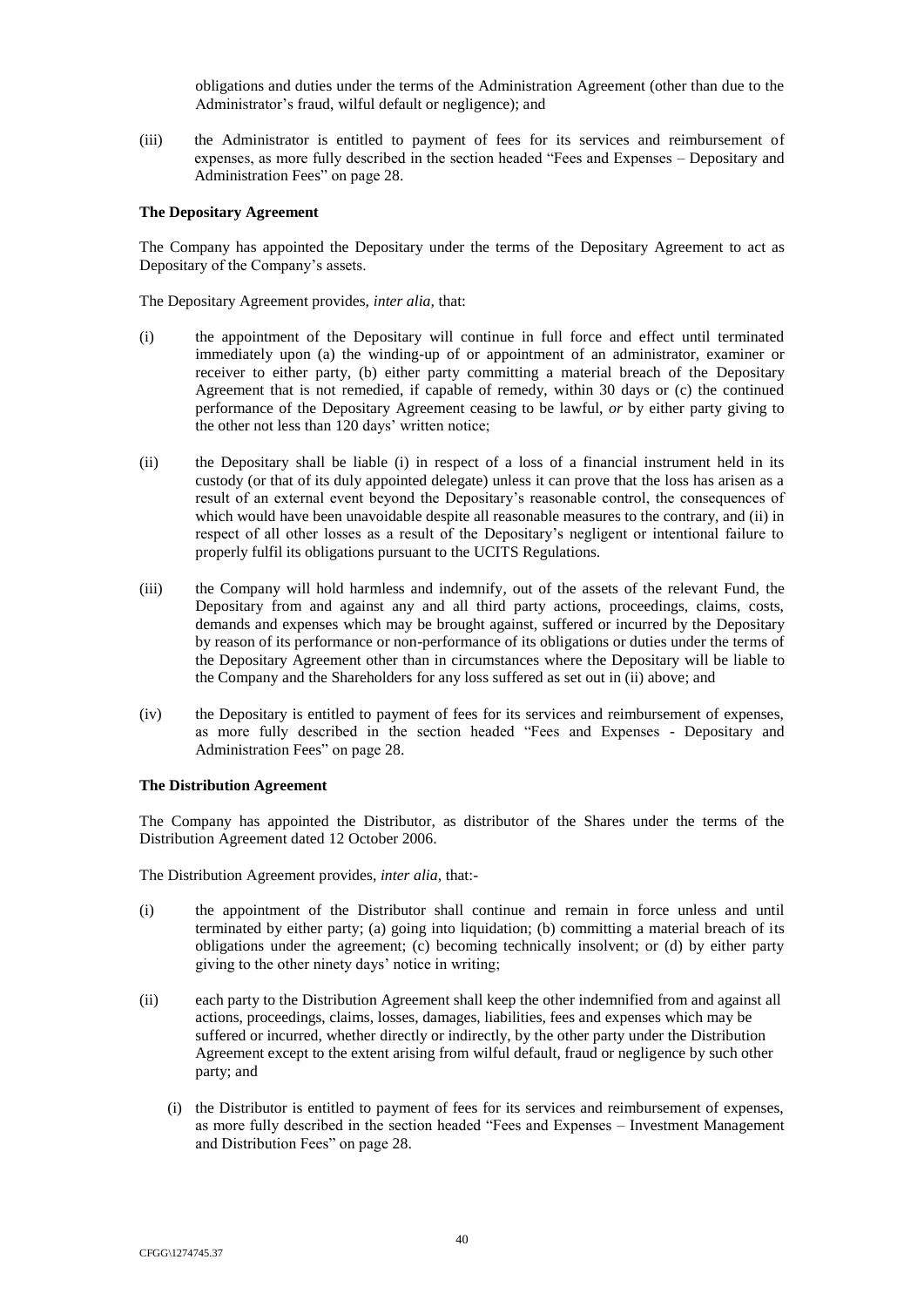obligations and duties under the terms of the Administration Agreement (other than due to the Administrator's fraud, wilful default or negligence); and

(iii) the Administrator is entitled to payment of fees for its services and reimbursement of expenses, as more fully described in the section headed "Fees and Expenses – Depositary and Administration Fees" on page 28.

**The Depositary Agreement**

The Company has appointed the Depositary under the terms of the Depositary Agreement to act as Depositary of the Company's assets.

The Depositary Agreement provides, *inter alia,* that:

(i) the appointment of the Depositary will continue in full force and effect until terminated immediately upon (a) the winding-up of or appointment of an administrator, examiner or receiver to either party, (b) either party committing a material breach of the Depositary Agreement that is not remedied, if capable of remedy, within 30 days or (c) the continued performance of the Depositary Agreement ceasing to be lawful, *or* by either party giving to the other not less than 120 days' written notice;

(ii) the Depositary shall be liable (i) in respect of a loss of a financial instrument held in its custody (or that of its duly appointed delegate) unless it can prove that the loss has arisen as a result of an external event beyond the Depositary's reasonable control, the consequences of which would have been unavoidable despite all reasonable measures to the contrary, and (ii) in respect of all other losses as a result of the Depositary's negligent or intentional failure to properly fulfil its obligations pursuant to the UCITS Regulations.

(iii) the Company will hold harmless and indemnify, out of the assets of the relevant Fund, the Depositary from and against any and all third party actions, proceedings, claims, costs, demands and expenses which may be brought against, suffered or incurred by the Depositary by reason of its performance or non-performance of its obligations or duties under the terms of the Depositary Agreement other than in circumstances where the Depositary will be liable to the Company and the Shareholders for any loss suffered as set out in (ii) above; and

(iv) the Depositary is entitled to payment of fees for its services and reimbursement of expenses, as more fully described in the section headed "Fees and Expenses - Depositary and Administration Fees" on page 28.

**The Distribution Agreement**

The Company has appointed the Distributor, as distributor of the Shares under the terms of the Distribution Agreement dated 12 October 2006.

The Distribution Agreement provides, *inter alia,* that:-

(i) the appointment of the Distributor shall continue and remain in force unless and until terminated by either party; (a) going into liquidation; (b) committing a material breach of its obligations under the agreement; (c) becoming technically insolvent; or (d) by either party giving to the other ninety days' notice in writing;

(ii) each party to the Distribution Agreement shall keep the other indemnified from and against all actions, proceedings, claims, losses, damages, liabilities, fees and expenses which may be suffered or incurred, whether directly or indirectly, by the other party under the Distribution Agreement except to the extent arising from wilful default, fraud or negligence by such other party; and

(i) the Distributor is entitled to payment of fees for its services and reimbursement of expenses, as more fully described in the section headed "Fees and Expenses – Investment Management and Distribution Fees" on page 28.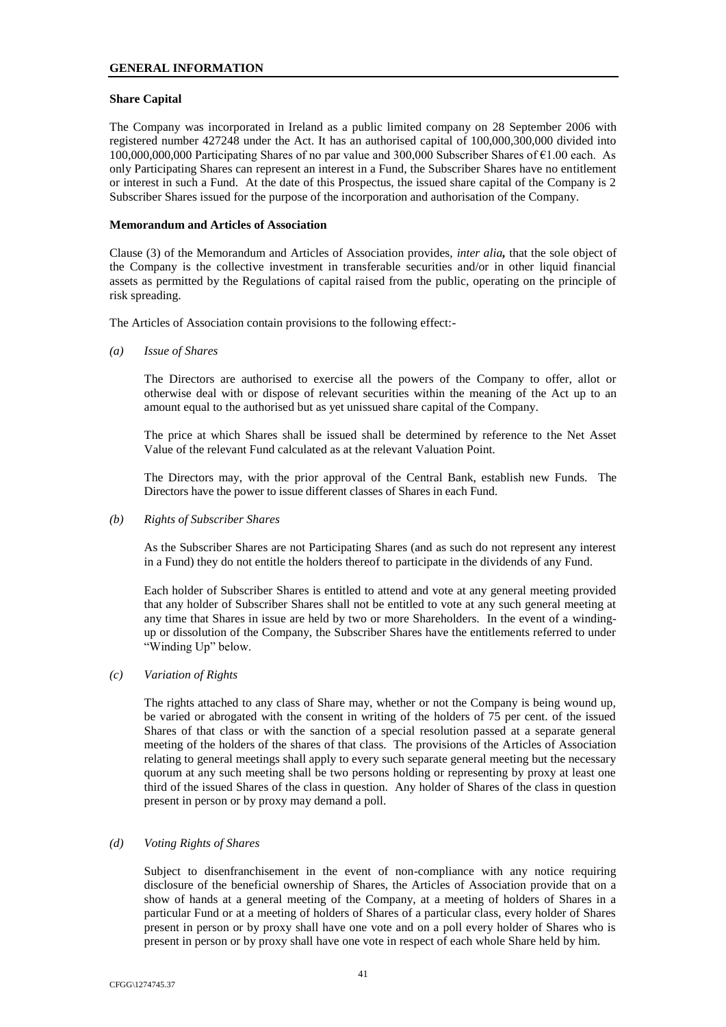## GENERAL INFORMATION

### Share Capital

The Company was incorporated in Ireland as a public limited company on 28 September 2006 with registered number 427248 under the Act. It has an authorised capital of 100,000,300,000 divided into 100,000,000,000 Participating Shares of no par value and 300,000 Subscriber Shares of €1.00 each. As only Participating Shares can represent an interest in a Fund, the Subscriber Shares have no entitlement or interest in such a Fund. At the date of this Prospectus, the issued share capital of the Company is 2 Subscriber Shares issued for the purpose of the incorporation and authorisation of the Company.

### Memorandum and Articles of Association

Clause (3) of the Memorandum and Articles of Association provides, *inter alia***,** that the sole object of the Company is the collective investment in transferable securities and/or in other liquid financial assets as permitted by the Regulations of capital raised from the public, operating on the principle of risk spreading.

The Articles of Association contain provisions to the following effect:-

*(a) Issue of Shares*

The Directors are authorised to exercise all the powers of the Company to offer, allot or otherwise deal with or dispose of relevant securities within the meaning of the Act up to an amount equal to the authorised but as yet unissued share capital of the Company.

The price at which Shares shall be issued shall be determined by reference to the Net Asset Value of the relevant Fund calculated as at the relevant Valuation Point.

The Directors may, with the prior approval of the Central Bank, establish new Funds. The Directors have the power to issue different classes of Shares in each Fund.

*(b) Rights of Subscriber Shares*

As the Subscriber Shares are not Participating Shares (and as such do not represent any interest in a Fund) they do not entitle the holders thereof to participate in the dividends of any Fund.

Each holder of Subscriber Shares is entitled to attend and vote at any general meeting provided that any holder of Subscriber Shares shall not be entitled to vote at any such general meeting at any time that Shares in issue are held by two or more Shareholders. In the event of a winding-up or dissolution of the Company, the Subscriber Shares have the entitlements referred to under "Winding Up" below.

*(c) Variation of Rights*

The rights attached to any class of Share may, whether or not the Company is being wound up, be varied or abrogated with the consent in writing of the holders of 75 per cent. of the issued Shares of that class or with the sanction of a special resolution passed at a separate general meeting of the holders of the shares of that class. The provisions of the Articles of Association relating to general meetings shall apply to every such separate general meeting but the necessary quorum at any such meeting shall be two persons holding or representing by proxy at least one third of the issued Shares of the class in question. Any holder of Shares of the class in question present in person or by proxy may demand a poll.

*(d) Voting Rights of Shares*

Subject to disenfranchisement in the event of non-compliance with any notice requiring disclosure of the beneficial ownership of Shares, the Articles of Association provide that on a show of hands at a general meeting of the Company, at a meeting of holders of Shares in a particular Fund or at a meeting of holders of Shares of a particular class, every holder of Shares present in person or by proxy shall have one vote and on a poll every holder of Shares who is present in person or by proxy shall have one vote in respect of each whole Share held by him.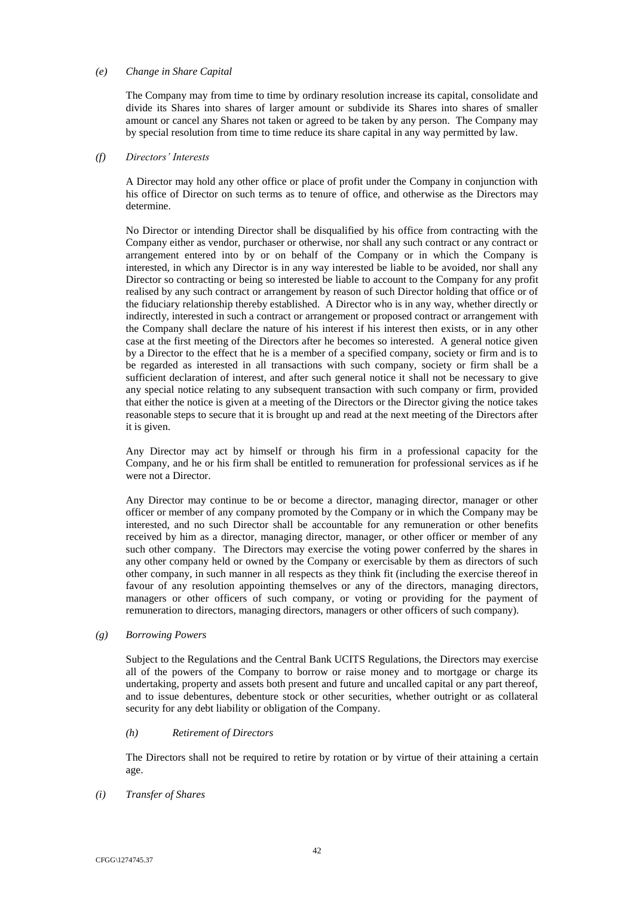*(e) Change in Share Capital*

The Company may from time to time by ordinary resolution increase its capital, consolidate and divide its Shares into shares of larger amount or subdivide its Shares into shares of smaller amount or cancel any Shares not taken or agreed to be taken by any person. The Company may by special resolution from time to time reduce its share capital in any way permitted by law.

*(f) Directors' Interests*

A Director may hold any other office or place of profit under the Company in conjunction with his office of Director on such terms as to tenure of office, and otherwise as the Directors may determine.

No Director or intending Director shall be disqualified by his office from contracting with the Company either as vendor, purchaser or otherwise, nor shall any such contract or any contract or arrangement entered into by or on behalf of the Company or in which the Company is interested, in which any Director is in any way interested be liable to be avoided, nor shall any Director so contracting or being so interested be liable to account to the Company for any profit realised by any such contract or arrangement by reason of such Director holding that office or of the fiduciary relationship thereby established. A Director who is in any way, whether directly or indirectly, interested in such a contract or arrangement or proposed contract or arrangement with the Company shall declare the nature of his interest if his interest then exists, or in any other case at the first meeting of the Directors after he becomes so interested. A general notice given by a Director to the effect that he is a member of a specified company, society or firm and is to be regarded as interested in all transactions with such company, society or firm shall be a sufficient declaration of interest, and after such general notice it shall not be necessary to give any special notice relating to any subsequent transaction with such company or firm, provided that either the notice is given at a meeting of the Directors or the Director giving the notice takes reasonable steps to secure that it is brought up and read at the next meeting of the Directors after it is given.

Any Director may act by himself or through his firm in a professional capacity for the Company, and he or his firm shall be entitled to remuneration for professional services as if he were not a Director.

Any Director may continue to be or become a director, managing director, manager or other officer or member of any company promoted by the Company or in which the Company may be interested, and no such Director shall be accountable for any remuneration or other benefits received by him as a director, managing director, manager, or other officer or member of any such other company. The Directors may exercise the voting power conferred by the shares in any other company held or owned by the Company or exercisable by them as directors of such other company, in such manner in all respects as they think fit (including the exercise thereof in favour of any resolution appointing themselves or any of the directors, managing directors, managers or other officers of such company, or voting or providing for the payment of remuneration to directors, managing directors, managers or other officers of such company).

*(g) Borrowing Powers*

Subject to the Regulations and the Central Bank UCITS Regulations, the Directors may exercise all of the powers of the Company to borrow or raise money and to mortgage or charge its undertaking, property and assets both present and future and uncalled capital or any part thereof, and to issue debentures, debenture stock or other securities, whether outright or as collateral security for any debt liability or obligation of the Company.

*(h) Retirement of Directors*

The Directors shall not be required to retire by rotation or by virtue of their attaining a certain age.

*(i) Transfer of Shares*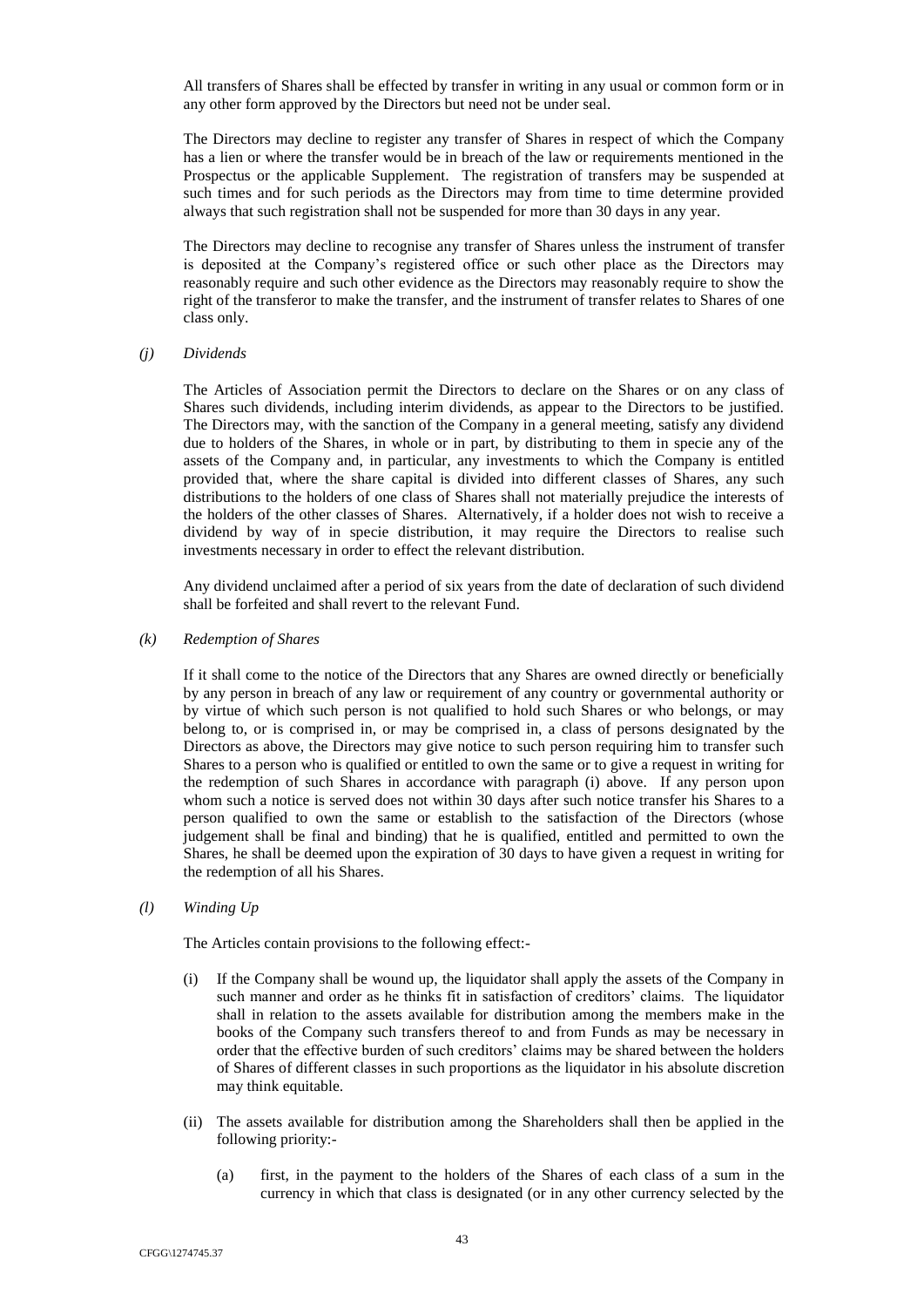All transfers of Shares shall be effected by transfer in writing in any usual or common form or in any other form approved by the Directors but need not be under seal.

The Directors may decline to register any transfer of Shares in respect of which the Company has a lien or where the transfer would be in breach of the law or requirements mentioned in the Prospectus or the applicable Supplement. The registration of transfers may be suspended at such times and for such periods as the Directors may from time to time determine provided always that such registration shall not be suspended for more than 30 days in any year.

The Directors may decline to recognise any transfer of Shares unless the instrument of transfer is deposited at the Company's registered office or such other place as the Directors may reasonably require and such other evidence as the Directors may reasonably require to show the right of the transferor to make the transfer, and the instrument of transfer relates to Shares of one class only.

*(j) Dividends*

The Articles of Association permit the Directors to declare on the Shares or on any class of Shares such dividends, including interim dividends, as appear to the Directors to be justified. The Directors may, with the sanction of the Company in a general meeting, satisfy any dividend due to holders of the Shares, in whole or in part, by distributing to them in specie any of the assets of the Company and, in particular, any investments to which the Company is entitled provided that, where the share capital is divided into different classes of Shares, any such distributions to the holders of one class of Shares shall not materially prejudice the interests of the holders of the other classes of Shares. Alternatively, if a holder does not wish to receive a dividend by way of in specie distribution, it may require the Directors to realise such investments necessary in order to effect the relevant distribution.

Any dividend unclaimed after a period of six years from the date of declaration of such dividend shall be forfeited and shall revert to the relevant Fund.

*(k) Redemption of Shares*

If it shall come to the notice of the Directors that any Shares are owned directly or beneficially by any person in breach of any law or requirement of any country or governmental authority or by virtue of which such person is not qualified to hold such Shares or who belongs, or may belong to, or is comprised in, or may be comprised in, a class of persons designated by the Directors as above, the Directors may give notice to such person requiring him to transfer such Shares to a person who is qualified or entitled to own the same or to give a request in writing for the redemption of such Shares in accordance with paragraph (i) above. If any person upon whom such a notice is served does not within 30 days after such notice transfer his Shares to a person qualified to own the same or establish to the satisfaction of the Directors (whose judgement shall be final and binding) that he is qualified, entitled and permitted to own the Shares, he shall be deemed upon the expiration of 30 days to have given a request in writing for the redemption of all his Shares.

*(l) Winding Up*

The Articles contain provisions to the following effect:-

(i) If the Company shall be wound up, the liquidator shall apply the assets of the Company in such manner and order as he thinks fit in satisfaction of creditors' claims. The liquidator shall in relation to the assets available for distribution among the members make in the books of the Company such transfers thereof to and from Funds as may be necessary in order that the effective burden of such creditors' claims may be shared between the holders of Shares of different classes in such proportions as the liquidator in his absolute discretion may think equitable.

(ii) The assets available for distribution among the Shareholders shall then be applied in the following priority:-

   (a) first, in the payment to the holders of the Shares of each class of a sum in the currency in which that class is designated (or in any other currency selected by the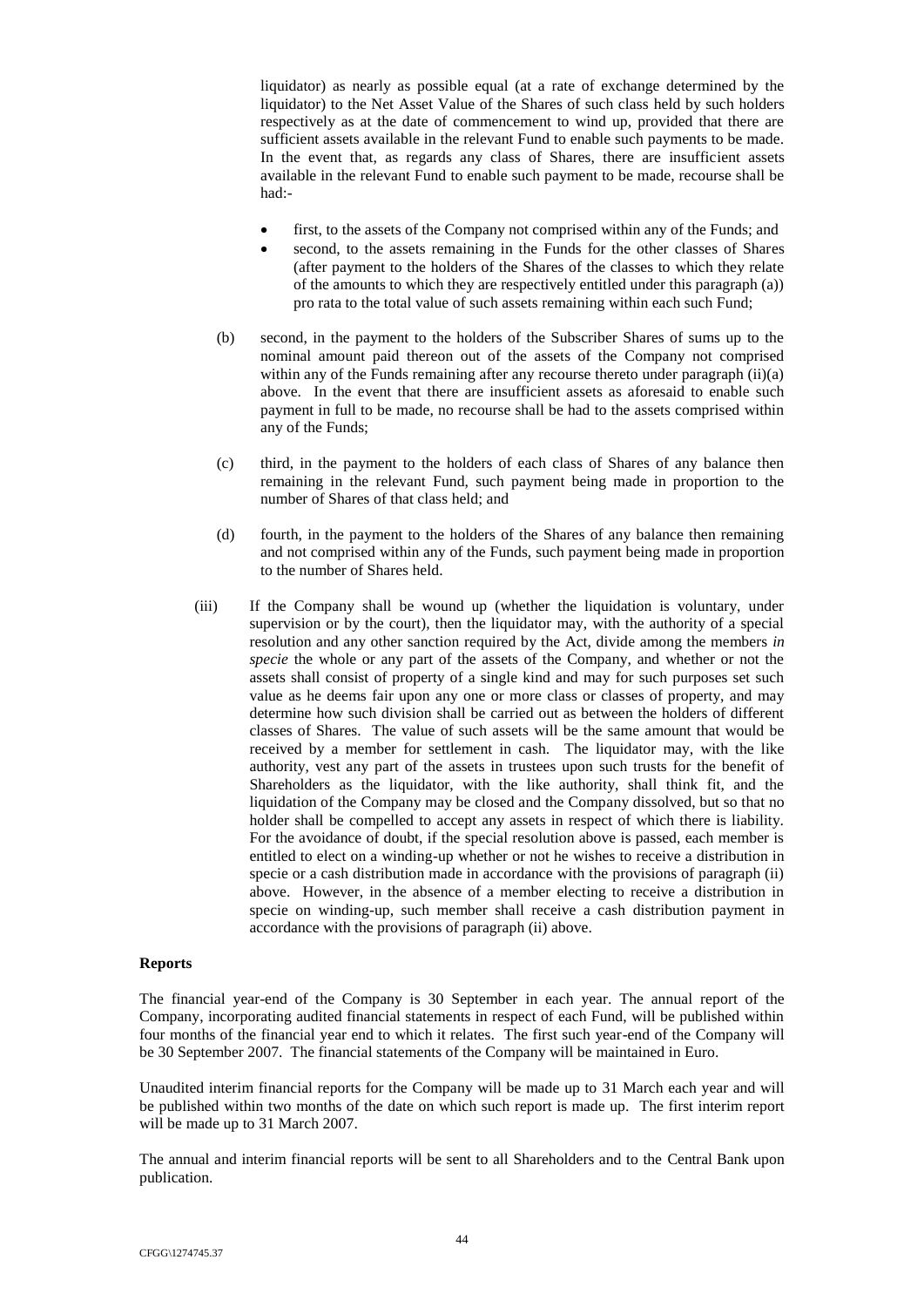liquidator) as nearly as possible equal (at a rate of exchange determined by the liquidator) to the Net Asset Value of the Shares of such class held by such holders respectively as at the date of commencement to wind up, provided that there are sufficient assets available in the relevant Fund to enable such payments to be made. In the event that, as regards any class of Shares, there are insufficient assets available in the relevant Fund to enable such payment to be made, recourse shall be had:-

- first, to the assets of the Company not comprised within any of the Funds; and
- second, to the assets remaining in the Funds for the other classes of Shares (after payment to the holders of the Shares of the classes to which they relate of the amounts to which they are respectively entitled under this paragraph (a)) pro rata to the total value of such assets remaining within each such Fund;

(b) second, in the payment to the holders of the Subscriber Shares of sums up to the nominal amount paid thereon out of the assets of the Company not comprised within any of the Funds remaining after any recourse thereto under paragraph (ii)(a) above. In the event that there are insufficient assets as aforesaid to enable such payment in full to be made, no recourse shall be had to the assets comprised within any of the Funds;

(c) third, in the payment to the holders of each class of Shares of any balance then remaining in the relevant Fund, such payment being made in proportion to the number of Shares of that class held; and

(d) fourth, in the payment to the holders of the Shares of any balance then remaining and not comprised within any of the Funds, such payment being made in proportion to the number of Shares held.

(iii) If the Company shall be wound up (whether the liquidation is voluntary, under supervision or by the court), then the liquidator may, with the authority of a special resolution and any other sanction required by the Act, divide among the members *in specie* the whole or any part of the assets of the Company, and whether or not the assets shall consist of property of a single kind and may for such purposes set such value as he deems fair upon any one or more class or classes of property, and may determine how such division shall be carried out as between the holders of different classes of Shares. The value of such assets will be the same amount that would be received by a member for settlement in cash. The liquidator may, with the like authority, vest any part of the assets in trustees upon such trusts for the benefit of Shareholders as the liquidator, with the like authority, shall think fit, and the liquidation of the Company may be closed and the Company dissolved, but so that no holder shall be compelled to accept any assets in respect of which there is liability. For the avoidance of doubt, if the special resolution above is passed, each member is entitled to elect on a winding-up whether or not he wishes to receive a distribution in specie or a cash distribution made in accordance with the provisions of paragraph (ii) above. However, in the absence of a member electing to receive a distribution in specie on winding-up, such member shall receive a cash distribution payment in accordance with the provisions of paragraph (ii) above.

**Reports**

The financial year-end of the Company is 30 September in each year. The annual report of the Company, incorporating audited financial statements in respect of each Fund, will be published within four months of the financial year end to which it relates. The first such year-end of the Company will be 30 September 2007. The financial statements of the Company will be maintained in Euro.

Unaudited interim financial reports for the Company will be made up to 31 March each year and will be published within two months of the date on which such report is made up. The first interim report will be made up to 31 March 2007.

The annual and interim financial reports will be sent to all Shareholders and to the Central Bank upon publication.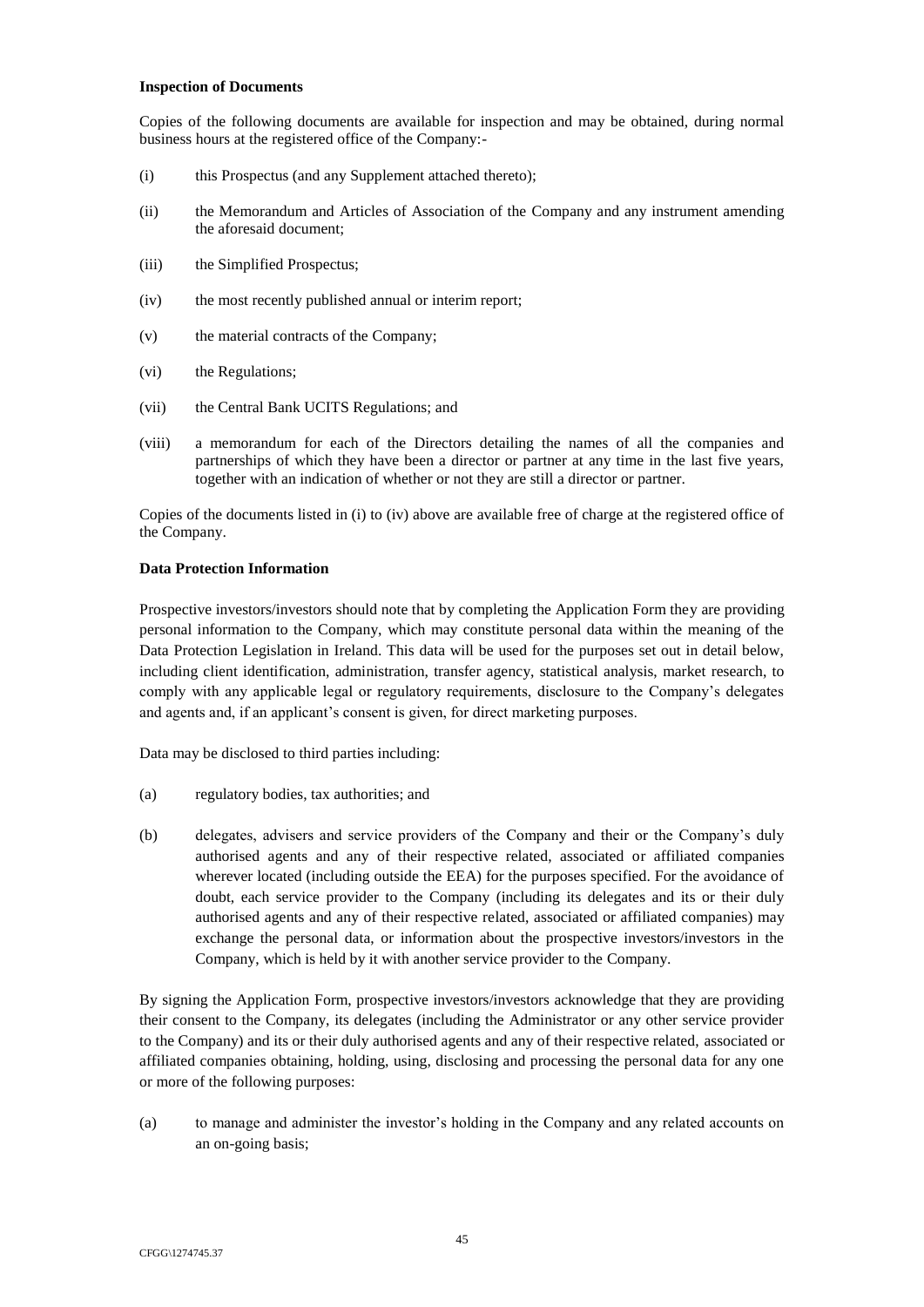**Inspection of Documents**

Copies of the following documents are available for inspection and may be obtained, during normal business hours at the registered office of the Company:-

(i) this Prospectus (and any Supplement attached thereto);

(ii) the Memorandum and Articles of Association of the Company and any instrument amending the aforesaid document;

(iii) the Simplified Prospectus;

(iv) the most recently published annual or interim report;

(v) the material contracts of the Company;

(vi) the Regulations;

(vii) the Central Bank UCITS Regulations; and

(viii) a memorandum for each of the Directors detailing the names of all the companies and partnerships of which they have been a director or partner at any time in the last five years, together with an indication of whether or not they are still a director or partner.

Copies of the documents listed in (i) to (iv) above are available free of charge at the registered office of the Company.

**Data Protection Information**

Prospective investors/investors should note that by completing the Application Form they are providing personal information to the Company, which may constitute personal data within the meaning of the Data Protection Legislation in Ireland. This data will be used for the purposes set out in detail below, including client identification, administration, transfer agency, statistical analysis, market research, to comply with any applicable legal or regulatory requirements, disclosure to the Company's delegates and agents and, if an applicant's consent is given, for direct marketing purposes.

Data may be disclosed to third parties including:

(a) regulatory bodies, tax authorities; and

(b) delegates, advisers and service providers of the Company and their or the Company's duly authorised agents and any of their respective related, associated or affiliated companies wherever located (including outside the EEA) for the purposes specified. For the avoidance of doubt, each service provider to the Company (including its delegates and its or their duly authorised agents and any of their respective related, associated or affiliated companies) may exchange the personal data, or information about the prospective investors/investors in the Company, which is held by it with another service provider to the Company.

By signing the Application Form, prospective investors/investors acknowledge that they are providing their consent to the Company, its delegates (including the Administrator or any other service provider to the Company) and its or their duly authorised agents and any of their respective related, associated or affiliated companies obtaining, holding, using, disclosing and processing the personal data for any one or more of the following purposes:

(a) to manage and administer the investor's holding in the Company and any related accounts on an on-going basis;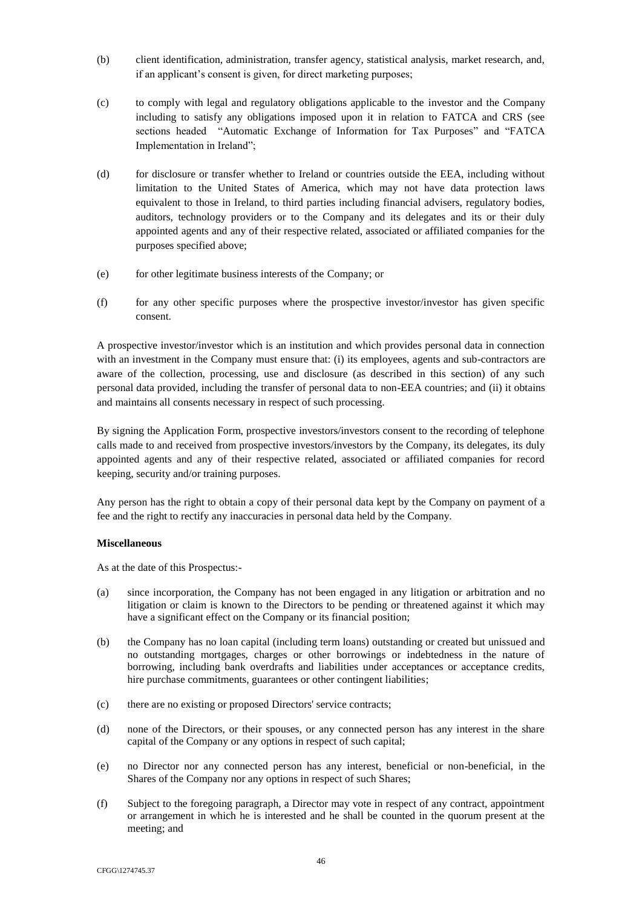(b) client identification, administration, transfer agency, statistical analysis, market research, and, if an applicant's consent is given, for direct marketing purposes;

(c) to comply with legal and regulatory obligations applicable to the investor and the Company including to satisfy any obligations imposed upon it in relation to FATCA and CRS (see sections headed "Automatic Exchange of Information for Tax Purposes" and "FATCA Implementation in Ireland";

(d) for disclosure or transfer whether to Ireland or countries outside the EEA, including without limitation to the United States of America, which may not have data protection laws equivalent to those in Ireland, to third parties including financial advisers, regulatory bodies, auditors, technology providers or to the Company and its delegates and its or their duly appointed agents and any of their respective related, associated or affiliated companies for the purposes specified above;

(e) for other legitimate business interests of the Company; or

(f) for any other specific purposes where the prospective investor/investor has given specific consent.

A prospective investor/investor which is an institution and which provides personal data in connection with an investment in the Company must ensure that: (i) its employees, agents and sub-contractors are aware of the collection, processing, use and disclosure (as described in this section) of any such personal data provided, including the transfer of personal data to non-EEA countries; and (ii) it obtains and maintains all consents necessary in respect of such processing.

By signing the Application Form, prospective investors/investors consent to the recording of telephone calls made to and received from prospective investors/investors by the Company, its delegates, its duly appointed agents and any of their respective related, associated or affiliated companies for record keeping, security and/or training purposes.

Any person has the right to obtain a copy of their personal data kept by the Company on payment of a fee and the right to rectify any inaccuracies in personal data held by the Company.

**Miscellaneous**

As at the date of this Prospectus:-

(a) since incorporation, the Company has not been engaged in any litigation or arbitration and no litigation or claim is known to the Directors to be pending or threatened against it which may have a significant effect on the Company or its financial position;

(b) the Company has no loan capital (including term loans) outstanding or created but unissued and no outstanding mortgages, charges or other borrowings or indebtedness in the nature of borrowing, including bank overdrafts and liabilities under acceptances or acceptance credits, hire purchase commitments, guarantees or other contingent liabilities;

(c) there are no existing or proposed Directors' service contracts;

(d) none of the Directors, or their spouses, or any connected person has any interest in the share capital of the Company or any options in respect of such capital;

(e) no Director nor any connected person has any interest, beneficial or non-beneficial, in the Shares of the Company nor any options in respect of such Shares;

(f) Subject to the foregoing paragraph, a Director may vote in respect of any contract, appointment or arrangement in which he is interested and he shall be counted in the quorum present at the meeting; and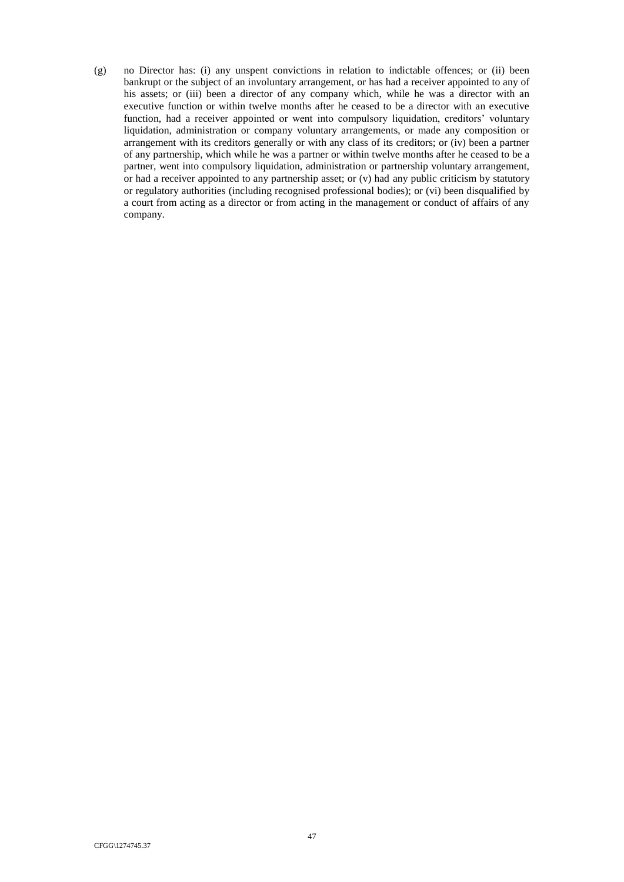(g) no Director has: (i) any unspent convictions in relation to indictable offences; or (ii) been bankrupt or the subject of an involuntary arrangement, or has had a receiver appointed to any of his assets; or (iii) been a director of any company which, while he was a director with an executive function or within twelve months after he ceased to be a director with an executive function, had a receiver appointed or went into compulsory liquidation, creditors' voluntary liquidation, administration or company voluntary arrangements, or made any composition or arrangement with its creditors generally or with any class of its creditors; or (iv) been a partner of any partnership, which while he was a partner or within twelve months after he ceased to be a partner, went into compulsory liquidation, administration or partnership voluntary arrangement, or had a receiver appointed to any partnership asset; or (v) had any public criticism by statutory or regulatory authorities (including recognised professional bodies); or (vi) been disqualified by a court from acting as a director or from acting in the management or conduct of affairs of any company.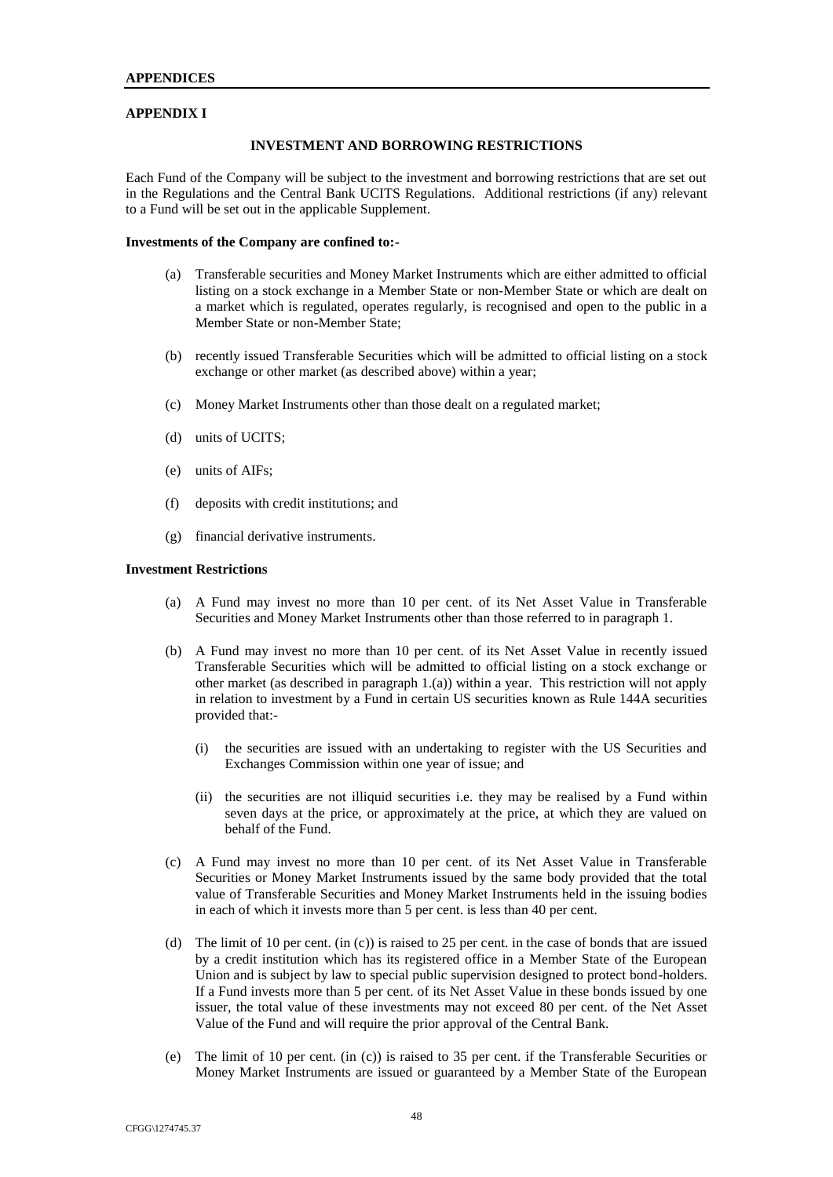**APPENDICES**

**APPENDIX I**

**INVESTMENT AND BORROWING RESTRICTIONS**

Each Fund of the Company will be subject to the investment and borrowing restrictions that are set out in the Regulations and the Central Bank UCITS Regulations. Additional restrictions (if any) relevant to a Fund will be set out in the applicable Supplement.

**Investments of the Company are confined to:-**

(a) Transferable securities and Money Market Instruments which are either admitted to official listing on a stock exchange in a Member State or non-Member State or which are dealt on a market which is regulated, operates regularly, is recognised and open to the public in a Member State or non-Member State;

(b) recently issued Transferable Securities which will be admitted to official listing on a stock exchange or other market (as described above) within a year;

(c) Money Market Instruments other than those dealt on a regulated market;

(d) units of UCITS;

(e) units of AIFs;

(f) deposits with credit institutions; and

(g) financial derivative instruments.

**Investment Restrictions**

(a) A Fund may invest no more than 10 per cent. of its Net Asset Value in Transferable Securities and Money Market Instruments other than those referred to in paragraph 1.

(b) A Fund may invest no more than 10 per cent. of its Net Asset Value in recently issued Transferable Securities which will be admitted to official listing on a stock exchange or other market (as described in paragraph 1.(a)) within a year. This restriction will not apply in relation to investment by a Fund in certain US securities known as Rule 144A securities provided that:-

   (i) the securities are issued with an undertaking to register with the US Securities and Exchanges Commission within one year of issue; and

   (ii) the securities are not illiquid securities i.e. they may be realised by a Fund within seven days at the price, or approximately at the price, at which they are valued on behalf of the Fund.

(c) A Fund may invest no more than 10 per cent. of its Net Asset Value in Transferable Securities or Money Market Instruments issued by the same body provided that the total value of Transferable Securities and Money Market Instruments held in the issuing bodies in each of which it invests more than 5 per cent. is less than 40 per cent.

(d) The limit of 10 per cent. (in (c)) is raised to 25 per cent. in the case of bonds that are issued by a credit institution which has its registered office in a Member State of the European Union and is subject by law to special public supervision designed to protect bond-holders. If a Fund invests more than 5 per cent. of its Net Asset Value in these bonds issued by one issuer, the total value of these investments may not exceed 80 per cent. of the Net Asset Value of the Fund and will require the prior approval of the Central Bank.

(e) The limit of 10 per cent. (in (c)) is raised to 35 per cent. if the Transferable Securities or Money Market Instruments are issued or guaranteed by a Member State of the European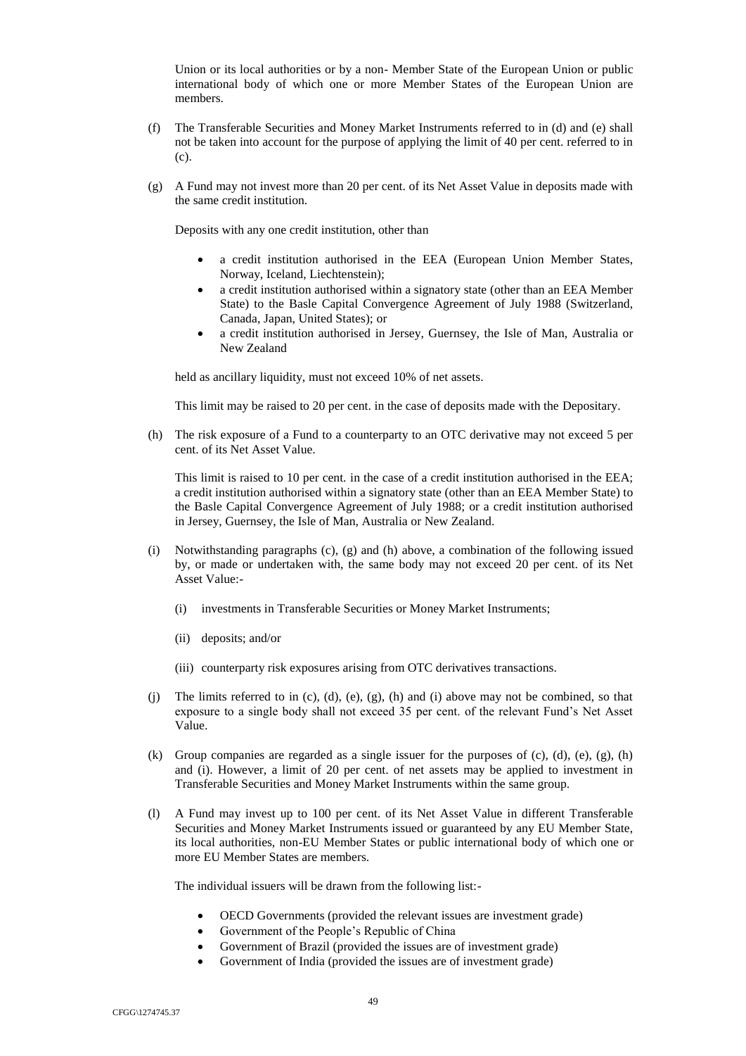Union or its local authorities or by a non- Member State of the European Union or public international body of which one or more Member States of the European Union are members.

(f) The Transferable Securities and Money Market Instruments referred to in (d) and (e) shall not be taken into account for the purpose of applying the limit of 40 per cent. referred to in (c).

(g) A Fund may not invest more than 20 per cent. of its Net Asset Value in deposits made with the same credit institution.

Deposits with any one credit institution, other than

- a credit institution authorised in the EEA (European Union Member States, Norway, Iceland, Liechtenstein);
- a credit institution authorised within a signatory state (other than an EEA Member State) to the Basle Capital Convergence Agreement of July 1988 (Switzerland, Canada, Japan, United States); or
- a credit institution authorised in Jersey, Guernsey, the Isle of Man, Australia or New Zealand

held as ancillary liquidity, must not exceed 10% of net assets.

This limit may be raised to 20 per cent. in the case of deposits made with the Depositary.

(h) The risk exposure of a Fund to a counterparty to an OTC derivative may not exceed 5 per cent. of its Net Asset Value.

This limit is raised to 10 per cent. in the case of a credit institution authorised in the EEA; a credit institution authorised within a signatory state (other than an EEA Member State) to the Basle Capital Convergence Agreement of July 1988; or a credit institution authorised in Jersey, Guernsey, the Isle of Man, Australia or New Zealand.

(i) Notwithstanding paragraphs (c), (g) and (h) above, a combination of the following issued by, or made or undertaken with, the same body may not exceed 20 per cent. of its Net Asset Value:-

  (i) investments in Transferable Securities or Money Market Instruments;

  (ii) deposits; and/or

  (iii) counterparty risk exposures arising from OTC derivatives transactions.

(j) The limits referred to in (c), (d), (e), (g), (h) and (i) above may not be combined, so that exposure to a single body shall not exceed 35 per cent. of the relevant Fund's Net Asset Value.

(k) Group companies are regarded as a single issuer for the purposes of (c), (d), (e), (g), (h) and (i). However, a limit of 20 per cent. of net assets may be applied to investment in Transferable Securities and Money Market Instruments within the same group.

(l) A Fund may invest up to 100 per cent. of its Net Asset Value in different Transferable Securities and Money Market Instruments issued or guaranteed by any EU Member State, its local authorities, non-EU Member States or public international body of which one or more EU Member States are members.

The individual issuers will be drawn from the following list:-

- OECD Governments (provided the relevant issues are investment grade)
- Government of the People's Republic of China
- Government of Brazil (provided the issues are of investment grade)
- Government of India (provided the issues are of investment grade)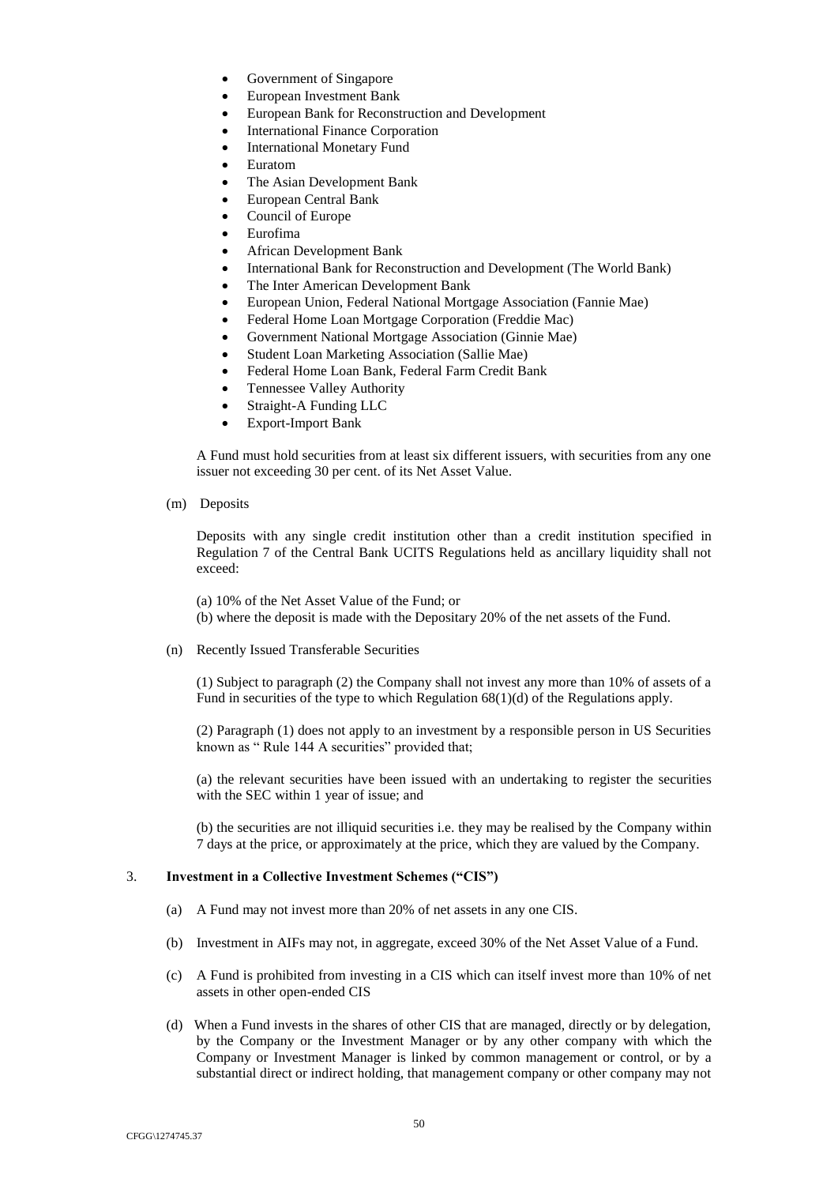- Government of Singapore
- European Investment Bank
- European Bank for Reconstruction and Development
- International Finance Corporation
- International Monetary Fund
- Euratom
- The Asian Development Bank
- European Central Bank
- Council of Europe
- Eurofima
- African Development Bank
- International Bank for Reconstruction and Development (The World Bank)
- The Inter American Development Bank
- European Union, Federal National Mortgage Association (Fannie Mae)
- Federal Home Loan Mortgage Corporation (Freddie Mac)
- Government National Mortgage Association (Ginnie Mae)
- Student Loan Marketing Association (Sallie Mae)
- Federal Home Loan Bank, Federal Farm Credit Bank
- Tennessee Valley Authority
- Straight-A Funding LLC
- Export-Import Bank

A Fund must hold securities from at least six different issuers, with securities from any one issuer not exceeding 30 per cent. of its Net Asset Value.

(m) Deposits

Deposits with any single credit institution other than a credit institution specified in Regulation 7 of the Central Bank UCITS Regulations held as ancillary liquidity shall not exceed:

(a) 10% of the Net Asset Value of the Fund; or
(b) where the deposit is made with the Depositary 20% of the net assets of the Fund.

(n) Recently Issued Transferable Securities

(1) Subject to paragraph (2) the Company shall not invest any more than 10% of assets of a Fund in securities of the type to which Regulation 68(1)(d) of the Regulations apply.

(2) Paragraph (1) does not apply to an investment by a responsible person in US Securities known as " Rule 144 A securities" provided that;

(a) the relevant securities have been issued with an undertaking to register the securities with the SEC within 1 year of issue; and

(b) the securities are not illiquid securities i.e. they may be realised by the Company within 7 days at the price, or approximately at the price, which they are valued by the Company.

3. **Investment in a Collective Investment Schemes ("CIS")**

(a) A Fund may not invest more than 20% of net assets in any one CIS.

(b) Investment in AIFs may not, in aggregate, exceed 30% of the Net Asset Value of a Fund.

(c) A Fund is prohibited from investing in a CIS which can itself invest more than 10% of net assets in other open-ended CIS

(d) When a Fund invests in the shares of other CIS that are managed, directly or by delegation, by the Company or the Investment Manager or by any other company with which the Company or Investment Manager is linked by common management or control, or by a substantial direct or indirect holding, that management company or other company may not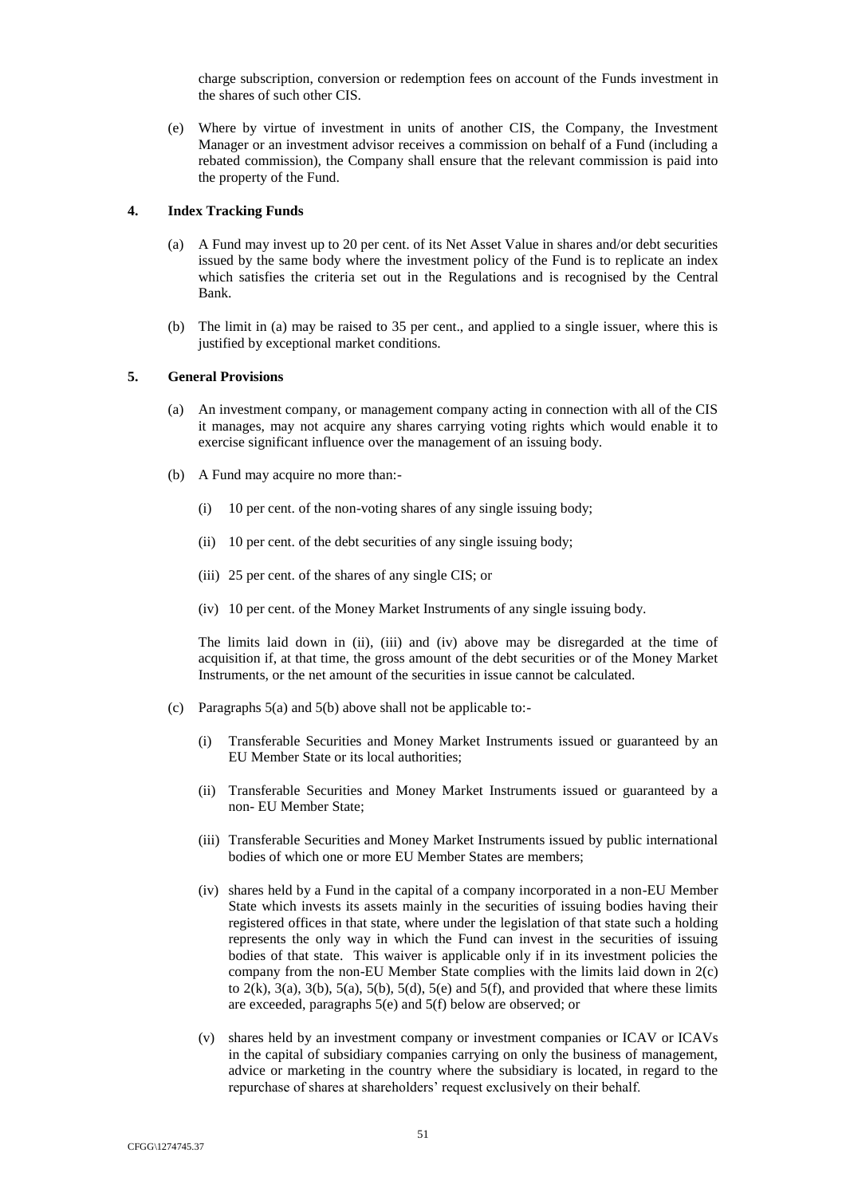charge subscription, conversion or redemption fees on account of the Funds investment in the shares of such other CIS.

(e) Where by virtue of investment in units of another CIS, the Company, the Investment Manager or an investment advisor receives a commission on behalf of a Fund (including a rebated commission), the Company shall ensure that the relevant commission is paid into the property of the Fund.

**4. Index Tracking Funds**

(a) A Fund may invest up to 20 per cent. of its Net Asset Value in shares and/or debt securities issued by the same body where the investment policy of the Fund is to replicate an index which satisfies the criteria set out in the Regulations and is recognised by the Central Bank.

(b) The limit in (a) may be raised to 35 per cent., and applied to a single issuer, where this is justified by exceptional market conditions.

**5. General Provisions**

(a) An investment company, or management company acting in connection with all of the CIS it manages, may not acquire any shares carrying voting rights which would enable it to exercise significant influence over the management of an issuing body.

(b) A Fund may acquire no more than:-

(i) 10 per cent. of the non-voting shares of any single issuing body;

(ii) 10 per cent. of the debt securities of any single issuing body;

(iii) 25 per cent. of the shares of any single CIS; or

(iv) 10 per cent. of the Money Market Instruments of any single issuing body.

The limits laid down in (ii), (iii) and (iv) above may be disregarded at the time of acquisition if, at that time, the gross amount of the debt securities or of the Money Market Instruments, or the net amount of the securities in issue cannot be calculated.

(c) Paragraphs 5(a) and 5(b) above shall not be applicable to:-

(i) Transferable Securities and Money Market Instruments issued or guaranteed by an EU Member State or its local authorities;

(ii) Transferable Securities and Money Market Instruments issued or guaranteed by a non- EU Member State;

(iii) Transferable Securities and Money Market Instruments issued by public international bodies of which one or more EU Member States are members;

(iv) shares held by a Fund in the capital of a company incorporated in a non-EU Member State which invests its assets mainly in the securities of issuing bodies having their registered offices in that state, where under the legislation of that state such a holding represents the only way in which the Fund can invest in the securities of issuing bodies of that state. This waiver is applicable only if in its investment policies the company from the non-EU Member State complies with the limits laid down in 2(c) to 2(k), 3(a), 3(b), 5(a), 5(b), 5(d), 5(e) and 5(f), and provided that where these limits are exceeded, paragraphs 5(e) and 5(f) below are observed; or

(v) shares held by an investment company or investment companies or ICAV or ICAVs in the capital of subsidiary companies carrying on only the business of management, advice or marketing in the country where the subsidiary is located, in regard to the repurchase of shares at shareholders' request exclusively on their behalf.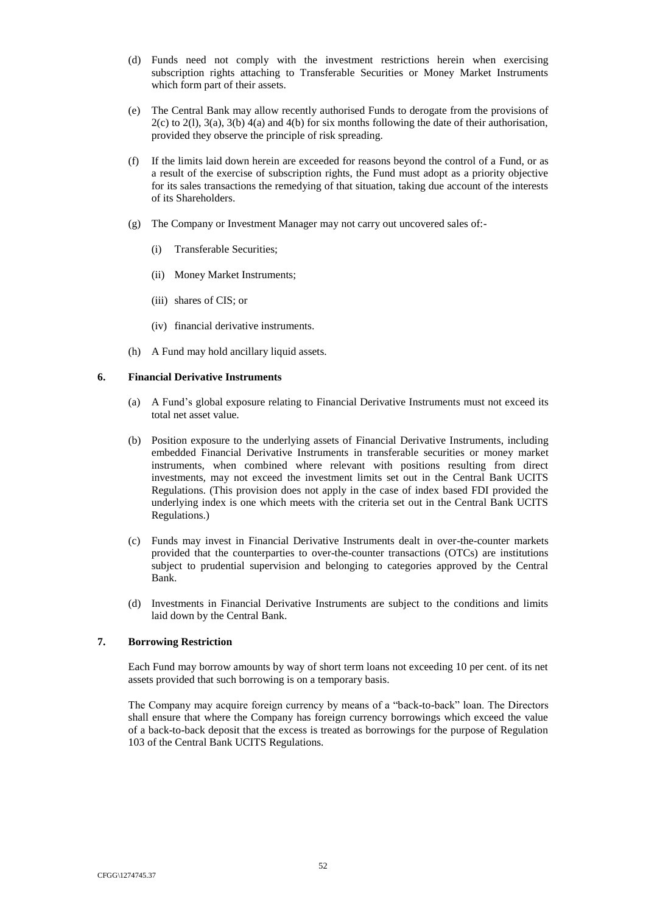(d) Funds need not comply with the investment restrictions herein when exercising subscription rights attaching to Transferable Securities or Money Market Instruments which form part of their assets.

(e) The Central Bank may allow recently authorised Funds to derogate from the provisions of 2(c) to 2(l), 3(a), 3(b) 4(a) and 4(b) for six months following the date of their authorisation, provided they observe the principle of risk spreading.

(f) If the limits laid down herein are exceeded for reasons beyond the control of a Fund, or as a result of the exercise of subscription rights, the Fund must adopt as a priority objective for its sales transactions the remedying of that situation, taking due account of the interests of its Shareholders.

(g) The Company or Investment Manager may not carry out uncovered sales of:-

   (i) Transferable Securities;

   (ii) Money Market Instruments;

   (iii) shares of CIS; or

   (iv) financial derivative instruments.

(h) A Fund may hold ancillary liquid assets.

**6. Financial Derivative Instruments**

(a) A Fund's global exposure relating to Financial Derivative Instruments must not exceed its total net asset value.

(b) Position exposure to the underlying assets of Financial Derivative Instruments, including embedded Financial Derivative Instruments in transferable securities or money market instruments, when combined where relevant with positions resulting from direct investments, may not exceed the investment limits set out in the Central Bank UCITS Regulations. (This provision does not apply in the case of index based FDI provided the underlying index is one which meets with the criteria set out in the Central Bank UCITS Regulations.)

(c) Funds may invest in Financial Derivative Instruments dealt in over-the-counter markets provided that the counterparties to over-the-counter transactions (OTCs) are institutions subject to prudential supervision and belonging to categories approved by the Central Bank.

(d) Investments in Financial Derivative Instruments are subject to the conditions and limits laid down by the Central Bank.

**7. Borrowing Restriction**

Each Fund may borrow amounts by way of short term loans not exceeding 10 per cent. of its net assets provided that such borrowing is on a temporary basis.

The Company may acquire foreign currency by means of a "back-to-back" loan. The Directors shall ensure that where the Company has foreign currency borrowings which exceed the value of a back-to-back deposit that the excess is treated as borrowings for the purpose of Regulation 103 of the Central Bank UCITS Regulations.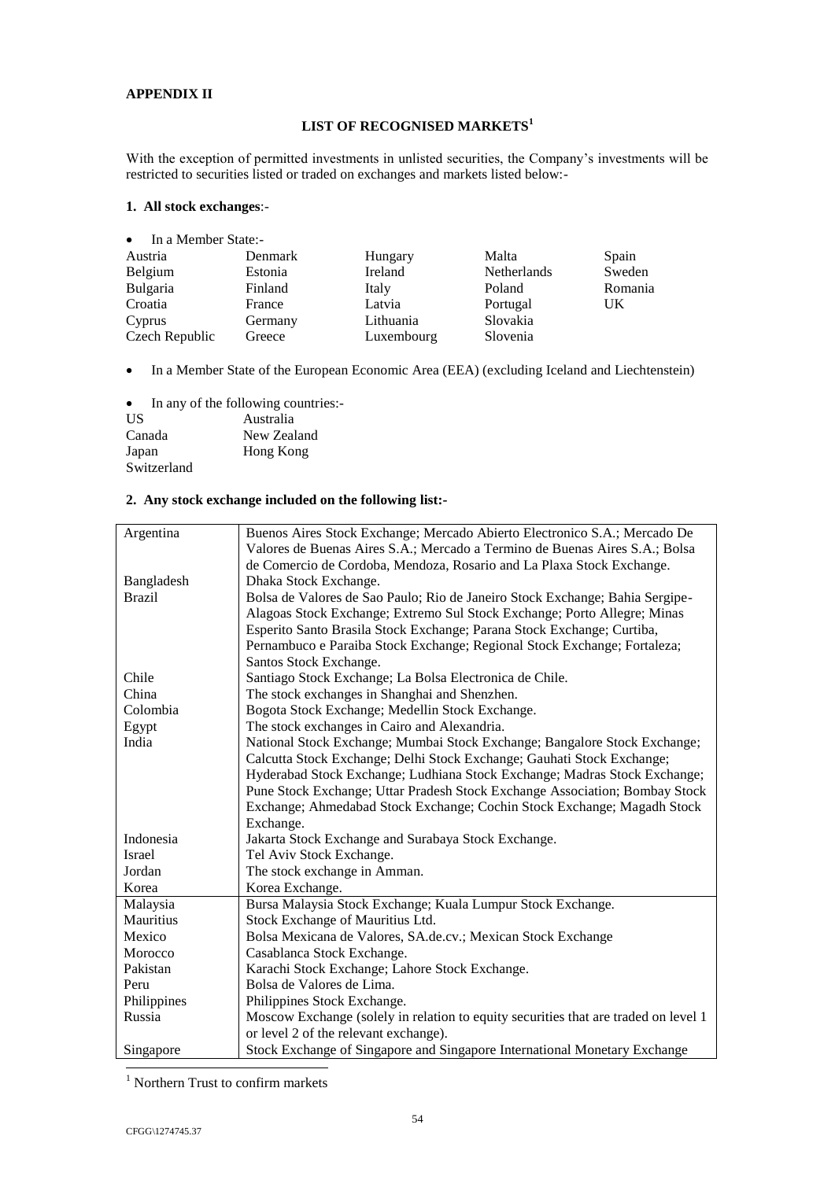**APPENDIX II**

**LIST OF RECOGNISED MARKETS**[1]

With the exception of permitted investments in unlisted securities, the Company's investments will be restricted to securities listed or traded on exchanges and markets listed below:-

**1. All stock exchanges**:-

- In a Member State:-

| | | | | |
|---|---|---|---|---|
| Austria | Denmark | Hungary | Malta | Spain |
| Belgium | Estonia | Ireland | Netherlands | Sweden |
| Bulgaria | Finland | Italy | Poland | Romania |
| Croatia | France | Latvia | Portugal | UK |
| Cyprus | Germany | Lithuania | Slovakia | |
| Czech Republic | Greece | Luxembourg | Slovenia | |

- In a Member State of the European Economic Area (EEA) (excluding Iceland and Liechtenstein)

- In any of the following countries:-

| | |
|---|---|
| US | Australia |
| Canada | New Zealand |
| Japan | Hong Kong |
| Switzerland | |

**2. Any stock exchange included on the following list:-**

| | |
|---|---|
| Argentina | Buenos Aires Stock Exchange; Mercado Abierto Electronico S.A.; Mercado De Valores de Buenas Aires S.A.; Mercado a Termino de Buenas Aires S.A.; Bolsa de Comercio de Cordoba, Mendoza, Rosario and La Plaxa Stock Exchange. |
| Bangladesh | Dhaka Stock Exchange. |
| Brazil | Bolsa de Valores de Sao Paulo; Rio de Janeiro Stock Exchange; Bahia Sergipe-Alagoas Stock Exchange; Extremo Sul Stock Exchange; Porto Allegre; Minas Esperito Santo Brasila Stock Exchange; Parana Stock Exchange; Curtiba, Pernambuco e Paraiba Stock Exchange; Regional Stock Exchange; Fortaleza; Santos Stock Exchange. |
| Chile | Santiago Stock Exchange; La Bolsa Electronica de Chile. |
| China | The stock exchanges in Shanghai and Shenzhen. |
| Colombia | Bogota Stock Exchange; Medellin Stock Exchange. |
| Egypt | The stock exchanges in Cairo and Alexandria. |
| India | National Stock Exchange; Mumbai Stock Exchange; Bangalore Stock Exchange; Calcutta Stock Exchange; Delhi Stock Exchange; Gauhati Stock Exchange; Hyderabad Stock Exchange; Ludhiana Stock Exchange; Madras Stock Exchange; Pune Stock Exchange; Uttar Pradesh Stock Exchange Association; Bombay Stock Exchange; Ahmedabad Stock Exchange; Cochin Stock Exchange; Magadh Stock Exchange. |
| Indonesia | Jakarta Stock Exchange and Surabaya Stock Exchange. |
| Israel | Tel Aviv Stock Exchange. |
| Jordan | The stock exchange in Amman. |
| Korea | Korea Exchange. |
| Malaysia | Bursa Malaysia Stock Exchange; Kuala Lumpur Stock Exchange. |
| Mauritius | Stock Exchange of Mauritius Ltd. |
| Mexico | Bolsa Mexicana de Valores, SA.de.cv.; Mexican Stock Exchange |
| Morocco | Casablanca Stock Exchange. |
| Pakistan | Karachi Stock Exchange; Lahore Stock Exchange. |
| Peru | Bolsa de Valores de Lima. |
| Philippines | Philippines Stock Exchange. |
| Russia | Moscow Exchange (solely in relation to equity securities that are traded on level 1 or level 2 of the relevant exchange). |
| Singapore | Stock Exchange of Singapore and Singapore International Monetary Exchange |

[1] Northern Trust to confirm markets

CFGG\1274745.37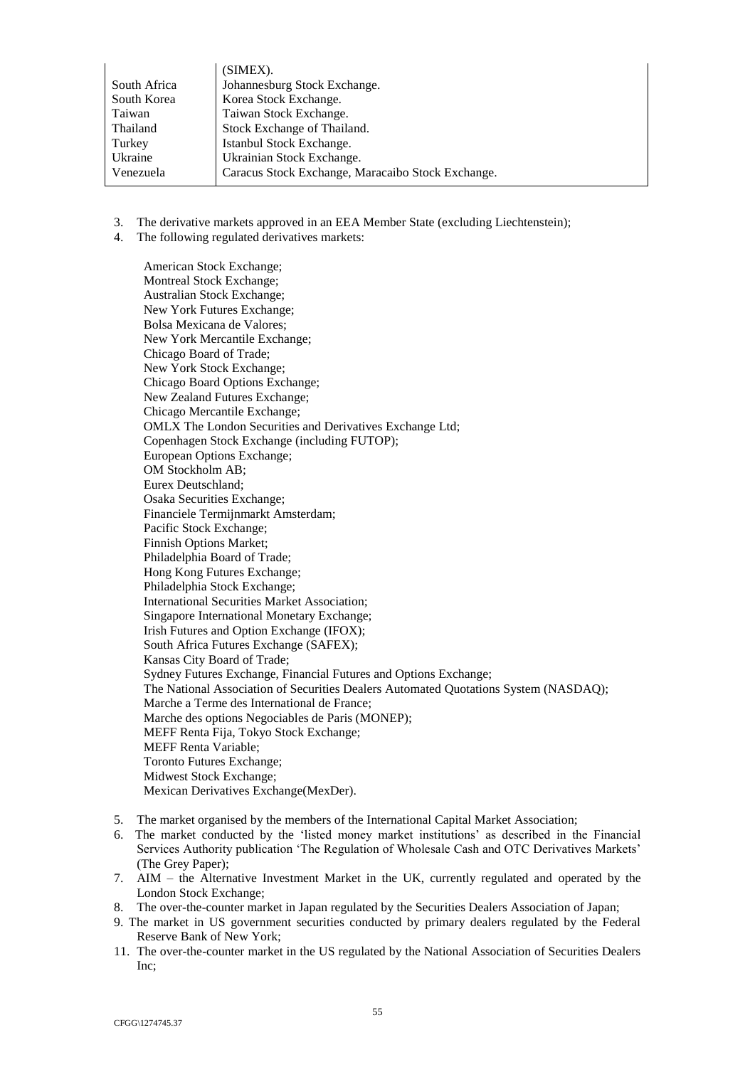|  |  |
|---|---|
|  | (SIMEX). |
| South Africa | Johannesburg Stock Exchange. |
| South Korea | Korea Stock Exchange. |
| Taiwan | Taiwan Stock Exchange. |
| Thailand | Stock Exchange of Thailand. |
| Turkey | Istanbul Stock Exchange. |
| Ukraine | Ukrainian Stock Exchange. |
| Venezuela | Caracus Stock Exchange, Maracaibo Stock Exchange. |

3. The derivative markets approved in an EEA Member State (excluding Liechtenstein);
4. The following regulated derivatives markets:

   American Stock Exchange;
   Montreal Stock Exchange;
   Australian Stock Exchange;
   New York Futures Exchange;
   Bolsa Mexicana de Valores;
   New York Mercantile Exchange;
   Chicago Board of Trade;
   New York Stock Exchange;
   Chicago Board Options Exchange;
   New Zealand Futures Exchange;
   Chicago Mercantile Exchange;
   OMLX The London Securities and Derivatives Exchange Ltd;
   Copenhagen Stock Exchange (including FUTOP);
   European Options Exchange;
   OM Stockholm AB;
   Eurex Deutschland;
   Osaka Securities Exchange;
   Financiele Termijnmarkt Amsterdam;
   Pacific Stock Exchange;
   Finnish Options Market;
   Philadelphia Board of Trade;
   Hong Kong Futures Exchange;
   Philadelphia Stock Exchange;
   International Securities Market Association;
   Singapore International Monetary Exchange;
   Irish Futures and Option Exchange (IFOX);
   South Africa Futures Exchange (SAFEX);
   Kansas City Board of Trade;
   Sydney Futures Exchange, Financial Futures and Options Exchange;
   The National Association of Securities Dealers Automated Quotations System (NASDAQ);
   Marche a Terme des International de France;
   Marche des options Negociables de Paris (MONEP);
   MEFF Renta Fija, Tokyo Stock Exchange;
   MEFF Renta Variable;
   Toronto Futures Exchange;
   Midwest Stock Exchange;
   Mexican Derivatives Exchange(MexDer).

5. The market organised by the members of the International Capital Market Association;
6. The market conducted by the 'listed money market institutions' as described in the Financial Services Authority publication 'The Regulation of Wholesale Cash and OTC Derivatives Markets' (The Grey Paper);
7. AIM – the Alternative Investment Market in the UK, currently regulated and operated by the London Stock Exchange;
8. The over-the-counter market in Japan regulated by the Securities Dealers Association of Japan;
9. The market in US government securities conducted by primary dealers regulated by the Federal Reserve Bank of New York;
11. The over-the-counter market in the US regulated by the National Association of Securities Dealers Inc;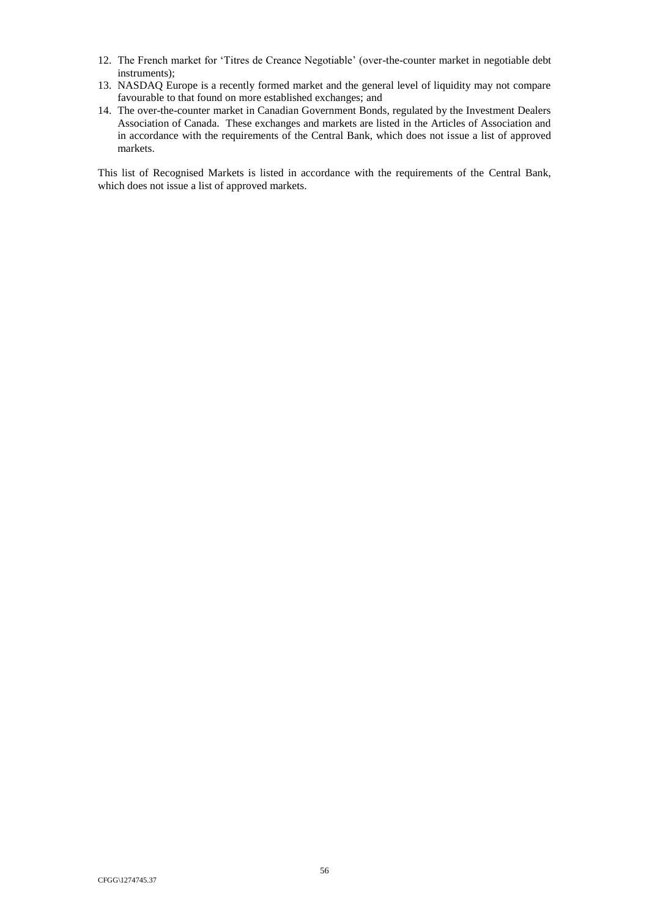12. The French market for 'Titres de Creance Negotiable' (over-the-counter market in negotiable debt instruments);
13. NASDAQ Europe is a recently formed market and the general level of liquidity may not compare favourable to that found on more established exchanges; and
14. The over-the-counter market in Canadian Government Bonds, regulated by the Investment Dealers Association of Canada. These exchanges and markets are listed in the Articles of Association and in accordance with the requirements of the Central Bank, which does not issue a list of approved markets.

This list of Recognised Markets is listed in accordance with the requirements of the Central Bank, which does not issue a list of approved markets.